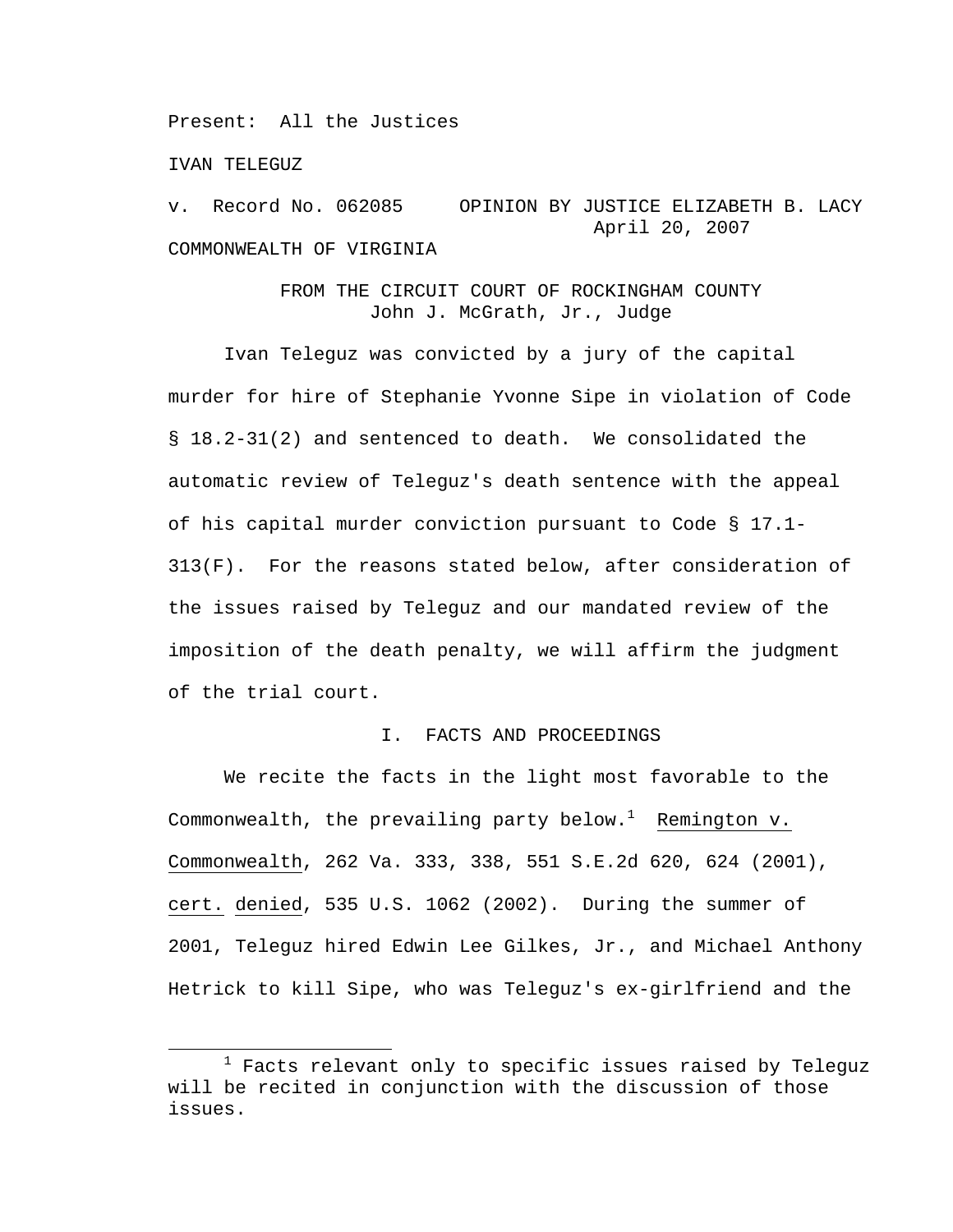Present: All the Justices

IVAN TELEGUZ

v. Record No. 062085 OPINION BY JUSTICE ELIZABETH B. LACY
April 20, 2007

COMMONWEALTH OF VIRGINIA

FROM THE CIRCUIT COURT OF ROCKINGHAM COUNTY
John J. McGrath, Jr., Judge

Ivan Teleguz was convicted by a jury of the capital murder for hire of Stephanie Yvonne Sipe in violation of Code § 18.2-31(2) and sentenced to death. We consolidated the automatic review of Teleguz's death sentence with the appeal of his capital murder conviction pursuant to Code § 17.1-313(F). For the reasons stated below, after consideration of the issues raised by Teleguz and our mandated review of the imposition of the death penalty, we will affirm the judgment of the trial court.

## I. FACTS AND PROCEEDINGS

We recite the facts in the light most favorable to the Commonwealth, the prevailing party below.[1] Remington v. Commonwealth, 262 Va. 333, 338, 551 S.E.2d 620, 624 (2001), cert. denied, 535 U.S. 1062 (2002). During the summer of 2001, Teleguz hired Edwin Lee Gilkes, Jr., and Michael Anthony Hetrick to kill Sipe, who was Teleguz's ex-girlfriend and the

[1] Facts relevant only to specific issues raised by Teleguz will be recited in conjunction with the discussion of those issues.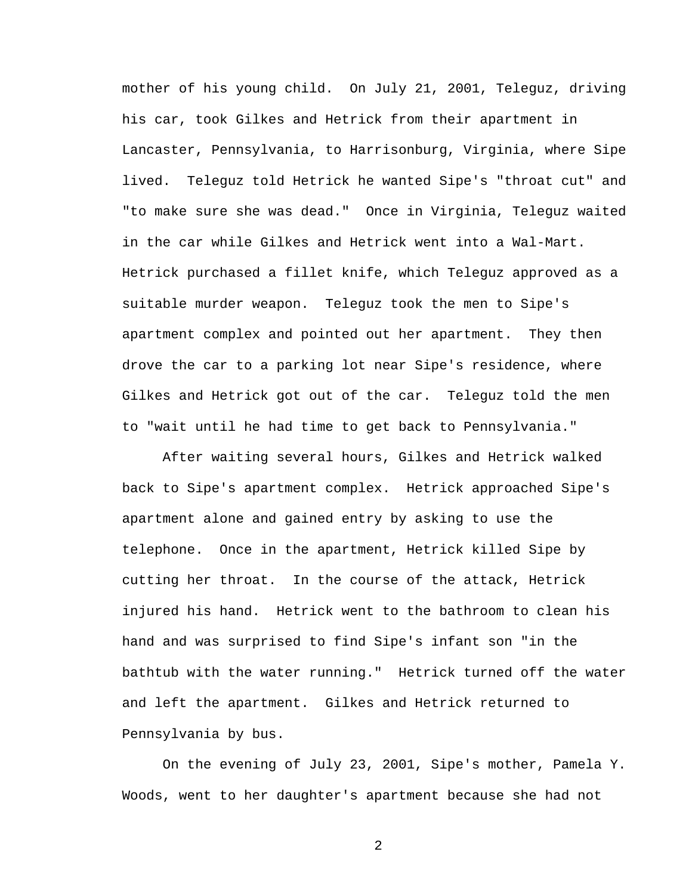mother of his young child. On July 21, 2001, Teleguz, driving his car, took Gilkes and Hetrick from their apartment in Lancaster, Pennsylvania, to Harrisonburg, Virginia, where Sipe lived. Teleguz told Hetrick he wanted Sipe's "throat cut" and "to make sure she was dead." Once in Virginia, Teleguz waited in the car while Gilkes and Hetrick went into a Wal-Mart. Hetrick purchased a fillet knife, which Teleguz approved as a suitable murder weapon. Teleguz took the men to Sipe's apartment complex and pointed out her apartment. They then drove the car to a parking lot near Sipe's residence, where Gilkes and Hetrick got out of the car. Teleguz told the men to "wait until he had time to get back to Pennsylvania."

After waiting several hours, Gilkes and Hetrick walked back to Sipe's apartment complex. Hetrick approached Sipe's apartment alone and gained entry by asking to use the telephone. Once in the apartment, Hetrick killed Sipe by cutting her throat. In the course of the attack, Hetrick injured his hand. Hetrick went to the bathroom to clean his hand and was surprised to find Sipe's infant son "in the bathtub with the water running." Hetrick turned off the water and left the apartment. Gilkes and Hetrick returned to Pennsylvania by bus.

On the evening of July 23, 2001, Sipe's mother, Pamela Y. Woods, went to her daughter's apartment because she had not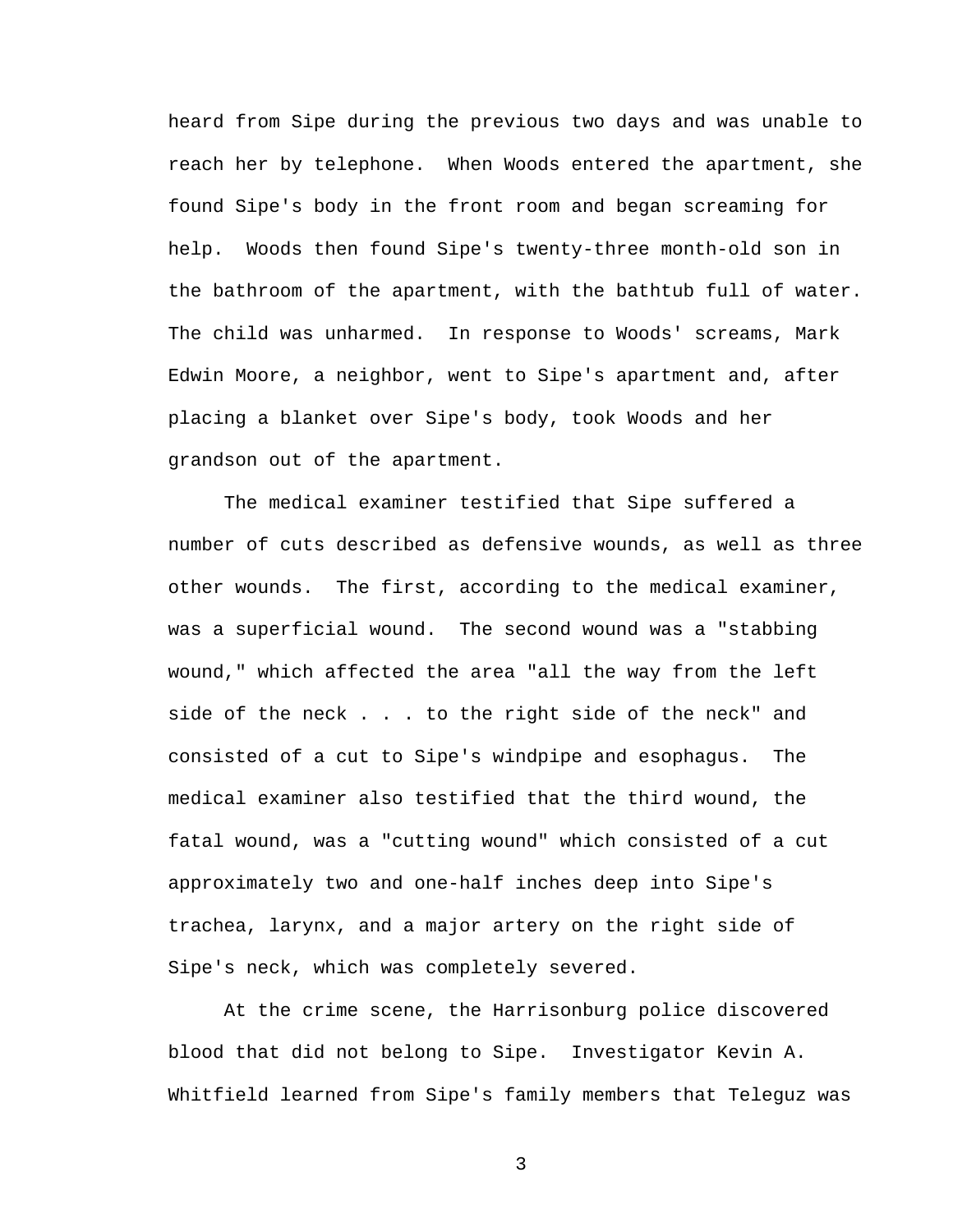heard from Sipe during the previous two days and was unable to reach her by telephone. When Woods entered the apartment, she found Sipe's body in the front room and began screaming for help. Woods then found Sipe's twenty-three month-old son in the bathroom of the apartment, with the bathtub full of water. The child was unharmed. In response to Woods' screams, Mark Edwin Moore, a neighbor, went to Sipe's apartment and, after placing a blanket over Sipe's body, took Woods and her grandson out of the apartment.

The medical examiner testified that Sipe suffered a number of cuts described as defensive wounds, as well as three other wounds. The first, according to the medical examiner, was a superficial wound. The second wound was a "stabbing wound," which affected the area "all the way from the left side of the neck . . . to the right side of the neck" and consisted of a cut to Sipe's windpipe and esophagus. The medical examiner also testified that the third wound, the fatal wound, was a "cutting wound" which consisted of a cut approximately two and one-half inches deep into Sipe's trachea, larynx, and a major artery on the right side of Sipe's neck, which was completely severed.

At the crime scene, the Harrisonburg police discovered blood that did not belong to Sipe. Investigator Kevin A. Whitfield learned from Sipe's family members that Teleguz was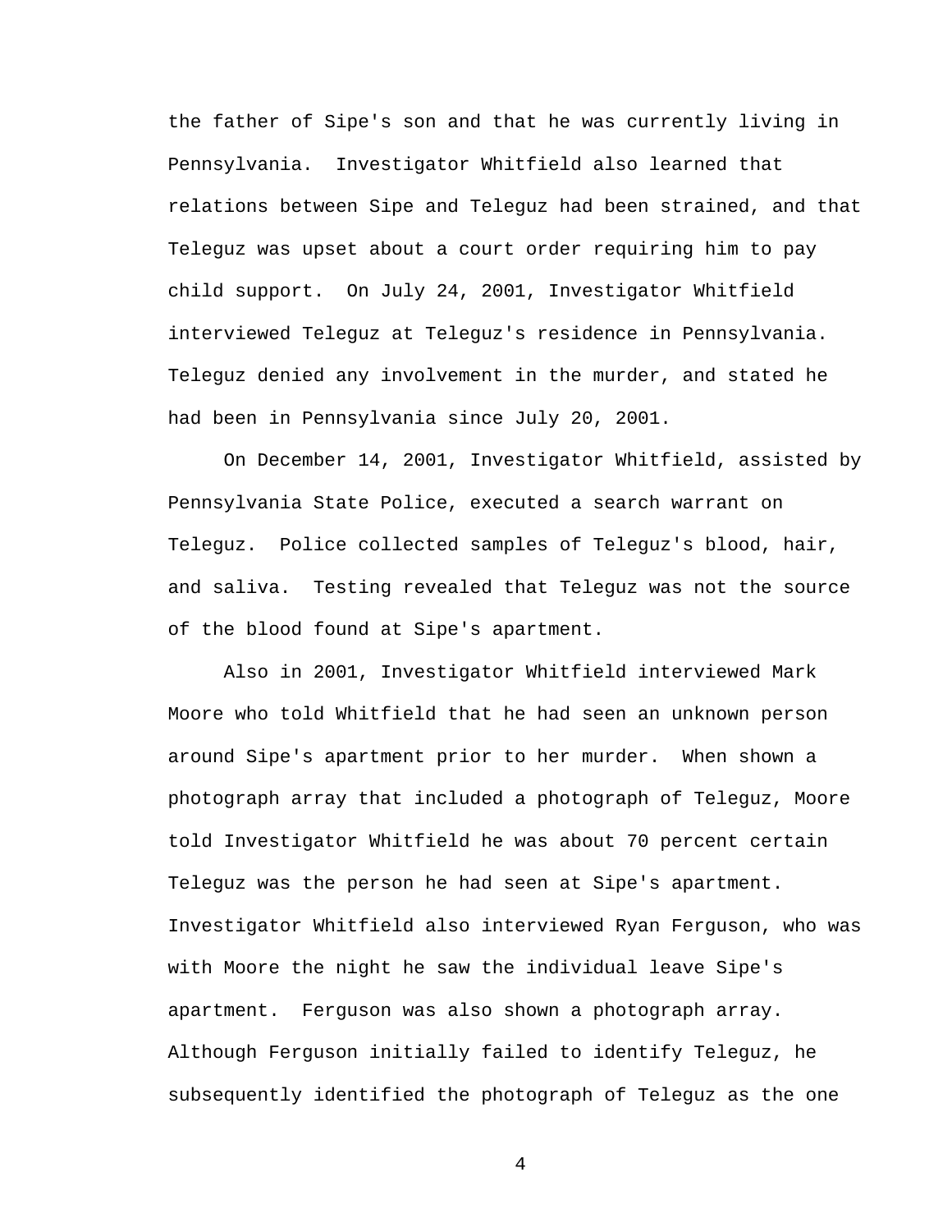the father of Sipe's son and that he was currently living in Pennsylvania. Investigator Whitfield also learned that relations between Sipe and Teleguz had been strained, and that Teleguz was upset about a court order requiring him to pay child support. On July 24, 2001, Investigator Whitfield interviewed Teleguz at Teleguz's residence in Pennsylvania. Teleguz denied any involvement in the murder, and stated he had been in Pennsylvania since July 20, 2001.

On December 14, 2001, Investigator Whitfield, assisted by Pennsylvania State Police, executed a search warrant on Teleguz. Police collected samples of Teleguz's blood, hair, and saliva. Testing revealed that Teleguz was not the source of the blood found at Sipe's apartment.

Also in 2001, Investigator Whitfield interviewed Mark Moore who told Whitfield that he had seen an unknown person around Sipe's apartment prior to her murder. When shown a photograph array that included a photograph of Teleguz, Moore told Investigator Whitfield he was about 70 percent certain Teleguz was the person he had seen at Sipe's apartment. Investigator Whitfield also interviewed Ryan Ferguson, who was with Moore the night he saw the individual leave Sipe's apartment. Ferguson was also shown a photograph array. Although Ferguson initially failed to identify Teleguz, he subsequently identified the photograph of Teleguz as the one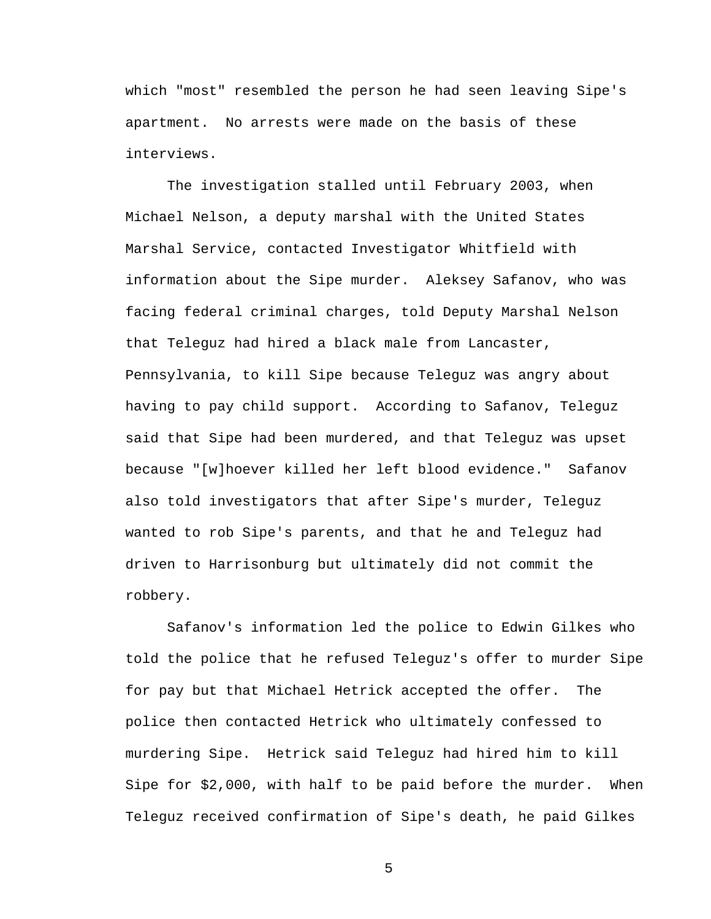which "most" resembled the person he had seen leaving Sipe's apartment. No arrests were made on the basis of these interviews.

The investigation stalled until February 2003, when Michael Nelson, a deputy marshal with the United States Marshal Service, contacted Investigator Whitfield with information about the Sipe murder. Aleksey Safanov, who was facing federal criminal charges, told Deputy Marshal Nelson that Teleguz had hired a black male from Lancaster, Pennsylvania, to kill Sipe because Teleguz was angry about having to pay child support. According to Safanov, Teleguz said that Sipe had been murdered, and that Teleguz was upset because "[w]hoever killed her left blood evidence." Safanov also told investigators that after Sipe's murder, Teleguz wanted to rob Sipe's parents, and that he and Teleguz had driven to Harrisonburg but ultimately did not commit the robbery.

Safanov's information led the police to Edwin Gilkes who told the police that he refused Teleguz's offer to murder Sipe for pay but that Michael Hetrick accepted the offer. The police then contacted Hetrick who ultimately confessed to murdering Sipe. Hetrick said Teleguz had hired him to kill Sipe for $2,000, with half to be paid before the murder. When Teleguz received confirmation of Sipe's death, he paid Gilkes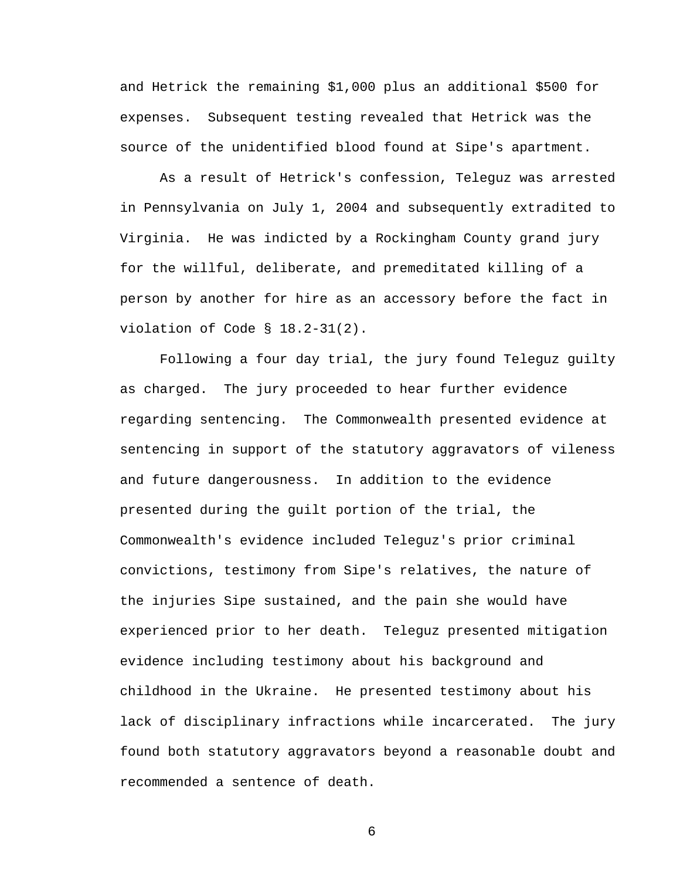and Hetrick the remaining $1,000 plus an additional $500 for expenses. Subsequent testing revealed that Hetrick was the source of the unidentified blood found at Sipe's apartment.

As a result of Hetrick's confession, Teleguz was arrested in Pennsylvania on July 1, 2004 and subsequently extradited to Virginia. He was indicted by a Rockingham County grand jury for the willful, deliberate, and premeditated killing of a person by another for hire as an accessory before the fact in violation of Code § 18.2-31(2).

Following a four day trial, the jury found Teleguz guilty as charged. The jury proceeded to hear further evidence regarding sentencing. The Commonwealth presented evidence at sentencing in support of the statutory aggravators of vileness and future dangerousness. In addition to the evidence presented during the guilt portion of the trial, the Commonwealth's evidence included Teleguz's prior criminal convictions, testimony from Sipe's relatives, the nature of the injuries Sipe sustained, and the pain she would have experienced prior to her death. Teleguz presented mitigation evidence including testimony about his background and childhood in the Ukraine. He presented testimony about his lack of disciplinary infractions while incarcerated. The jury found both statutory aggravators beyond a reasonable doubt and recommended a sentence of death.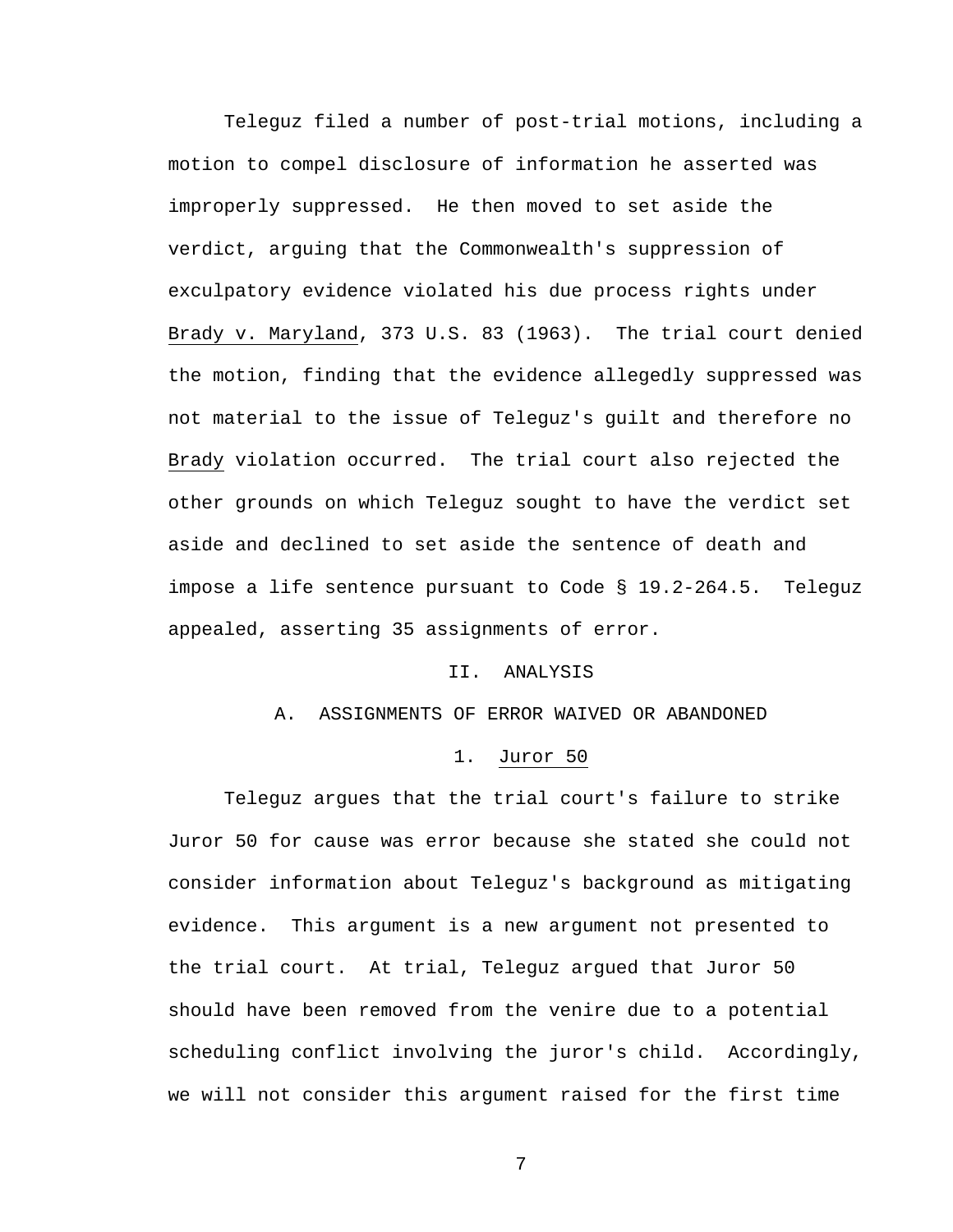Teleguz filed a number of post-trial motions, including a motion to compel disclosure of information he asserted was improperly suppressed. He then moved to set aside the verdict, arguing that the Commonwealth's suppression of exculpatory evidence violated his due process rights under Brady v. Maryland, 373 U.S. 83 (1963). The trial court denied the motion, finding that the evidence allegedly suppressed was not material to the issue of Teleguz's guilt and therefore no Brady violation occurred. The trial court also rejected the other grounds on which Teleguz sought to have the verdict set aside and declined to set aside the sentence of death and impose a life sentence pursuant to Code § 19.2-264.5. Teleguz appealed, asserting 35 assignments of error.

## II. ANALYSIS

### A. ASSIGNMENTS OF ERROR WAIVED OR ABANDONED

#### 1. Juror 50

Teleguz argues that the trial court's failure to strike Juror 50 for cause was error because she stated she could not consider information about Teleguz's background as mitigating evidence. This argument is a new argument not presented to the trial court. At trial, Teleguz argued that Juror 50 should have been removed from the venire due to a potential scheduling conflict involving the juror's child. Accordingly, we will not consider this argument raised for the first time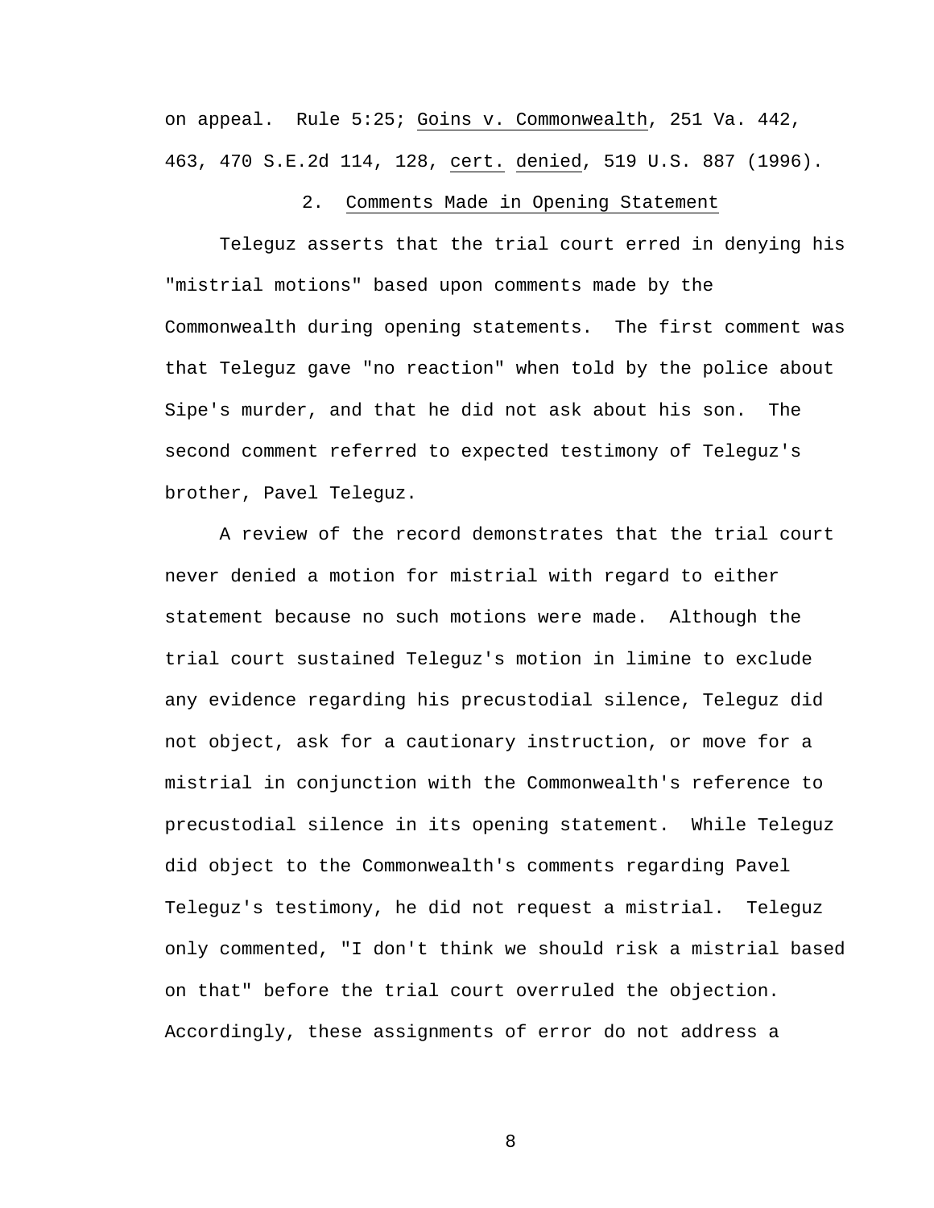on appeal. Rule 5:25; Goins v. Commonwealth, 251 Va. 442, 463, 470 S.E.2d 114, 128, cert. denied, 519 U.S. 887 (1996).

### 2. Comments Made in Opening Statement

Teleguz asserts that the trial court erred in denying his "mistrial motions" based upon comments made by the Commonwealth during opening statements. The first comment was that Teleguz gave "no reaction" when told by the police about Sipe's murder, and that he did not ask about his son. The second comment referred to expected testimony of Teleguz's brother, Pavel Teleguz.

A review of the record demonstrates that the trial court never denied a motion for mistrial with regard to either statement because no such motions were made. Although the trial court sustained Teleguz's motion in limine to exclude any evidence regarding his precustodial silence, Teleguz did not object, ask for a cautionary instruction, or move for a mistrial in conjunction with the Commonwealth's reference to precustodial silence in its opening statement. While Teleguz did object to the Commonwealth's comments regarding Pavel Teleguz's testimony, he did not request a mistrial. Teleguz only commented, "I don't think we should risk a mistrial based on that" before the trial court overruled the objection. Accordingly, these assignments of error do not address a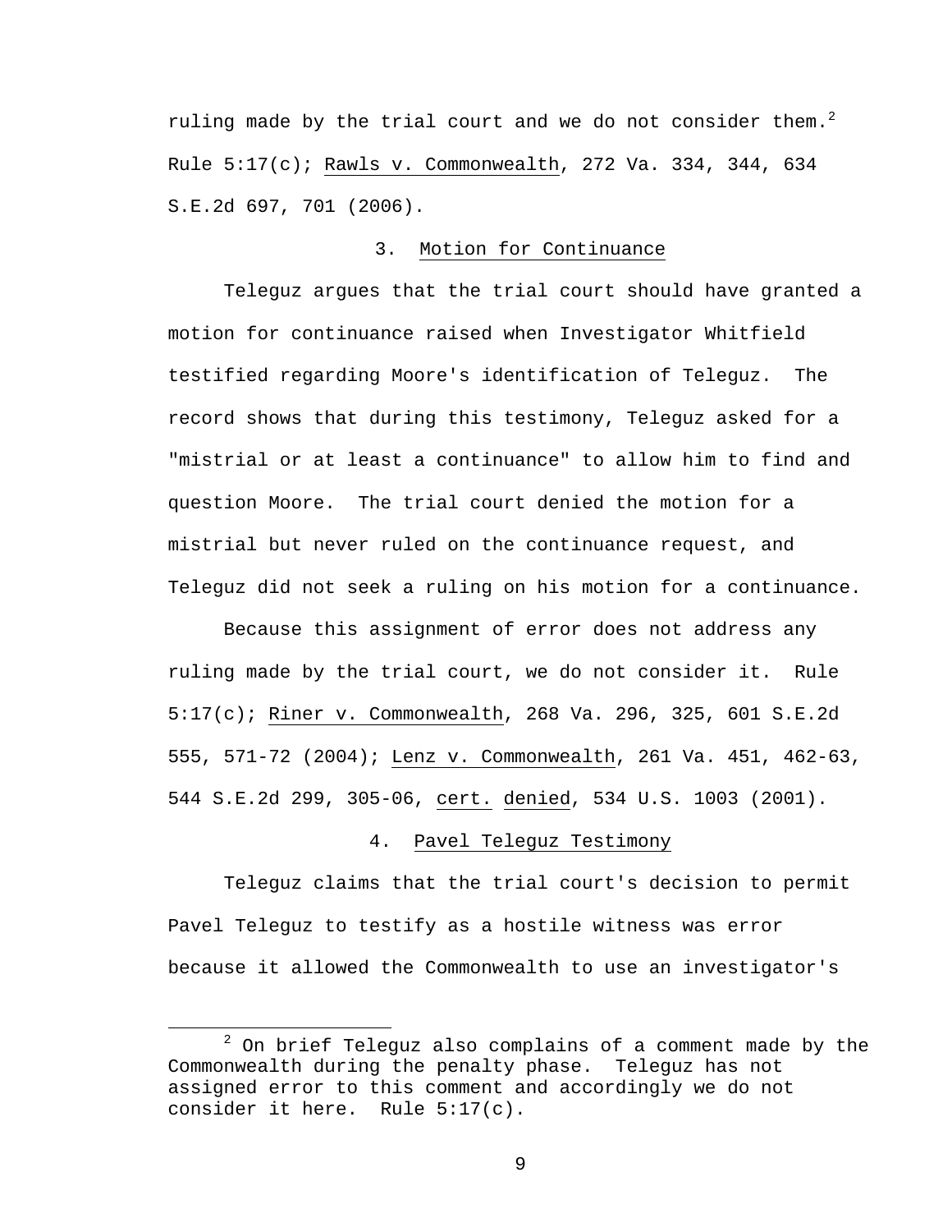ruling made by the trial court and we do not consider them.[2] Rule 5:17(c); Rawls v. Commonwealth, 272 Va. 334, 344, 634 S.E.2d 697, 701 (2006).

### 3. Motion for Continuance

Teleguz argues that the trial court should have granted a motion for continuance raised when Investigator Whitfield testified regarding Moore's identification of Teleguz. The record shows that during this testimony, Teleguz asked for a "mistrial or at least a continuance" to allow him to find and question Moore. The trial court denied the motion for a mistrial but never ruled on the continuance request, and Teleguz did not seek a ruling on his motion for a continuance.

Because this assignment of error does not address any ruling made by the trial court, we do not consider it. Rule 5:17(c); Riner v. Commonwealth, 268 Va. 296, 325, 601 S.E.2d 555, 571-72 (2004); Lenz v. Commonwealth, 261 Va. 451, 462-63, 544 S.E.2d 299, 305-06, cert. denied, 534 U.S. 1003 (2001).

### 4. Pavel Teleguz Testimony

Teleguz claims that the trial court's decision to permit Pavel Teleguz to testify as a hostile witness was error because it allowed the Commonwealth to use an investigator's

---

[2] On brief Teleguz also complains of a comment made by the Commonwealth during the penalty phase. Teleguz has not assigned error to this comment and accordingly we do not consider it here. Rule 5:17(c).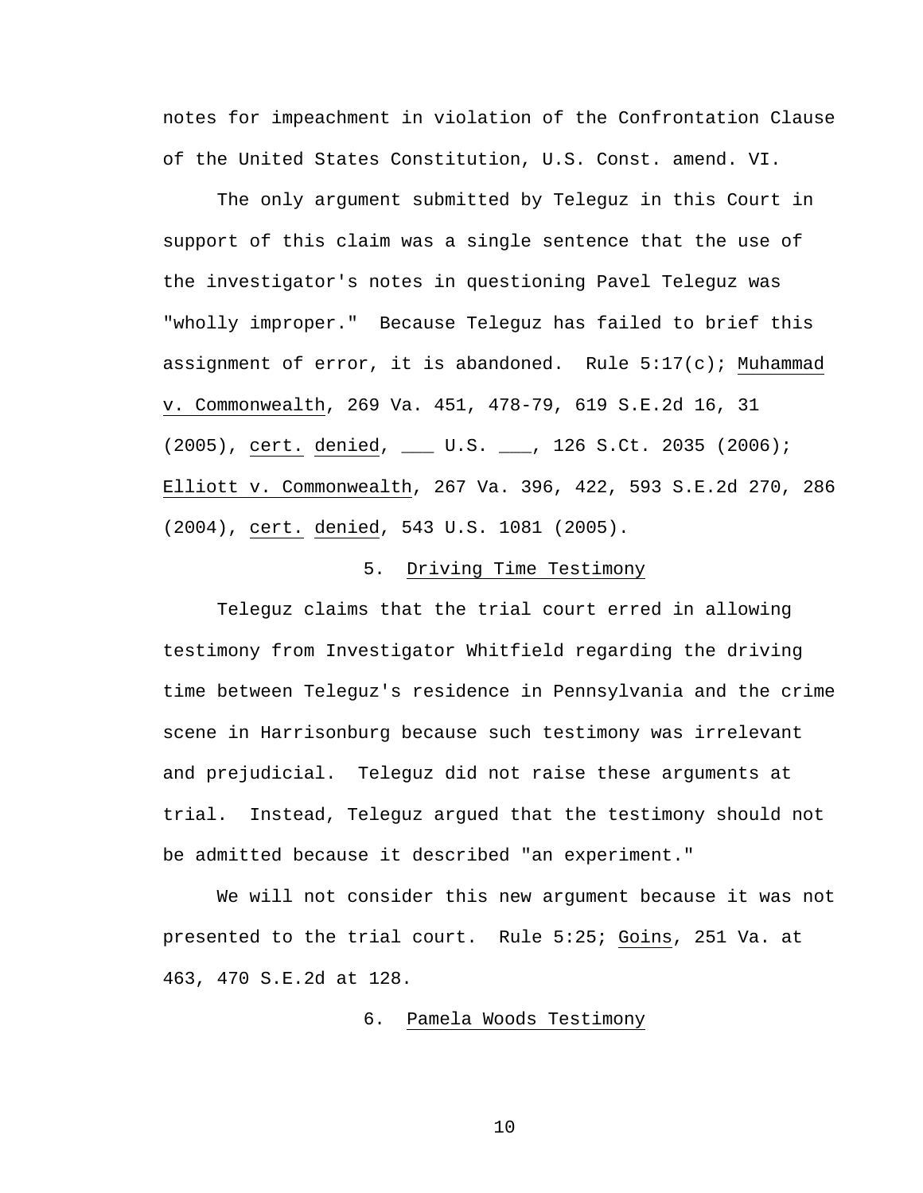notes for impeachment in violation of the Confrontation Clause of the United States Constitution, U.S. Const. amend. VI.

The only argument submitted by Teleguz in this Court in support of this claim was a single sentence that the use of the investigator's notes in questioning Pavel Teleguz was "wholly improper." Because Teleguz has failed to brief this assignment of error, it is abandoned. Rule 5:17(c); Muhammad v. Commonwealth, 269 Va. 451, 478-79, 619 S.E.2d 16, 31 (2005), cert. denied, ___ U.S. ___, 126 S.Ct. 2035 (2006); Elliott v. Commonwealth, 267 Va. 396, 422, 593 S.E.2d 270, 286 (2004), cert. denied, 543 U.S. 1081 (2005).

### 5. Driving Time Testimony

Teleguz claims that the trial court erred in allowing testimony from Investigator Whitfield regarding the driving time between Teleguz's residence in Pennsylvania and the crime scene in Harrisonburg because such testimony was irrelevant and prejudicial. Teleguz did not raise these arguments at trial. Instead, Teleguz argued that the testimony should not be admitted because it described "an experiment."

We will not consider this new argument because it was not presented to the trial court. Rule 5:25; Goins, 251 Va. at 463, 470 S.E.2d at 128.

### 6. Pamela Woods Testimony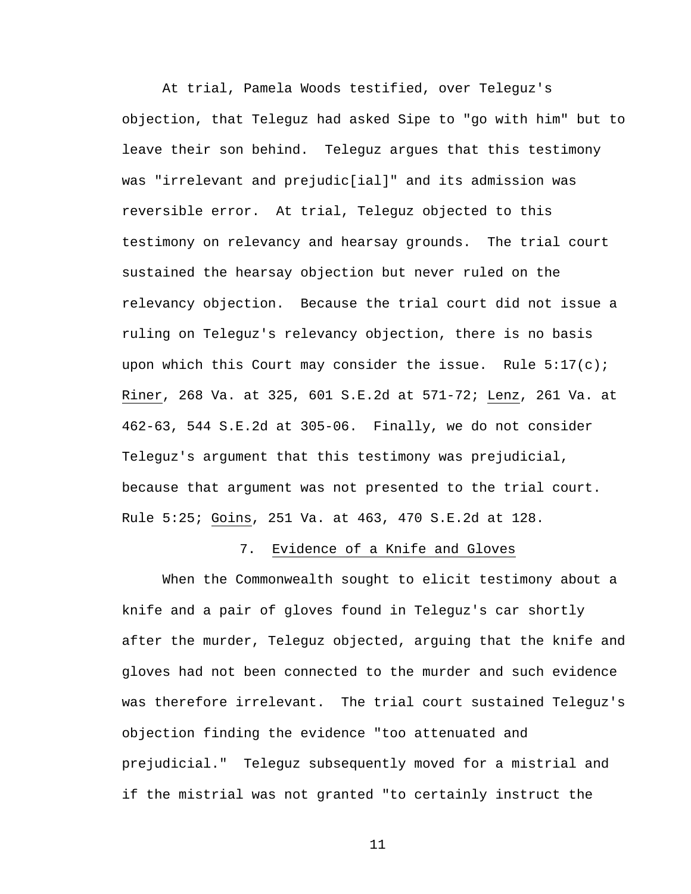At trial, Pamela Woods testified, over Teleguz's objection, that Teleguz had asked Sipe to "go with him" but to leave their son behind. Teleguz argues that this testimony was "irrelevant and prejudic[ial]" and its admission was reversible error. At trial, Teleguz objected to this testimony on relevancy and hearsay grounds. The trial court sustained the hearsay objection but never ruled on the relevancy objection. Because the trial court did not issue a ruling on Teleguz's relevancy objection, there is no basis upon which this Court may consider the issue. Rule 5:17(c); Riner, 268 Va. at 325, 601 S.E.2d at 571-72; Lenz, 261 Va. at 462-63, 544 S.E.2d at 305-06. Finally, we do not consider Teleguz's argument that this testimony was prejudicial, because that argument was not presented to the trial court. Rule 5:25; Goins, 251 Va. at 463, 470 S.E.2d at 128.

### 7. Evidence of a Knife and Gloves

When the Commonwealth sought to elicit testimony about a knife and a pair of gloves found in Teleguz's car shortly after the murder, Teleguz objected, arguing that the knife and gloves had not been connected to the murder and such evidence was therefore irrelevant. The trial court sustained Teleguz's objection finding the evidence "too attenuated and prejudicial." Teleguz subsequently moved for a mistrial and if the mistrial was not granted "to certainly instruct the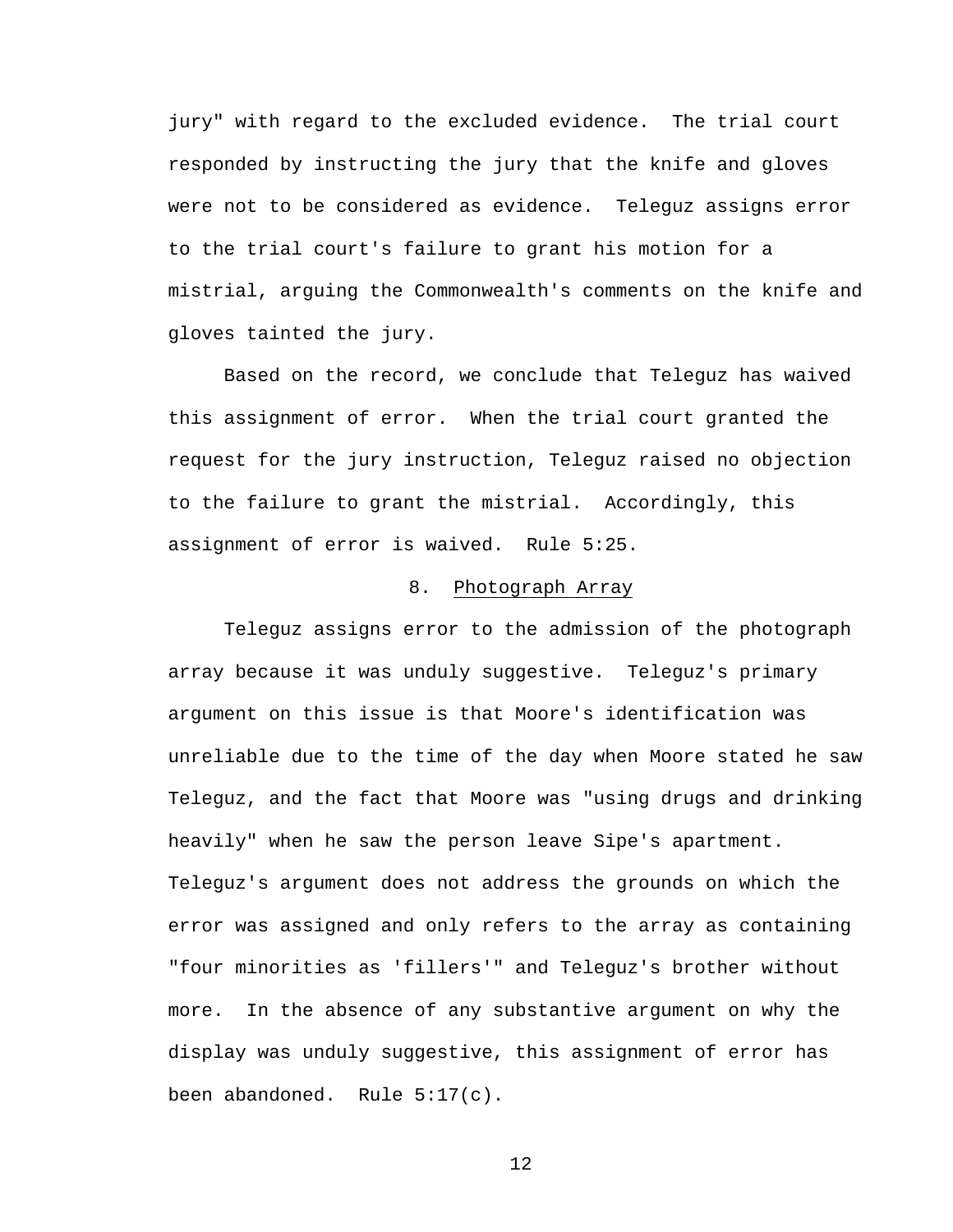jury" with regard to the excluded evidence. The trial court responded by instructing the jury that the knife and gloves were not to be considered as evidence. Teleguz assigns error to the trial court's failure to grant his motion for a mistrial, arguing the Commonwealth's comments on the knife and gloves tainted the jury.

Based on the record, we conclude that Teleguz has waived this assignment of error. When the trial court granted the request for the jury instruction, Teleguz raised no objection to the failure to grant the mistrial. Accordingly, this assignment of error is waived. Rule 5:25.

### 8. Photograph Array

Teleguz assigns error to the admission of the photograph array because it was unduly suggestive. Teleguz's primary argument on this issue is that Moore's identification was unreliable due to the time of the day when Moore stated he saw Teleguz, and the fact that Moore was "using drugs and drinking heavily" when he saw the person leave Sipe's apartment. Teleguz's argument does not address the grounds on which the error was assigned and only refers to the array as containing "four minorities as 'fillers'" and Teleguz's brother without more. In the absence of any substantive argument on why the display was unduly suggestive, this assignment of error has been abandoned. Rule 5:17(c).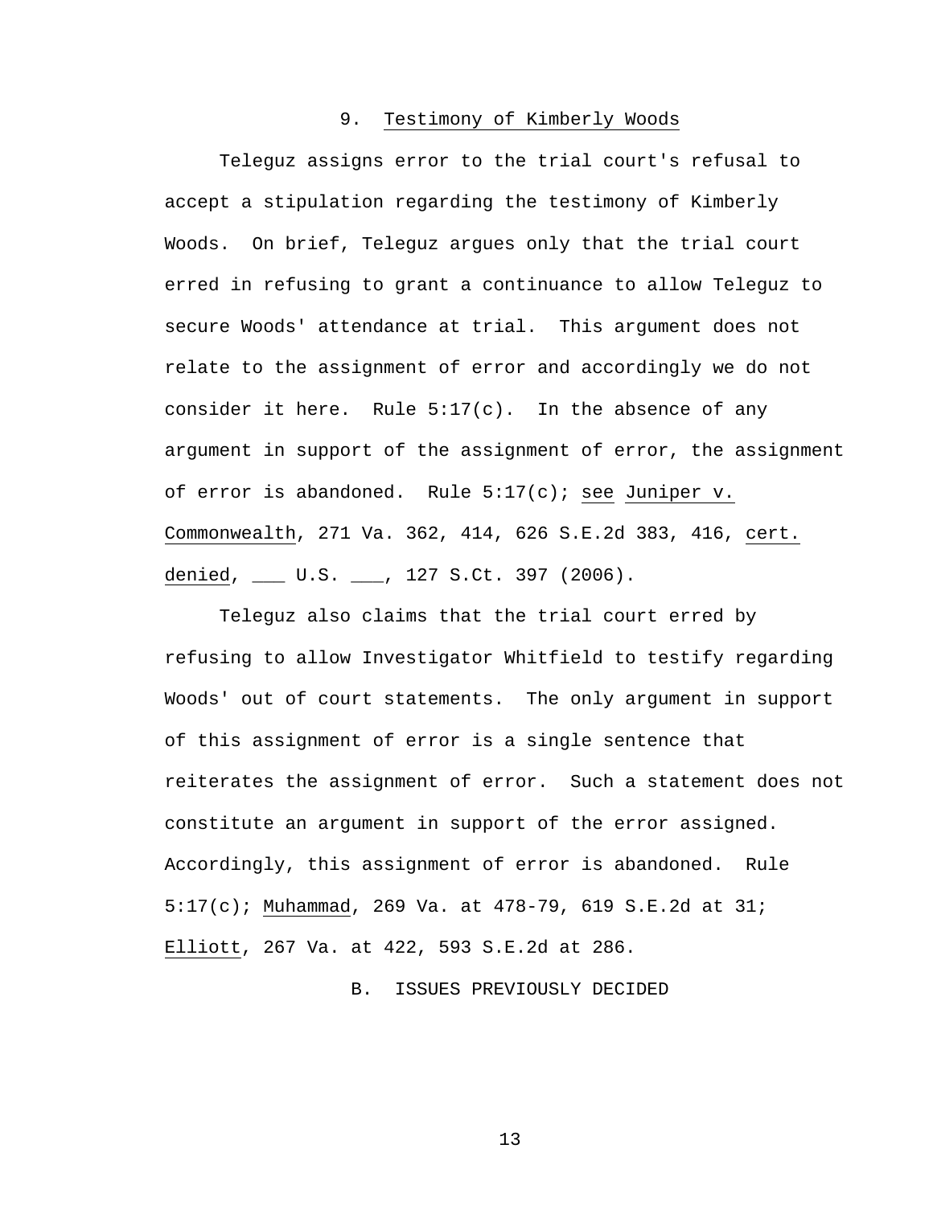### 9. Testimony of Kimberly Woods

Teleguz assigns error to the trial court's refusal to accept a stipulation regarding the testimony of Kimberly Woods. On brief, Teleguz argues only that the trial court erred in refusing to grant a continuance to allow Teleguz to secure Woods' attendance at trial. This argument does not relate to the assignment of error and accordingly we do not consider it here. Rule 5:17(c). In the absence of any argument in support of the assignment of error, the assignment of error is abandoned. Rule 5:17(c); see Juniper v. Commonwealth, 271 Va. 362, 414, 626 S.E.2d 383, 416, cert. denied, ___ U.S. ___, 127 S.Ct. 397 (2006).

Teleguz also claims that the trial court erred by refusing to allow Investigator Whitfield to testify regarding Woods' out of court statements. The only argument in support of this assignment of error is a single sentence that reiterates the assignment of error. Such a statement does not constitute an argument in support of the error assigned. Accordingly, this assignment of error is abandoned. Rule 5:17(c); Muhammad, 269 Va. at 478-79, 619 S.E.2d at 31; Elliott, 267 Va. at 422, 593 S.E.2d at 286.

## B. ISSUES PREVIOUSLY DECIDED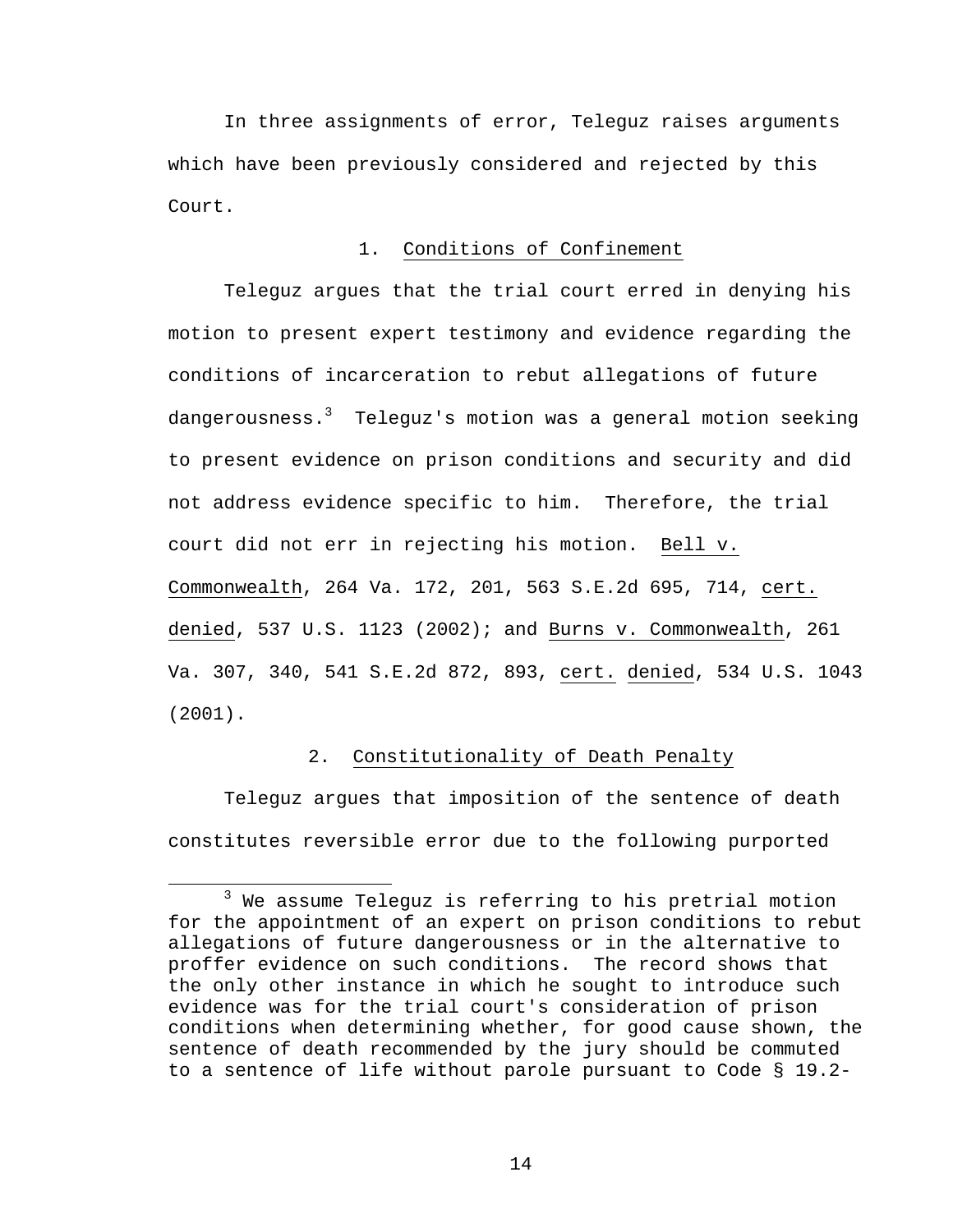In three assignments of error, Teleguz raises arguments which have been previously considered and rejected by this Court.

1. Conditions of Confinement

Teleguz argues that the trial court erred in denying his motion to present expert testimony and evidence regarding the conditions of incarceration to rebut allegations of future dangerousness.[3] Teleguz's motion was a general motion seeking to present evidence on prison conditions and security and did not address evidence specific to him. Therefore, the trial court did not err in rejecting his motion. Bell v. Commonwealth, 264 Va. 172, 201, 563 S.E.2d 695, 714, cert. denied, 537 U.S. 1123 (2002); and Burns v. Commonwealth, 261 Va. 307, 340, 541 S.E.2d 872, 893, cert. denied, 534 U.S. 1043 (2001).

2. Constitutionality of Death Penalty

Teleguz argues that imposition of the sentence of death constitutes reversible error due to the following purported

[3] We assume Teleguz is referring to his pretrial motion for the appointment of an expert on prison conditions to rebut allegations of future dangerousness or in the alternative to proffer evidence on such conditions. The record shows that the only other instance in which he sought to introduce such evidence was for the trial court's consideration of prison conditions when determining whether, for good cause shown, the sentence of death recommended by the jury should be commuted to a sentence of life without parole pursuant to Code § 19.2-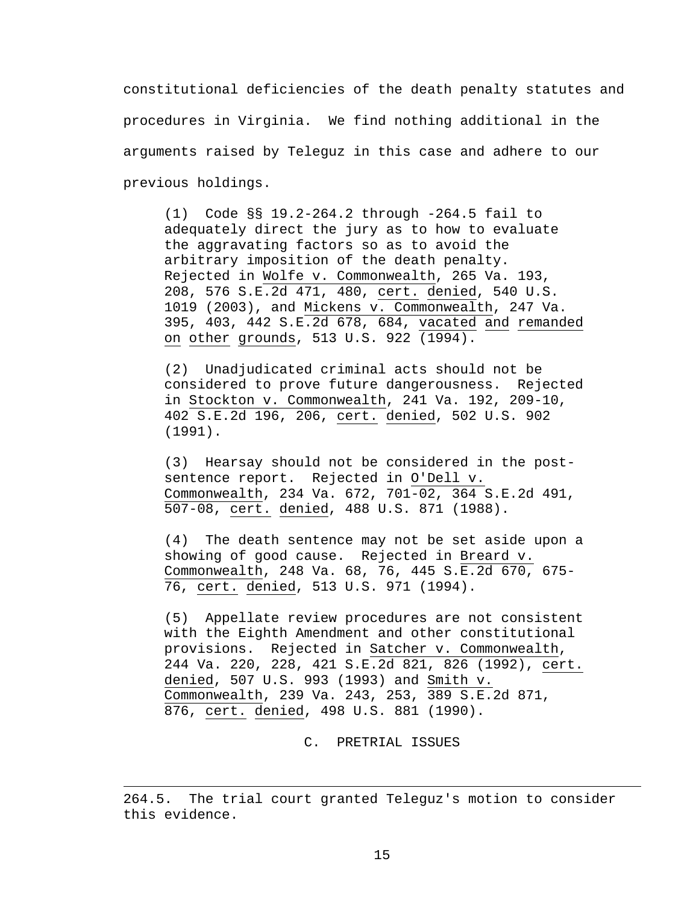constitutional deficiencies of the death penalty statutes and procedures in Virginia. We find nothing additional in the arguments raised by Teleguz in this case and adhere to our previous holdings.

> (1) Code §§ 19.2-264.2 through -264.5 fail to adequately direct the jury as to how to evaluate the aggravating factors so as to avoid the arbitrary imposition of the death penalty. Rejected in Wolfe v. Commonwealth, 265 Va. 193, 208, 576 S.E.2d 471, 480, *cert. denied*, 540 U.S. 1019 (2003), and Mickens v. Commonwealth, 247 Va. 395, 403, 442 S.E.2d 678, 684, *vacated and remanded on other grounds*, 513 U.S. 922 (1994).
>
> (2) Unadjudicated criminal acts should not be considered to prove future dangerousness. Rejected in Stockton v. Commonwealth, 241 Va. 192, 209-10, 402 S.E.2d 196, 206, *cert. denied*, 502 U.S. 902 (1991).
>
> (3) Hearsay should not be considered in the post-sentence report. Rejected in O'Dell v. Commonwealth, 234 Va. 672, 701-02, 364 S.E.2d 491, 507-08, *cert. denied*, 488 U.S. 871 (1988).
>
> (4) The death sentence may not be set aside upon a showing of good cause. Rejected in Breard v. Commonwealth, 248 Va. 68, 76, 445 S.E.2d 670, 675-76, *cert. denied*, 513 U.S. 971 (1994).
>
> (5) Appellate review procedures are not consistent with the Eighth Amendment and other constitutional provisions. Rejected in Satcher v. Commonwealth, 244 Va. 220, 228, 421 S.E.2d 821, 826 (1992), *cert. denied*, 507 U.S. 993 (1993) and Smith v. Commonwealth, 239 Va. 243, 253, 389 S.E.2d 871, 876, *cert. denied*, 498 U.S. 881 (1990).

### C. PRETRIAL ISSUES

---

264.5. The trial court granted Teleguz's motion to consider this evidence.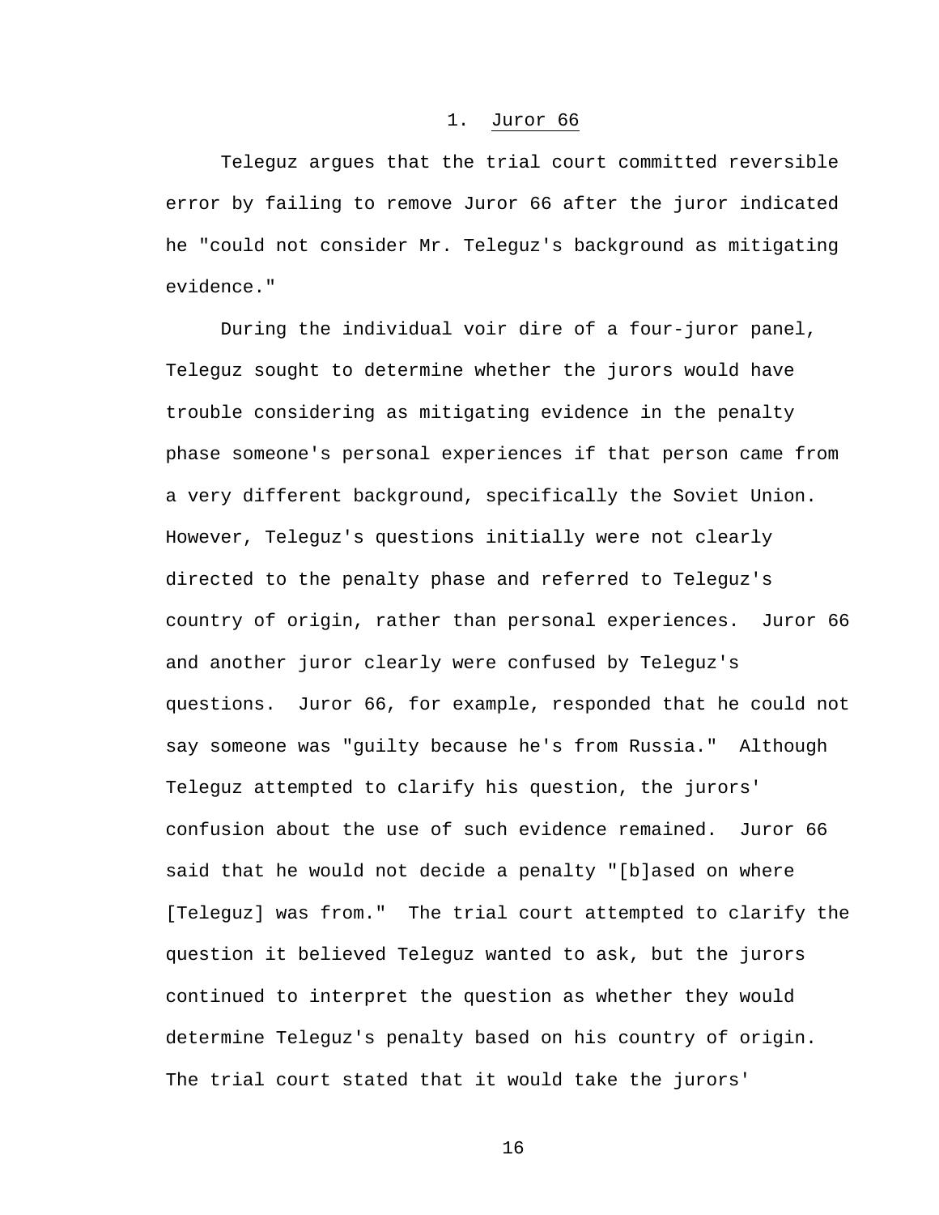### 1. Juror 66

Teleguz argues that the trial court committed reversible error by failing to remove Juror 66 after the juror indicated he "could not consider Mr. Teleguz's background as mitigating evidence."

During the individual voir dire of a four-juror panel, Teleguz sought to determine whether the jurors would have trouble considering as mitigating evidence in the penalty phase someone's personal experiences if that person came from a very different background, specifically the Soviet Union. However, Teleguz's questions initially were not clearly directed to the penalty phase and referred to Teleguz's country of origin, rather than personal experiences. Juror 66 and another juror clearly were confused by Teleguz's questions. Juror 66, for example, responded that he could not say someone was "guilty because he's from Russia." Although Teleguz attempted to clarify his question, the jurors' confusion about the use of such evidence remained. Juror 66 said that he would not decide a penalty "[b]ased on where [Teleguz] was from." The trial court attempted to clarify the question it believed Teleguz wanted to ask, but the jurors continued to interpret the question as whether they would determine Teleguz's penalty based on his country of origin. The trial court stated that it would take the jurors'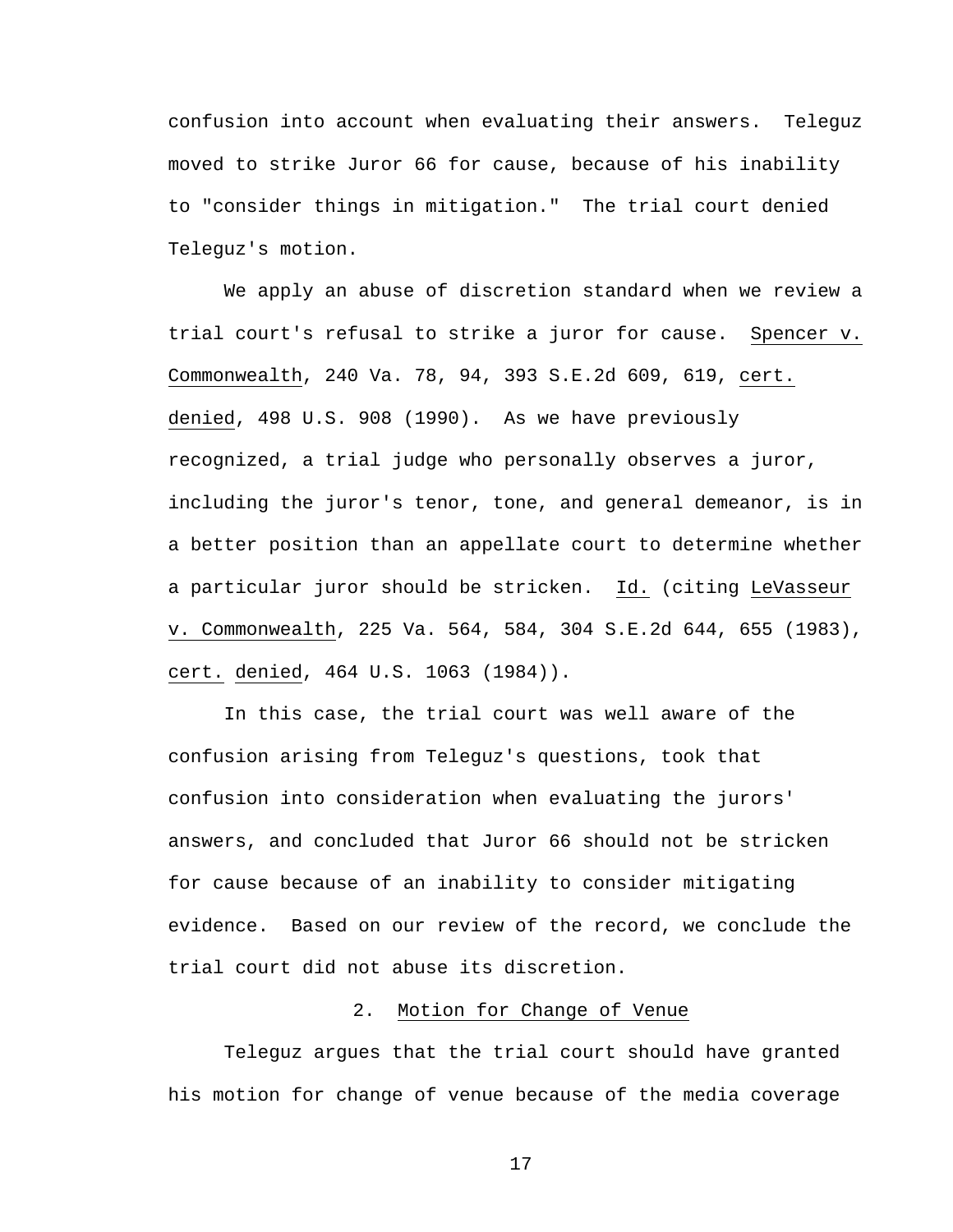confusion into account when evaluating their answers. Teleguz moved to strike Juror 66 for cause, because of his inability to "consider things in mitigation." The trial court denied Teleguz's motion.

We apply an abuse of discretion standard when we review a trial court's refusal to strike a juror for cause. Spencer v. Commonwealth, 240 Va. 78, 94, 393 S.E.2d 609, 619, cert. denied, 498 U.S. 908 (1990). As we have previously recognized, a trial judge who personally observes a juror, including the juror's tenor, tone, and general demeanor, is in a better position than an appellate court to determine whether a particular juror should be stricken. Id. (citing LeVasseur v. Commonwealth, 225 Va. 564, 584, 304 S.E.2d 644, 655 (1983), cert. denied, 464 U.S. 1063 (1984)).

In this case, the trial court was well aware of the confusion arising from Teleguz's questions, took that confusion into consideration when evaluating the jurors' answers, and concluded that Juror 66 should not be stricken for cause because of an inability to consider mitigating evidence. Based on our review of the record, we conclude the trial court did not abuse its discretion.

### 2. Motion for Change of Venue

Teleguz argues that the trial court should have granted his motion for change of venue because of the media coverage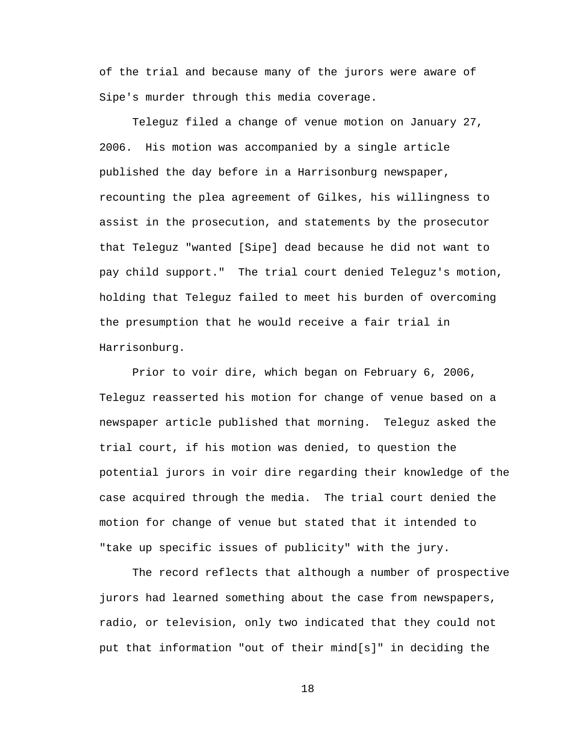of the trial and because many of the jurors were aware of Sipe's murder through this media coverage.

Teleguz filed a change of venue motion on January 27, 2006. His motion was accompanied by a single article published the day before in a Harrisonburg newspaper, recounting the plea agreement of Gilkes, his willingness to assist in the prosecution, and statements by the prosecutor that Teleguz "wanted [Sipe] dead because he did not want to pay child support." The trial court denied Teleguz's motion, holding that Teleguz failed to meet his burden of overcoming the presumption that he would receive a fair trial in Harrisonburg.

Prior to voir dire, which began on February 6, 2006, Teleguz reasserted his motion for change of venue based on a newspaper article published that morning. Teleguz asked the trial court, if his motion was denied, to question the potential jurors in voir dire regarding their knowledge of the case acquired through the media. The trial court denied the motion for change of venue but stated that it intended to "take up specific issues of publicity" with the jury.

The record reflects that although a number of prospective jurors had learned something about the case from newspapers, radio, or television, only two indicated that they could not put that information "out of their mind[s]" in deciding the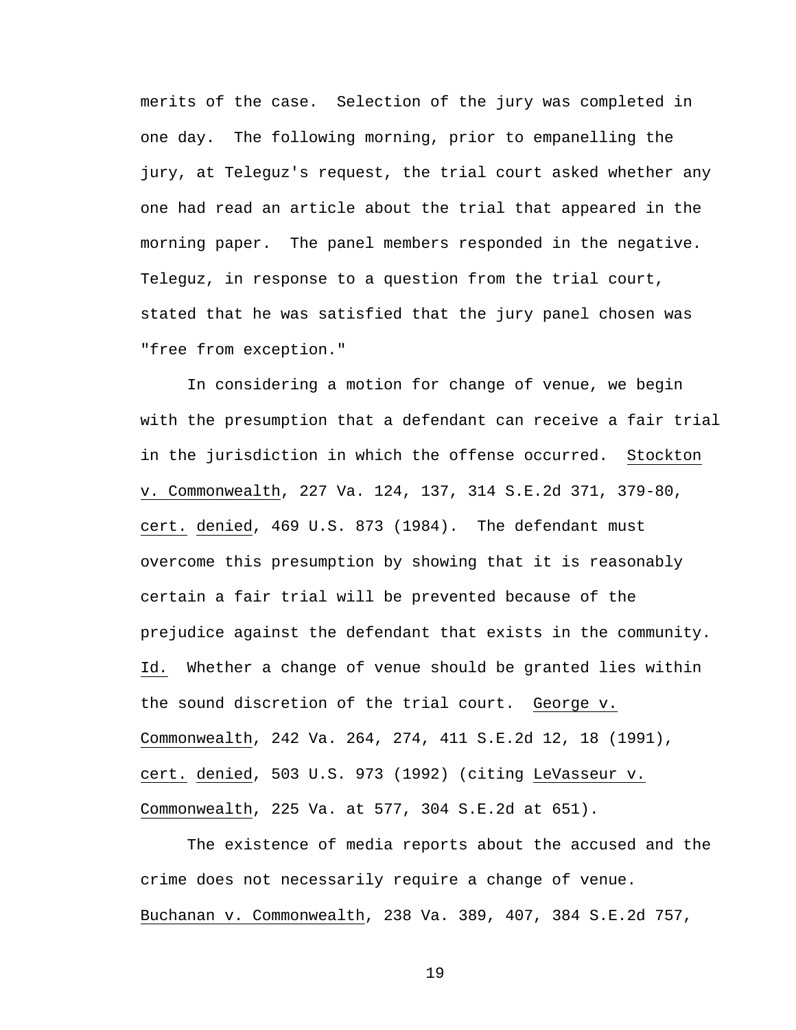merits of the case. Selection of the jury was completed in one day. The following morning, prior to empanelling the jury, at Teleguz's request, the trial court asked whether any one had read an article about the trial that appeared in the morning paper. The panel members responded in the negative. Teleguz, in response to a question from the trial court, stated that he was satisfied that the jury panel chosen was "free from exception."

In considering a motion for change of venue, we begin with the presumption that a defendant can receive a fair trial in the jurisdiction in which the offense occurred. Stockton v. Commonwealth, 227 Va. 124, 137, 314 S.E.2d 371, 379-80, cert. denied, 469 U.S. 873 (1984). The defendant must overcome this presumption by showing that it is reasonably certain a fair trial will be prevented because of the prejudice against the defendant that exists in the community. Id. Whether a change of venue should be granted lies within the sound discretion of the trial court. George v. Commonwealth, 242 Va. 264, 274, 411 S.E.2d 12, 18 (1991), cert. denied, 503 U.S. 973 (1992) (citing LeVasseur v. Commonwealth, 225 Va. at 577, 304 S.E.2d at 651).

The existence of media reports about the accused and the crime does not necessarily require a change of venue. Buchanan v. Commonwealth, 238 Va. 389, 407, 384 S.E.2d 757,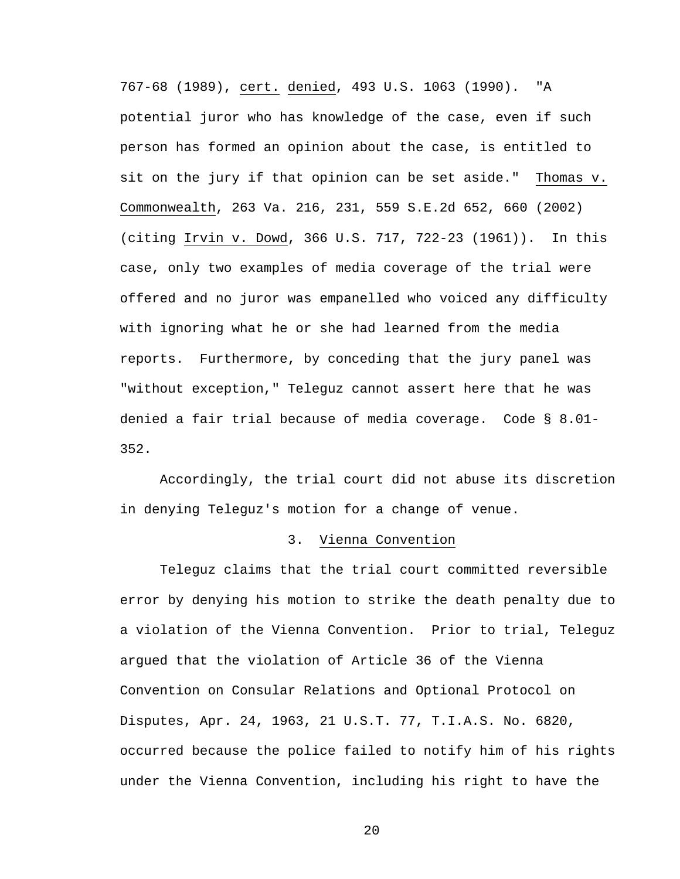767-68 (1989), _cert. denied_, 493 U.S. 1063 (1990). "A potential juror who has knowledge of the case, even if such person has formed an opinion about the case, is entitled to sit on the jury if that opinion can be set aside." _Thomas v. Commonwealth_, 263 Va. 216, 231, 559 S.E.2d 652, 660 (2002) (citing _Irvin v. Dowd_, 366 U.S. 717, 722-23 (1961)). In this case, only two examples of media coverage of the trial were offered and no juror was empanelled who voiced any difficulty with ignoring what he or she had learned from the media reports. Furthermore, by conceding that the jury panel was "without exception," Teleguz cannot assert here that he was denied a fair trial because of media coverage. Code § 8.01-352.

Accordingly, the trial court did not abuse its discretion in denying Teleguz's motion for a change of venue.

### 3. Vienna Convention

Teleguz claims that the trial court committed reversible error by denying his motion to strike the death penalty due to a violation of the Vienna Convention. Prior to trial, Teleguz argued that the violation of Article 36 of the Vienna Convention on Consular Relations and Optional Protocol on Disputes, Apr. 24, 1963, 21 U.S.T. 77, T.I.A.S. No. 6820, occurred because the police failed to notify him of his rights under the Vienna Convention, including his right to have the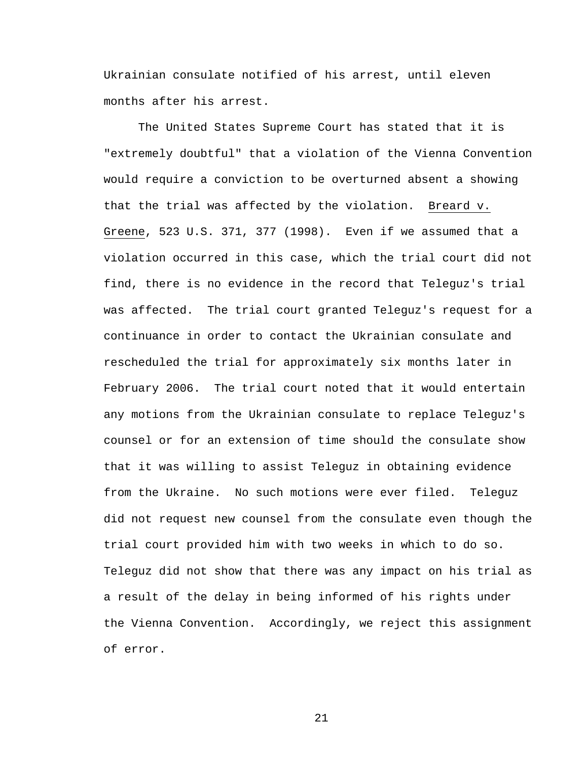Ukrainian consulate notified of his arrest, until eleven months after his arrest.

The United States Supreme Court has stated that it is "extremely doubtful" that a violation of the Vienna Convention would require a conviction to be overturned absent a showing that the trial was affected by the violation. Breard v. Greene, 523 U.S. 371, 377 (1998). Even if we assumed that a violation occurred in this case, which the trial court did not find, there is no evidence in the record that Teleguz's trial was affected. The trial court granted Teleguz's request for a continuance in order to contact the Ukrainian consulate and rescheduled the trial for approximately six months later in February 2006. The trial court noted that it would entertain any motions from the Ukrainian consulate to replace Teleguz's counsel or for an extension of time should the consulate show that it was willing to assist Teleguz in obtaining evidence from the Ukraine. No such motions were ever filed. Teleguz did not request new counsel from the consulate even though the trial court provided him with two weeks in which to do so. Teleguz did not show that there was any impact on his trial as a result of the delay in being informed of his rights under the Vienna Convention. Accordingly, we reject this assignment of error.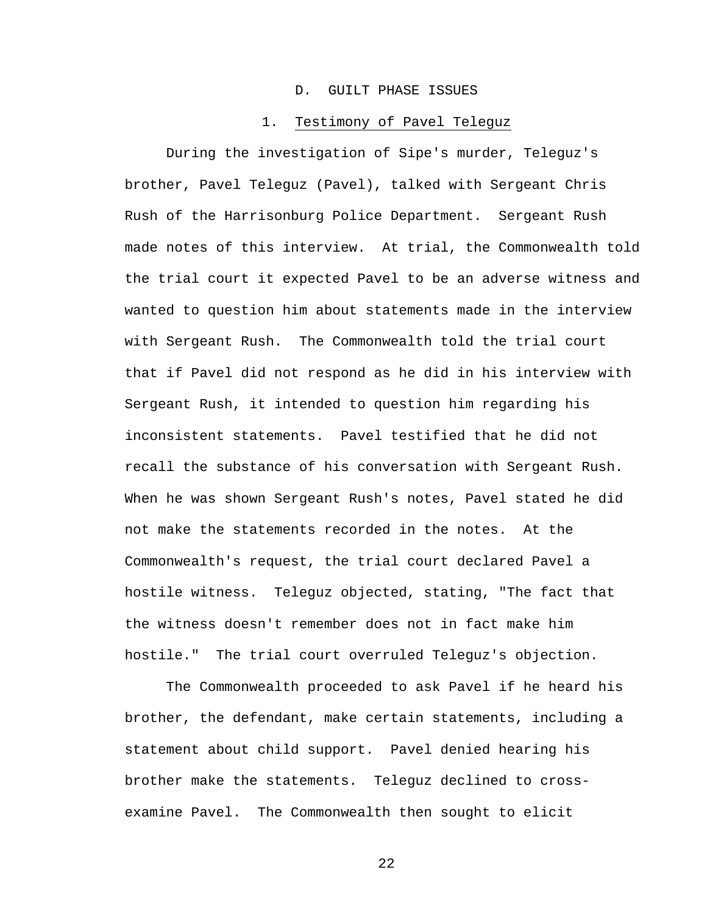## D. GUILT PHASE ISSUES

### 1. Testimony of Pavel Teleguz

During the investigation of Sipe's murder, Teleguz's brother, Pavel Teleguz (Pavel), talked with Sergeant Chris Rush of the Harrisonburg Police Department. Sergeant Rush made notes of this interview. At trial, the Commonwealth told the trial court it expected Pavel to be an adverse witness and wanted to question him about statements made in the interview with Sergeant Rush. The Commonwealth told the trial court that if Pavel did not respond as he did in his interview with Sergeant Rush, it intended to question him regarding his inconsistent statements. Pavel testified that he did not recall the substance of his conversation with Sergeant Rush. When he was shown Sergeant Rush's notes, Pavel stated he did not make the statements recorded in the notes. At the Commonwealth's request, the trial court declared Pavel a hostile witness. Teleguz objected, stating, "The fact that the witness doesn't remember does not in fact make him hostile." The trial court overruled Teleguz's objection.

The Commonwealth proceeded to ask Pavel if he heard his brother, the defendant, make certain statements, including a statement about child support. Pavel denied hearing his brother make the statements. Teleguz declined to cross-examine Pavel. The Commonwealth then sought to elicit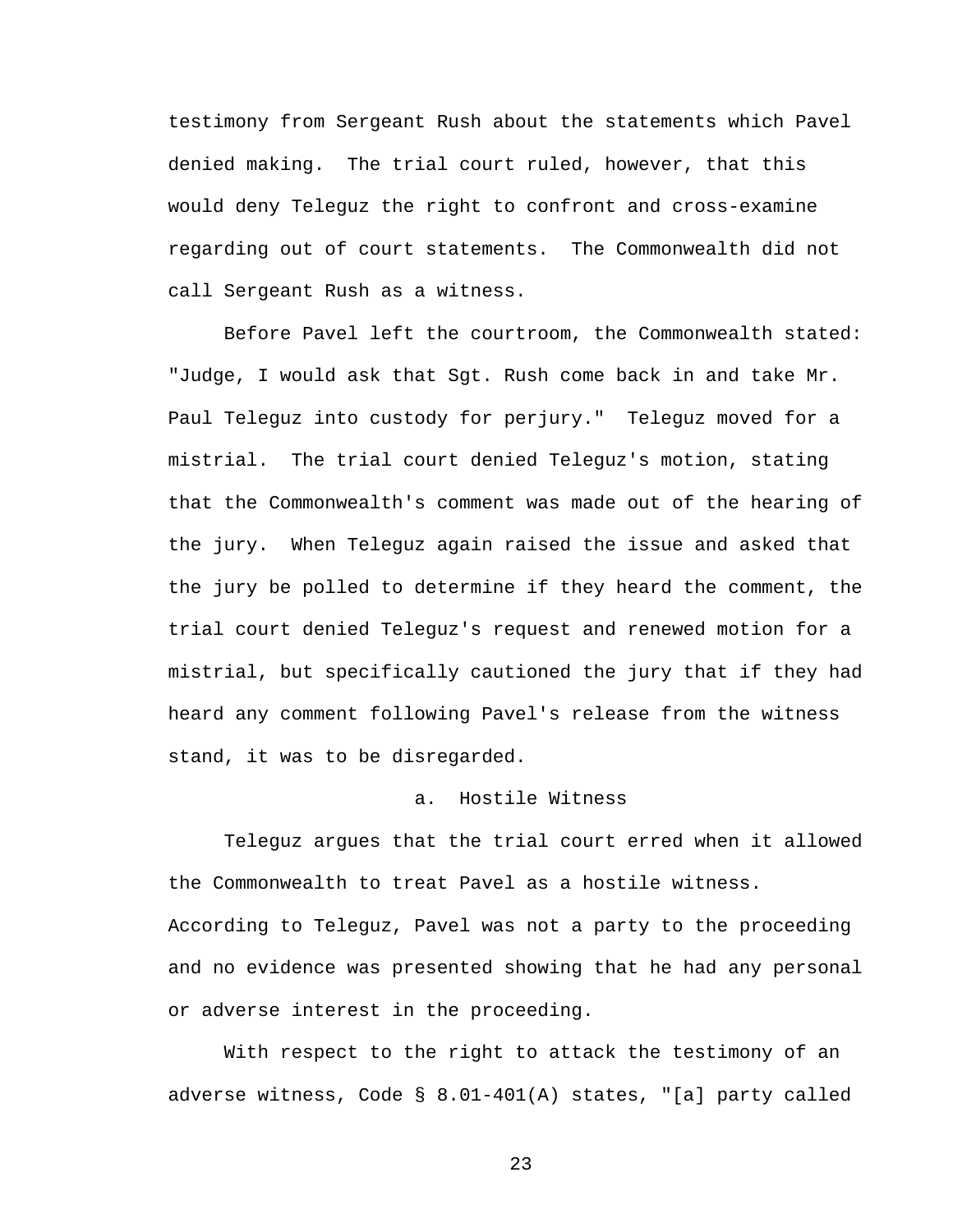testimony from Sergeant Rush about the statements which Pavel denied making. The trial court ruled, however, that this would deny Teleguz the right to confront and cross-examine regarding out of court statements. The Commonwealth did not call Sergeant Rush as a witness.

Before Pavel left the courtroom, the Commonwealth stated: "Judge, I would ask that Sgt. Rush come back in and take Mr. Paul Teleguz into custody for perjury." Teleguz moved for a mistrial. The trial court denied Teleguz's motion, stating that the Commonwealth's comment was made out of the hearing of the jury. When Teleguz again raised the issue and asked that the jury be polled to determine if they heard the comment, the trial court denied Teleguz's request and renewed motion for a mistrial, but specifically cautioned the jury that if they had heard any comment following Pavel's release from the witness stand, it was to be disregarded.

### a. Hostile Witness

Teleguz argues that the trial court erred when it allowed the Commonwealth to treat Pavel as a hostile witness. According to Teleguz, Pavel was not a party to the proceeding and no evidence was presented showing that he had any personal or adverse interest in the proceeding.

With respect to the right to attack the testimony of an adverse witness, Code § 8.01-401(A) states, "[a] party called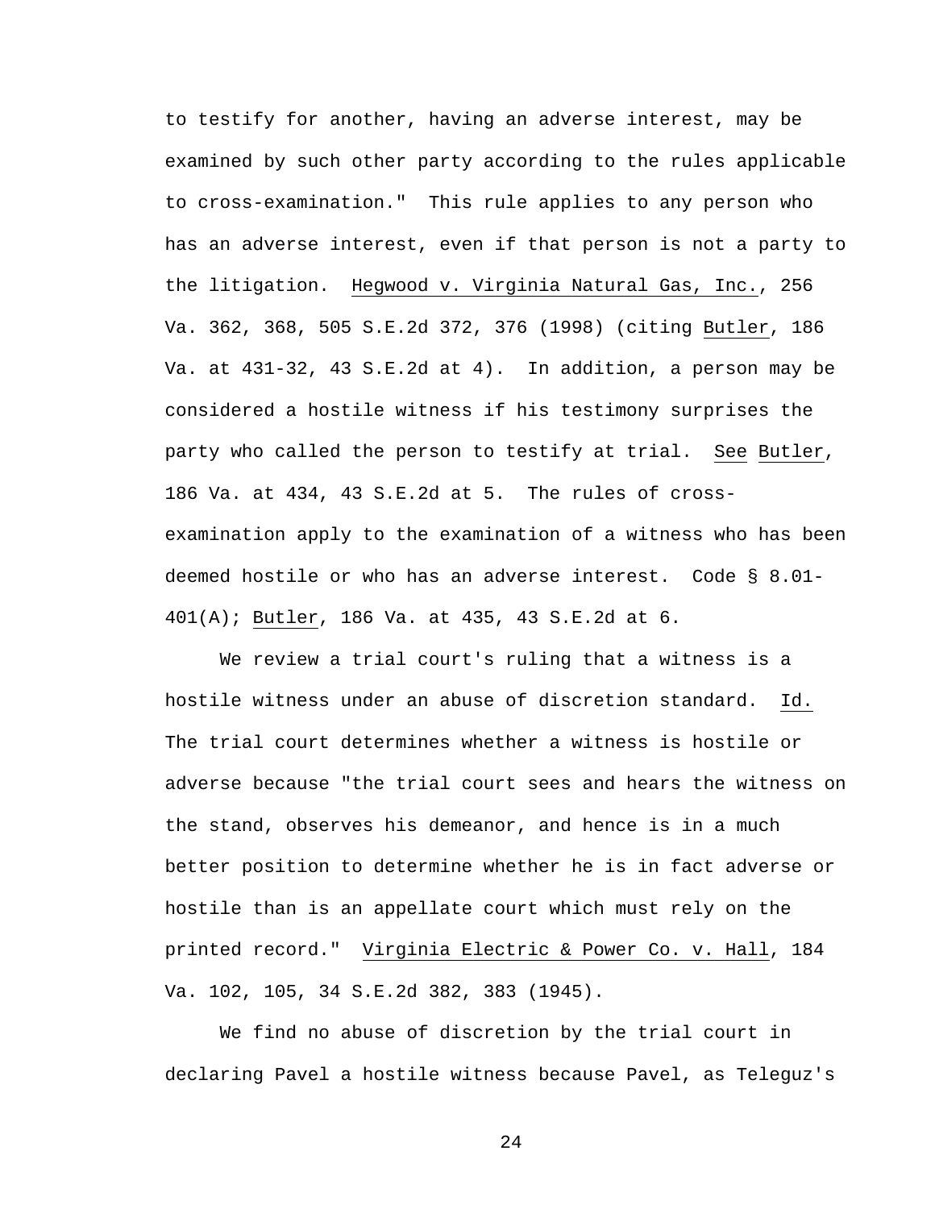to testify for another, having an adverse interest, may be examined by such other party according to the rules applicable to cross-examination." This rule applies to any person who has an adverse interest, even if that person is not a party to the litigation. Hegwood v. Virginia Natural Gas, Inc., 256 Va. 362, 368, 505 S.E.2d 372, 376 (1998) (citing Butler, 186 Va. at 431-32, 43 S.E.2d at 4). In addition, a person may be considered a hostile witness if his testimony surprises the party who called the person to testify at trial. See Butler, 186 Va. at 434, 43 S.E.2d at 5. The rules of cross-examination apply to the examination of a witness who has been deemed hostile or who has an adverse interest. Code § 8.01-401(A); Butler, 186 Va. at 435, 43 S.E.2d at 6.

We review a trial court's ruling that a witness is a hostile witness under an abuse of discretion standard. Id. The trial court determines whether a witness is hostile or adverse because "the trial court sees and hears the witness on the stand, observes his demeanor, and hence is in a much better position to determine whether he is in fact adverse or hostile than is an appellate court which must rely on the printed record." Virginia Electric & Power Co. v. Hall, 184 Va. 102, 105, 34 S.E.2d 382, 383 (1945).

We find no abuse of discretion by the trial court in declaring Pavel a hostile witness because Pavel, as Teleguz's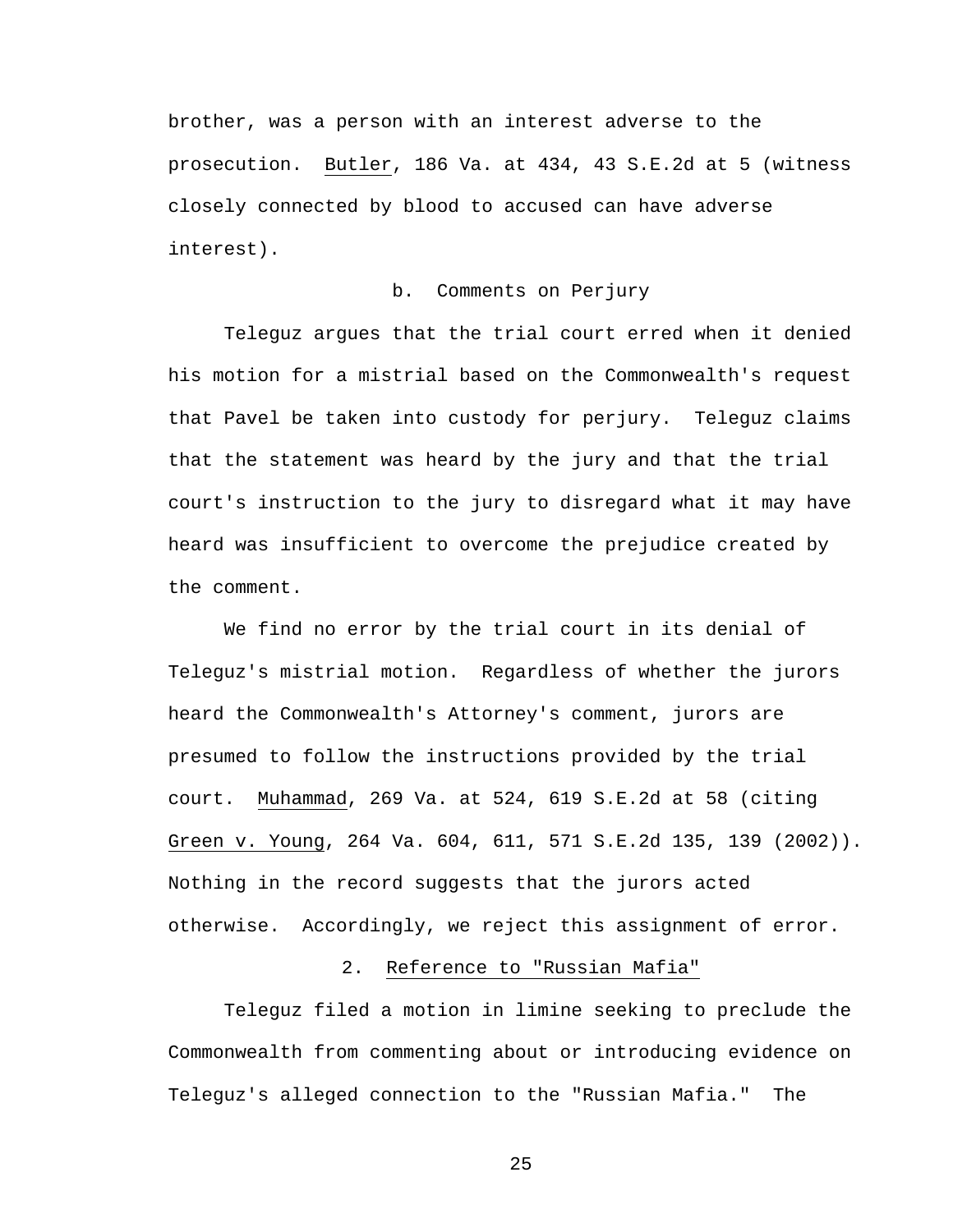brother, was a person with an interest adverse to the prosecution. Butler, 186 Va. at 434, 43 S.E.2d at 5 (witness closely connected by blood to accused can have adverse interest).

b. Comments on Perjury

Teleguz argues that the trial court erred when it denied his motion for a mistrial based on the Commonwealth's request that Pavel be taken into custody for perjury. Teleguz claims that the statement was heard by the jury and that the trial court's instruction to the jury to disregard what it may have heard was insufficient to overcome the prejudice created by the comment.

We find no error by the trial court in its denial of Teleguz's mistrial motion. Regardless of whether the jurors heard the Commonwealth's Attorney's comment, jurors are presumed to follow the instructions provided by the trial court. Muhammad, 269 Va. at 524, 619 S.E.2d at 58 (citing Green v. Young, 264 Va. 604, 611, 571 S.E.2d 135, 139 (2002)). Nothing in the record suggests that the jurors acted otherwise. Accordingly, we reject this assignment of error.

2. Reference to "Russian Mafia"

Teleguz filed a motion in limine seeking to preclude the Commonwealth from commenting about or introducing evidence on Teleguz's alleged connection to the "Russian Mafia." The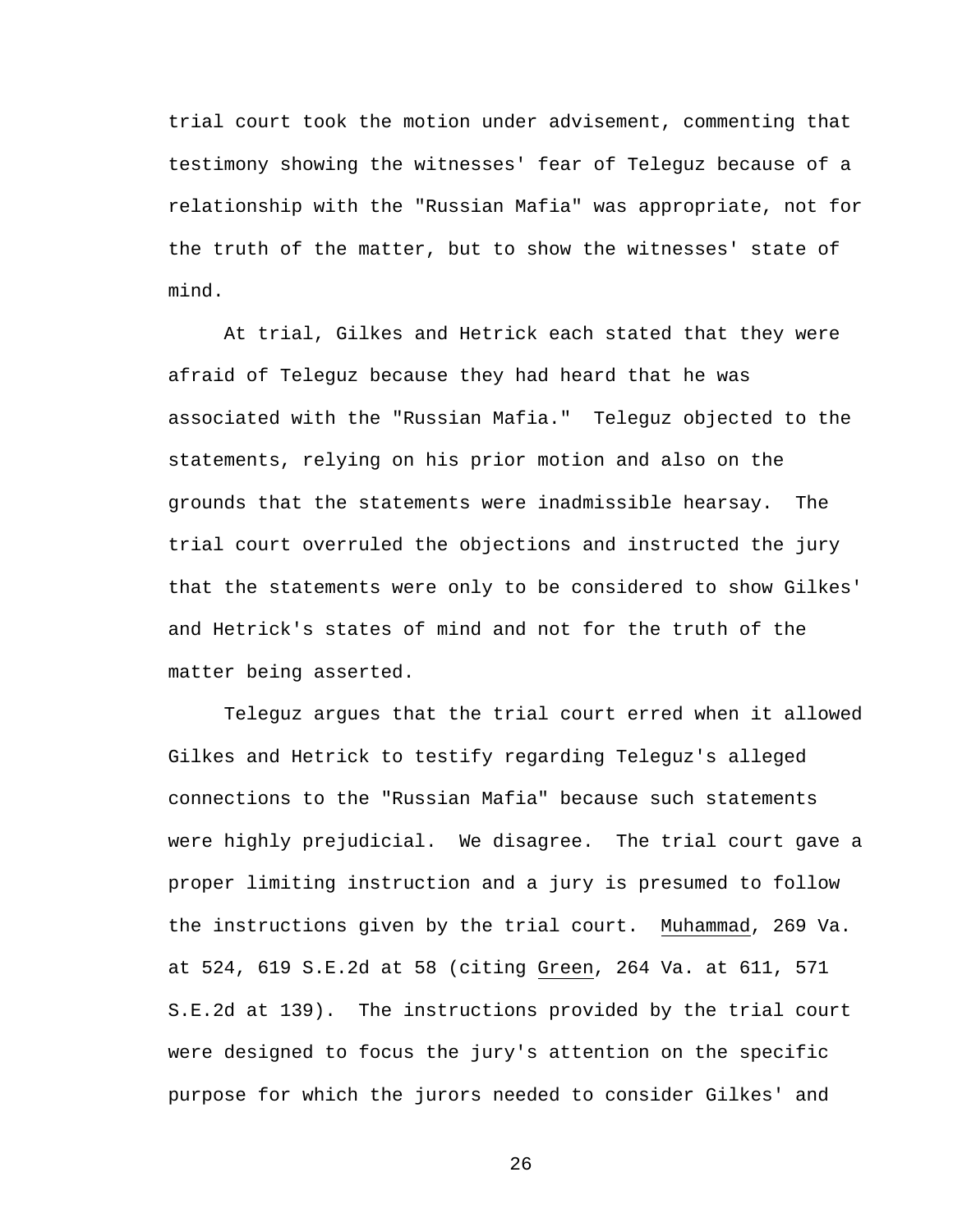trial court took the motion under advisement, commenting that testimony showing the witnesses' fear of Teleguz because of a relationship with the "Russian Mafia" was appropriate, not for the truth of the matter, but to show the witnesses' state of mind.

At trial, Gilkes and Hetrick each stated that they were afraid of Teleguz because they had heard that he was associated with the "Russian Mafia." Teleguz objected to the statements, relying on his prior motion and also on the grounds that the statements were inadmissible hearsay. The trial court overruled the objections and instructed the jury that the statements were only to be considered to show Gilkes' and Hetrick's states of mind and not for the truth of the matter being asserted.

Teleguz argues that the trial court erred when it allowed Gilkes and Hetrick to testify regarding Teleguz's alleged connections to the "Russian Mafia" because such statements were highly prejudicial. We disagree. The trial court gave a proper limiting instruction and a jury is presumed to follow the instructions given by the trial court. Muhammad, 269 Va. at 524, 619 S.E.2d at 58 (citing Green, 264 Va. at 611, 571 S.E.2d at 139). The instructions provided by the trial court were designed to focus the jury's attention on the specific purpose for which the jurors needed to consider Gilkes' and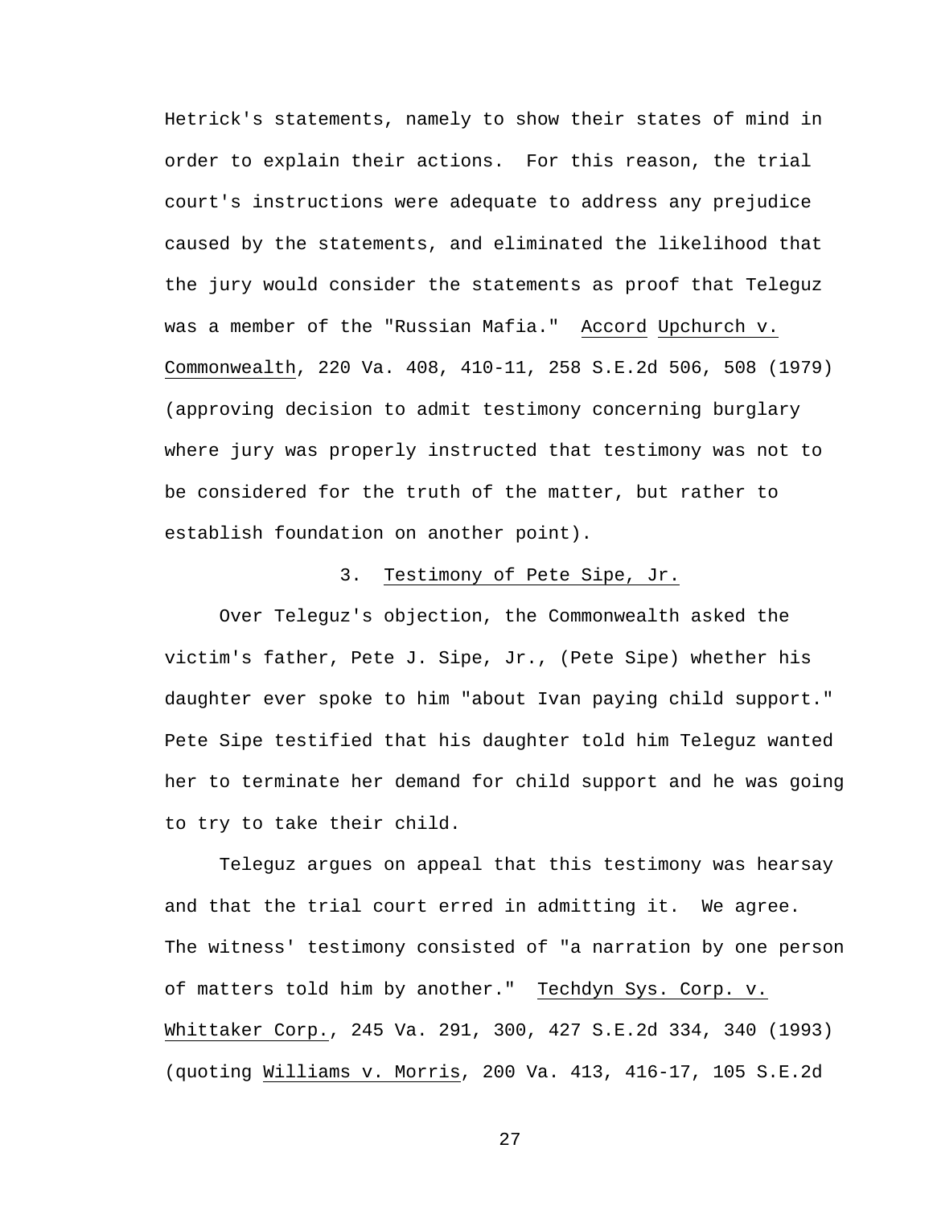Hetrick's statements, namely to show their states of mind in order to explain their actions. For this reason, the trial court's instructions were adequate to address any prejudice caused by the statements, and eliminated the likelihood that the jury would consider the statements as proof that Teleguz was a member of the "Russian Mafia." Accord Upchurch v. Commonwealth, 220 Va. 408, 410-11, 258 S.E.2d 506, 508 (1979) (approving decision to admit testimony concerning burglary where jury was properly instructed that testimony was not to be considered for the truth of the matter, but rather to establish foundation on another point).

### 3. Testimony of Pete Sipe, Jr.

Over Teleguz's objection, the Commonwealth asked the victim's father, Pete J. Sipe, Jr., (Pete Sipe) whether his daughter ever spoke to him "about Ivan paying child support." Pete Sipe testified that his daughter told him Teleguz wanted her to terminate her demand for child support and he was going to try to take their child.

Teleguz argues on appeal that this testimony was hearsay and that the trial court erred in admitting it. We agree. The witness' testimony consisted of "a narration by one person of matters told him by another." Techdyn Sys. Corp. v. Whittaker Corp., 245 Va. 291, 300, 427 S.E.2d 334, 340 (1993) (quoting Williams v. Morris, 200 Va. 413, 416-17, 105 S.E.2d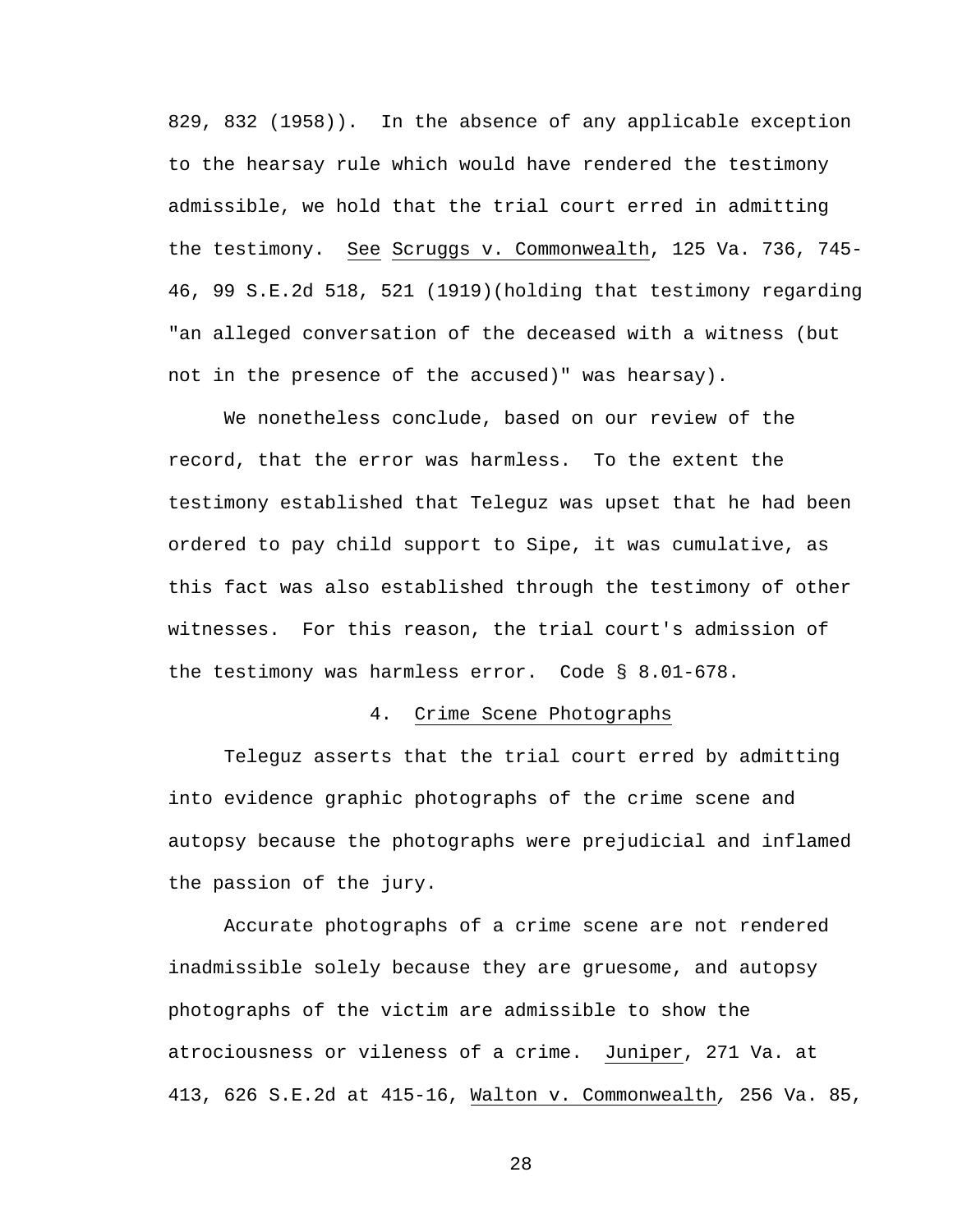829, 832 (1958)). In the absence of any applicable exception to the hearsay rule which would have rendered the testimony admissible, we hold that the trial court erred in admitting the testimony. See Scruggs v. Commonwealth, 125 Va. 736, 745-46, 99 S.E.2d 518, 521 (1919)(holding that testimony regarding "an alleged conversation of the deceased with a witness (but not in the presence of the accused)" was hearsay).

We nonetheless conclude, based on our review of the record, that the error was harmless. To the extent the testimony established that Teleguz was upset that he had been ordered to pay child support to Sipe, it was cumulative, as this fact was also established through the testimony of other witnesses. For this reason, the trial court's admission of the testimony was harmless error. Code § 8.01-678.

### 4. Crime Scene Photographs

Teleguz asserts that the trial court erred by admitting into evidence graphic photographs of the crime scene and autopsy because the photographs were prejudicial and inflamed the passion of the jury.

Accurate photographs of a crime scene are not rendered inadmissible solely because they are gruesome, and autopsy photographs of the victim are admissible to show the atrociousness or vileness of a crime. Juniper, 271 Va. at 413, 626 S.E.2d at 415-16, Walton v. Commonwealth, 256 Va. 85,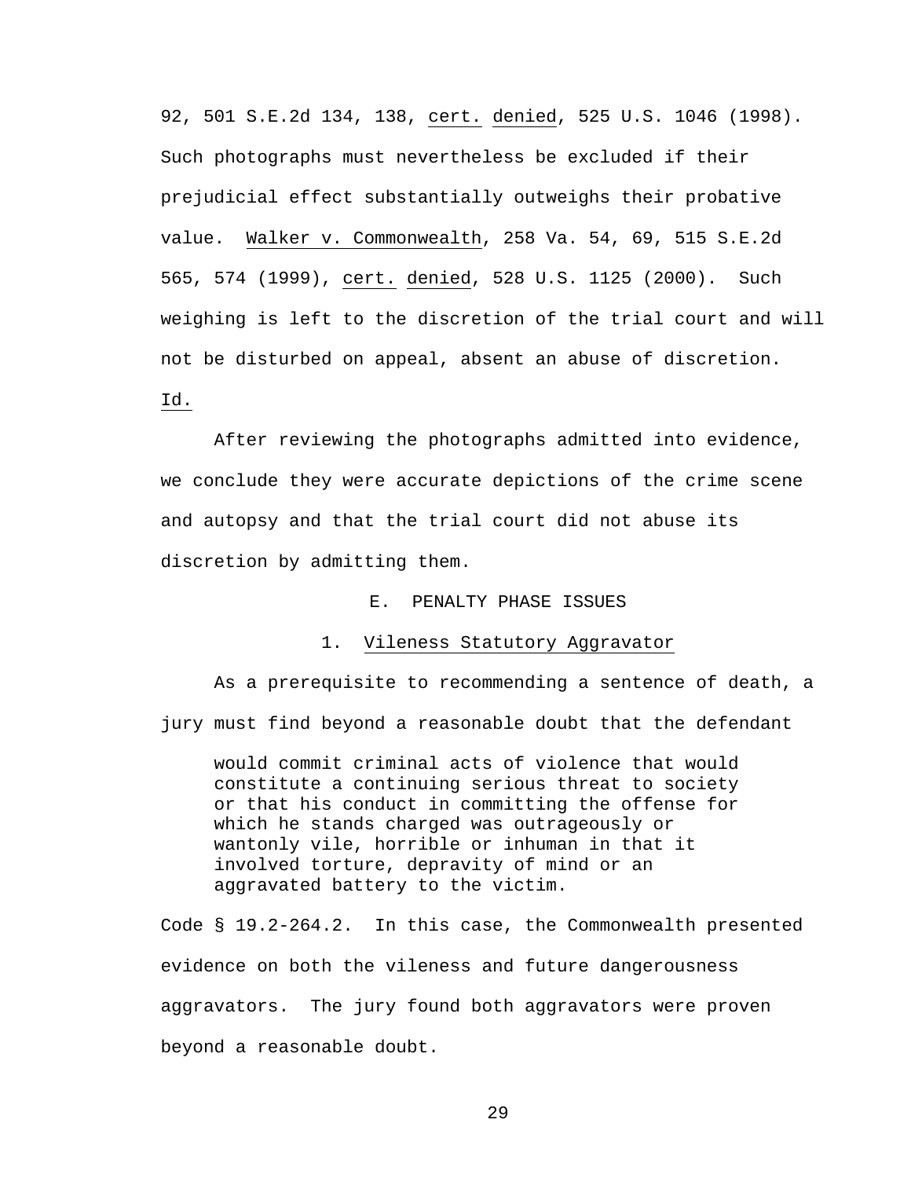92, 501 S.E.2d 134, 138, cert. denied, 525 U.S. 1046 (1998). Such photographs must nevertheless be excluded if their prejudicial effect substantially outweighs their probative value. Walker v. Commonwealth, 258 Va. 54, 69, 515 S.E.2d 565, 574 (1999), cert. denied, 528 U.S. 1125 (2000). Such weighing is left to the discretion of the trial court and will not be disturbed on appeal, absent an abuse of discretion. Id.

After reviewing the photographs admitted into evidence, we conclude they were accurate depictions of the crime scene and autopsy and that the trial court did not abuse its discretion by admitting them.

## E. PENALTY PHASE ISSUES

### 1. Vileness Statutory Aggravator

As a prerequisite to recommending a sentence of death, a jury must find beyond a reasonable doubt that the defendant

> would commit criminal acts of violence that would constitute a continuing serious threat to society or that his conduct in committing the offense for which he stands charged was outrageously or wantonly vile, horrible or inhuman in that it involved torture, depravity of mind or an aggravated battery to the victim.

Code § 19.2-264.2. In this case, the Commonwealth presented evidence on both the vileness and future dangerousness aggravators. The jury found both aggravators were proven beyond a reasonable doubt.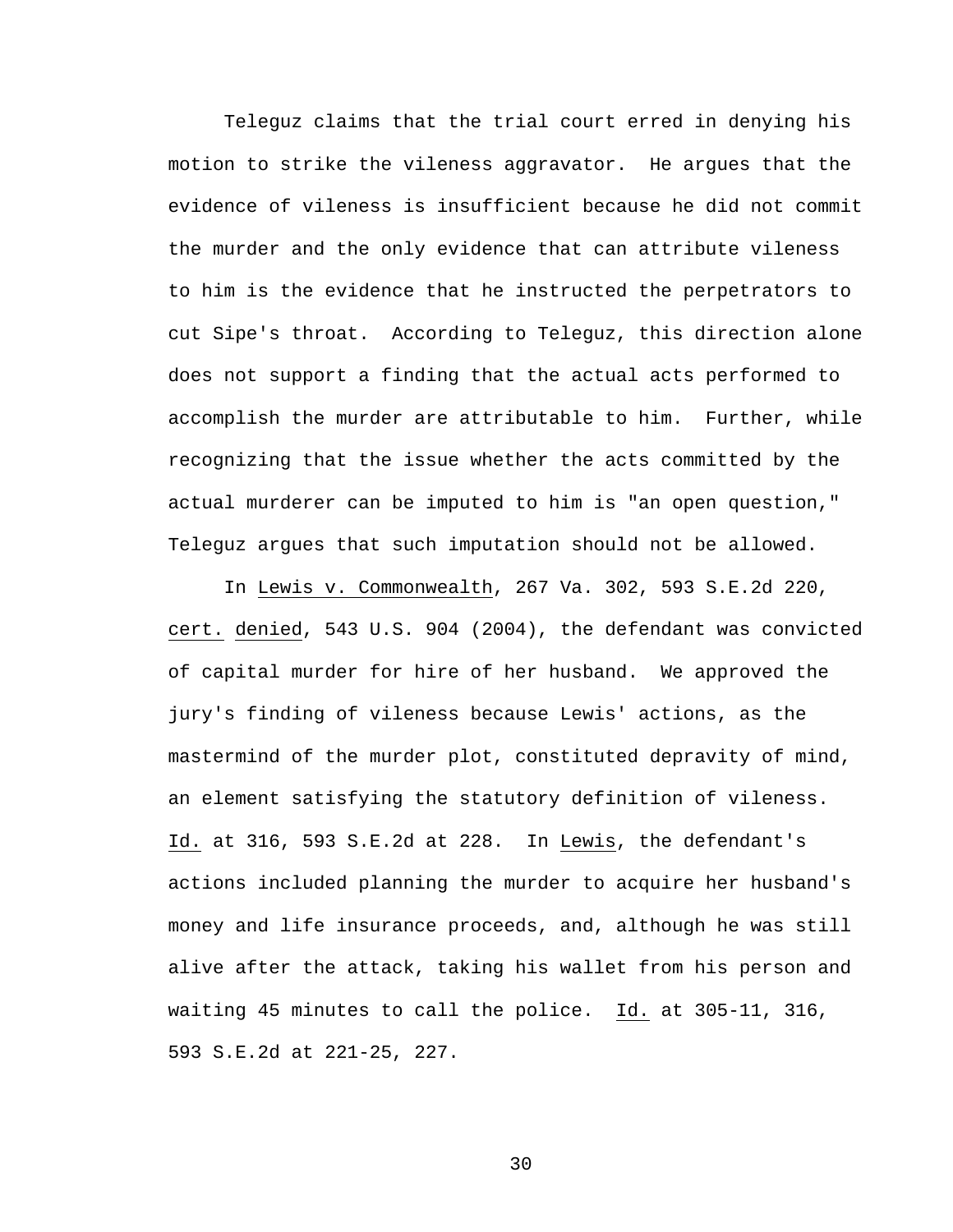Teleguz claims that the trial court erred in denying his motion to strike the vileness aggravator. He argues that the evidence of vileness is insufficient because he did not commit the murder and the only evidence that can attribute vileness to him is the evidence that he instructed the perpetrators to cut Sipe's throat. According to Teleguz, this direction alone does not support a finding that the actual acts performed to accomplish the murder are attributable to him. Further, while recognizing that the issue whether the acts committed by the actual murderer can be imputed to him is "an open question," Teleguz argues that such imputation should not be allowed.

In Lewis v. Commonwealth, 267 Va. 302, 593 S.E.2d 220, cert. denied, 543 U.S. 904 (2004), the defendant was convicted of capital murder for hire of her husband. We approved the jury's finding of vileness because Lewis' actions, as the mastermind of the murder plot, constituted depravity of mind, an element satisfying the statutory definition of vileness. Id. at 316, 593 S.E.2d at 228. In Lewis, the defendant's actions included planning the murder to acquire her husband's money and life insurance proceeds, and, although he was still alive after the attack, taking his wallet from his person and waiting 45 minutes to call the police. Id. at 305-11, 316, 593 S.E.2d at 221-25, 227.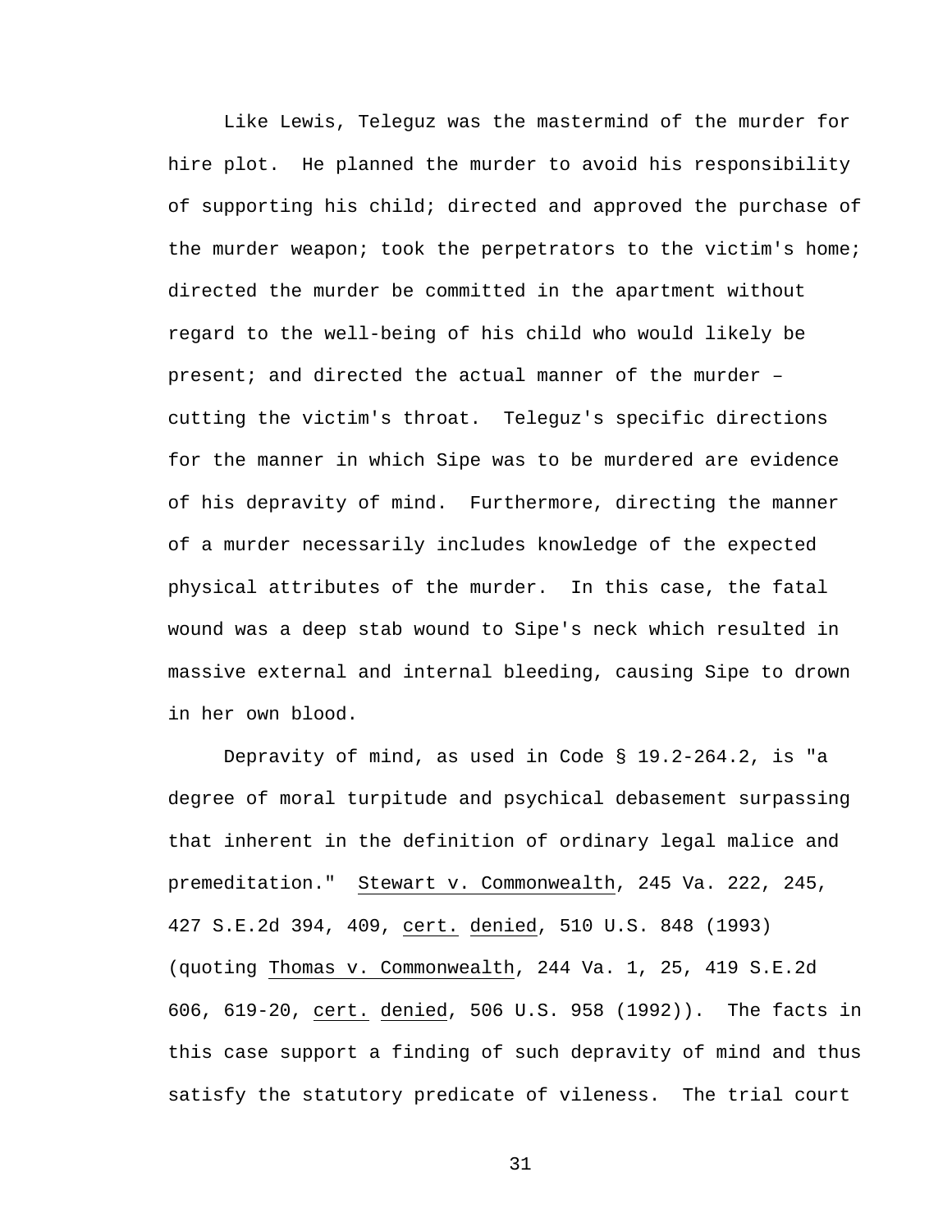Like Lewis, Teleguz was the mastermind of the murder for hire plot. He planned the murder to avoid his responsibility of supporting his child; directed and approved the purchase of the murder weapon; took the perpetrators to the victim's home; directed the murder be committed in the apartment without regard to the well-being of his child who would likely be present; and directed the actual manner of the murder – cutting the victim's throat. Teleguz's specific directions for the manner in which Sipe was to be murdered are evidence of his depravity of mind. Furthermore, directing the manner of a murder necessarily includes knowledge of the expected physical attributes of the murder. In this case, the fatal wound was a deep stab wound to Sipe's neck which resulted in massive external and internal bleeding, causing Sipe to drown in her own blood.

Depravity of mind, as used in Code § 19.2-264.2, is "a degree of moral turpitude and psychical debasement surpassing that inherent in the definition of ordinary legal malice and premeditation." Stewart v. Commonwealth, 245 Va. 222, 245, 427 S.E.2d 394, 409, cert. denied, 510 U.S. 848 (1993) (quoting Thomas v. Commonwealth, 244 Va. 1, 25, 419 S.E.2d 606, 619-20, cert. denied, 506 U.S. 958 (1992)). The facts in this case support a finding of such depravity of mind and thus satisfy the statutory predicate of vileness. The trial court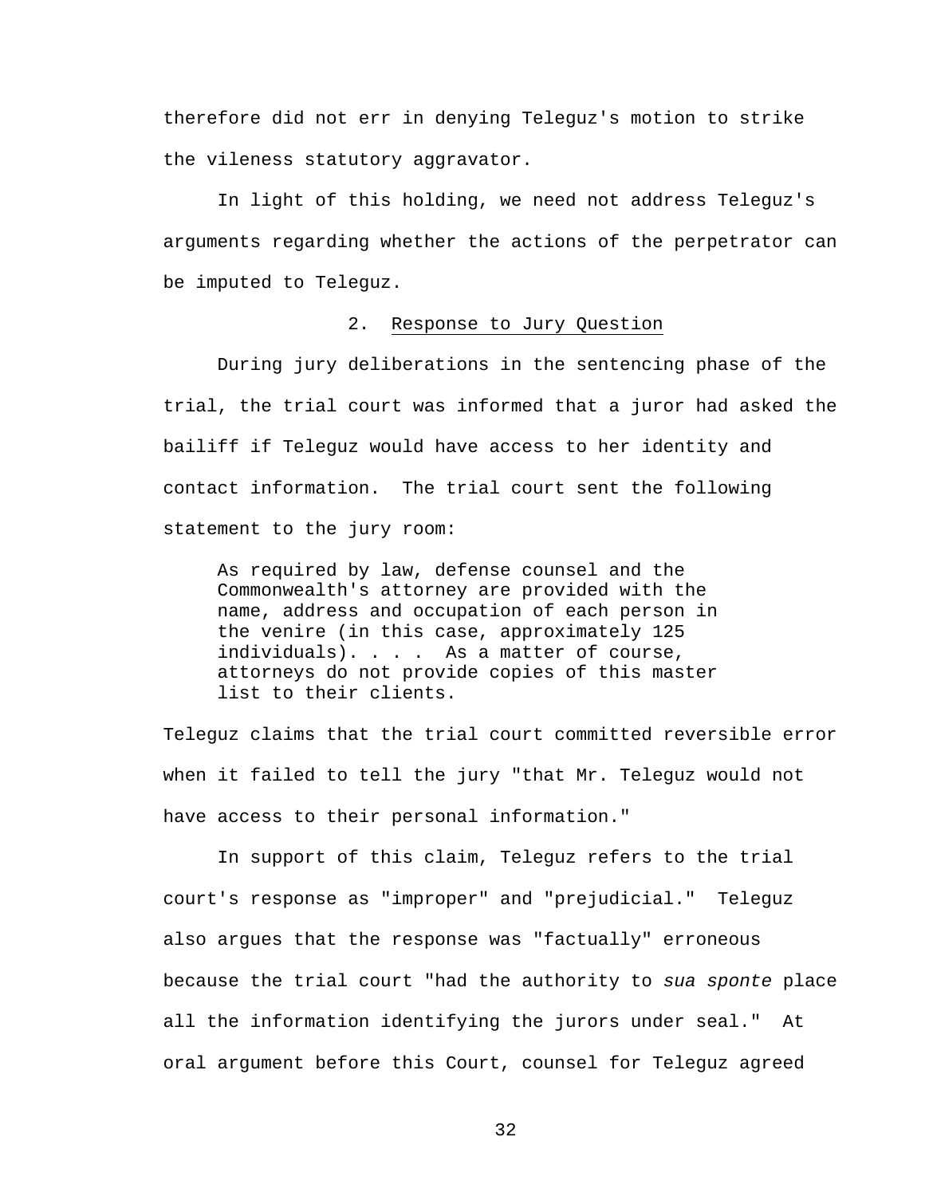therefore did not err in denying Teleguz's motion to strike the vileness statutory aggravator.

In light of this holding, we need not address Teleguz's arguments regarding whether the actions of the perpetrator can be imputed to Teleguz.

### 2. Response to Jury Question

During jury deliberations in the sentencing phase of the trial, the trial court was informed that a juror had asked the bailiff if Teleguz would have access to her identity and contact information. The trial court sent the following statement to the jury room:

> As required by law, defense counsel and the Commonwealth's attorney are provided with the name, address and occupation of each person in the venire (in this case, approximately 125 individuals). . . . As a matter of course, attorneys do not provide copies of this master list to their clients.

Teleguz claims that the trial court committed reversible error when it failed to tell the jury "that Mr. Teleguz would not have access to their personal information."

In support of this claim, Teleguz refers to the trial court's response as "improper" and "prejudicial." Teleguz also argues that the response was "factually" erroneous because the trial court "had the authority to *sua sponte* place all the information identifying the jurors under seal." At oral argument before this Court, counsel for Teleguz agreed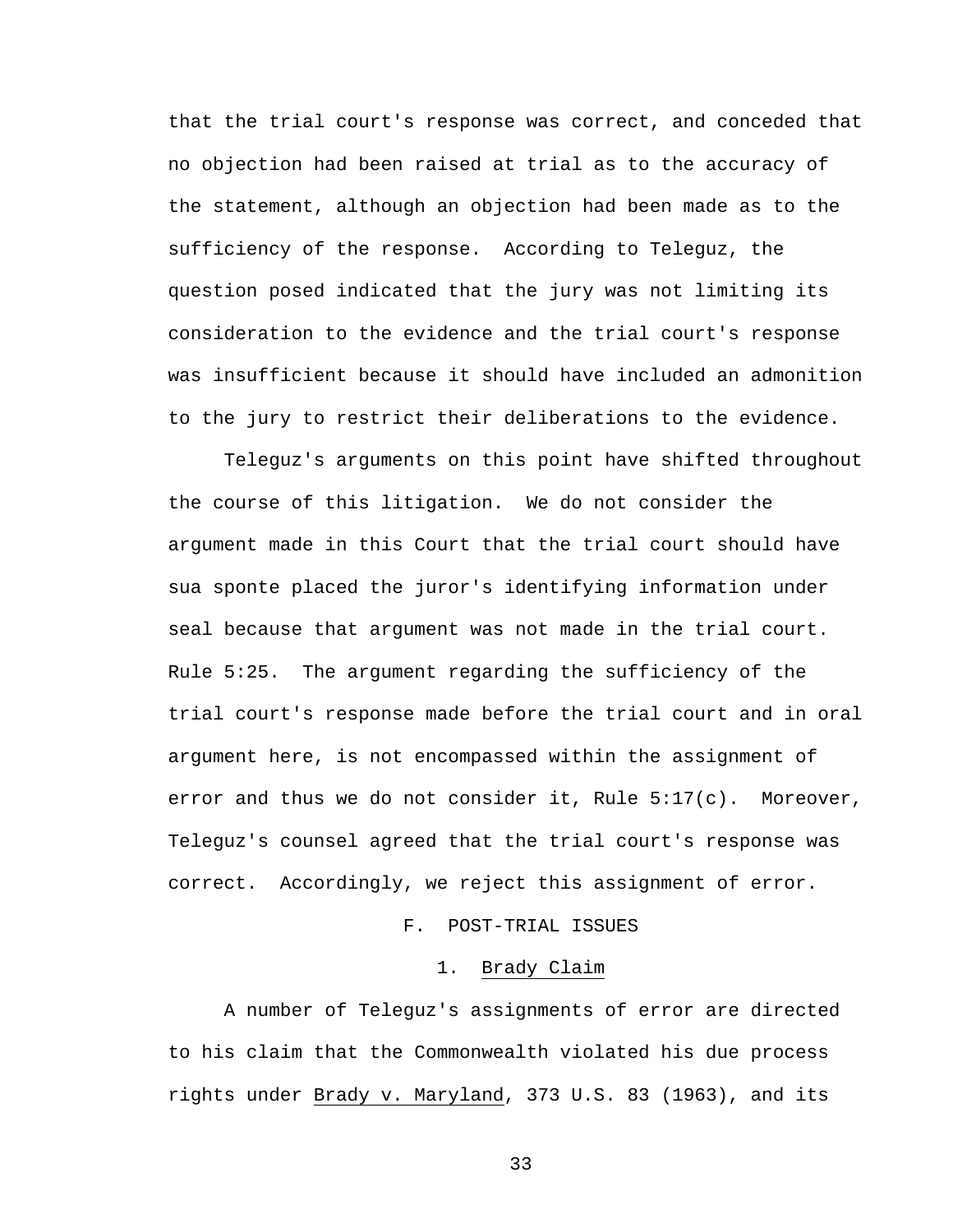that the trial court's response was correct, and conceded that no objection had been raised at trial as to the accuracy of the statement, although an objection had been made as to the sufficiency of the response. According to Teleguz, the question posed indicated that the jury was not limiting its consideration to the evidence and the trial court's response was insufficient because it should have included an admonition to the jury to restrict their deliberations to the evidence.

Teleguz's arguments on this point have shifted throughout the course of this litigation. We do not consider the argument made in this Court that the trial court should have sua sponte placed the juror's identifying information under seal because that argument was not made in the trial court. Rule 5:25. The argument regarding the sufficiency of the trial court's response made before the trial court and in oral argument here, is not encompassed within the assignment of error and thus we do not consider it, Rule 5:17(c). Moreover, Teleguz's counsel agreed that the trial court's response was correct. Accordingly, we reject this assignment of error.

### F. POST-TRIAL ISSUES

#### 1. Brady Claim

A number of Teleguz's assignments of error are directed to his claim that the Commonwealth violated his due process rights under Brady v. Maryland, 373 U.S. 83 (1963), and its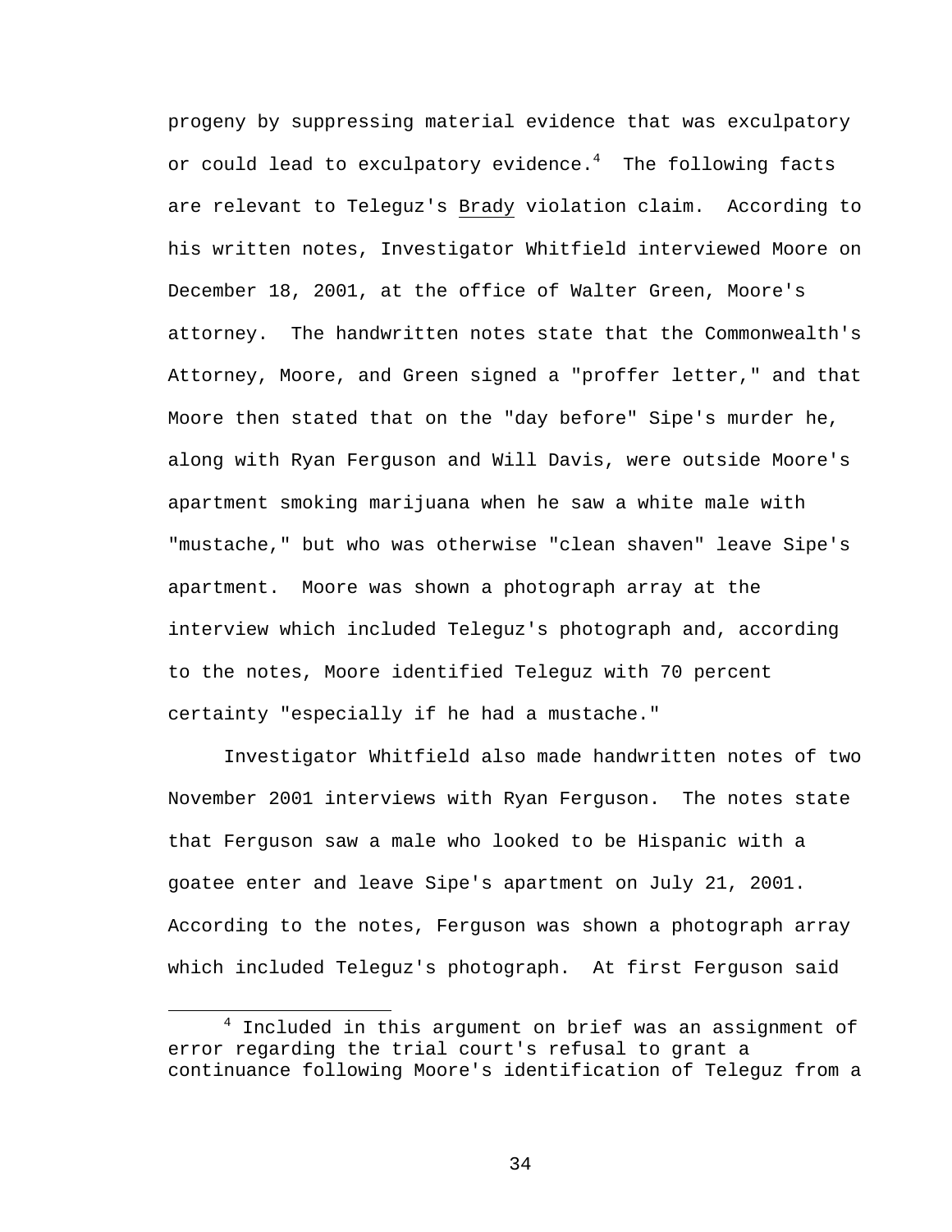progeny by suppressing material evidence that was exculpatory or could lead to exculpatory evidence.[4] The following facts are relevant to Teleguz's Brady violation claim. According to his written notes, Investigator Whitfield interviewed Moore on December 18, 2001, at the office of Walter Green, Moore's attorney. The handwritten notes state that the Commonwealth's Attorney, Moore, and Green signed a "proffer letter," and that Moore then stated that on the "day before" Sipe's murder he, along with Ryan Ferguson and Will Davis, were outside Moore's apartment smoking marijuana when he saw a white male with "mustache," but who was otherwise "clean shaven" leave Sipe's apartment. Moore was shown a photograph array at the interview which included Teleguz's photograph and, according to the notes, Moore identified Teleguz with 70 percent certainty "especially if he had a mustache."

Investigator Whitfield also made handwritten notes of two November 2001 interviews with Ryan Ferguson. The notes state that Ferguson saw a male who looked to be Hispanic with a goatee enter and leave Sipe's apartment on July 21, 2001. According to the notes, Ferguson was shown a photograph array which included Teleguz's photograph. At first Ferguson said

[4] Included in this argument on brief was an assignment of error regarding the trial court's refusal to grant a continuance following Moore's identification of Teleguz from a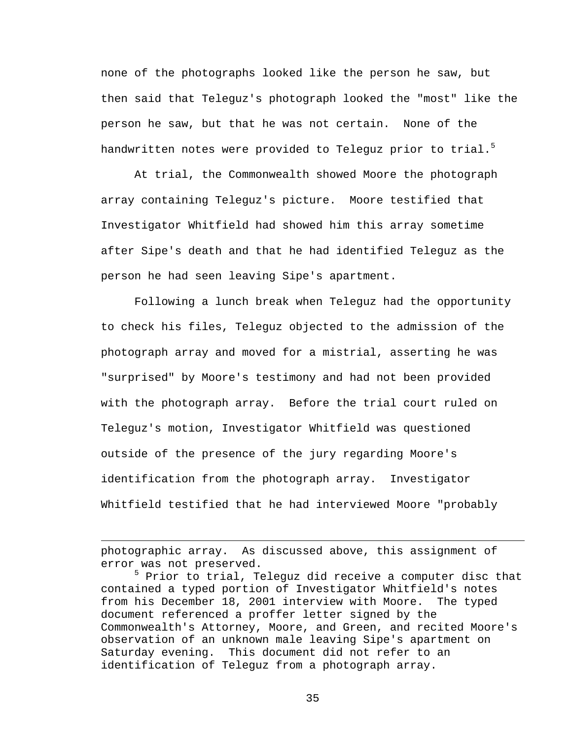none of the photographs looked like the person he saw, but then said that Teleguz's photograph looked the "most" like the person he saw, but that he was not certain. None of the handwritten notes were provided to Teleguz prior to trial.[5]

At trial, the Commonwealth showed Moore the photograph array containing Teleguz's picture. Moore testified that Investigator Whitfield had showed him this array sometime after Sipe's death and that he had identified Teleguz as the person he had seen leaving Sipe's apartment.

Following a lunch break when Teleguz had the opportunity to check his files, Teleguz objected to the admission of the photograph array and moved for a mistrial, asserting he was "surprised" by Moore's testimony and had not been provided with the photograph array. Before the trial court ruled on Teleguz's motion, Investigator Whitfield was questioned outside of the presence of the jury regarding Moore's identification from the photograph array. Investigator Whitfield testified that he had interviewed Moore "probably

---

photographic array. As discussed above, this assignment of error was not preserved.

[5] Prior to trial, Teleguz did receive a computer disc that contained a typed portion of Investigator Whitfield's notes from his December 18, 2001 interview with Moore. The typed document referenced a proffer letter signed by the Commonwealth's Attorney, Moore, and Green, and recited Moore's observation of an unknown male leaving Sipe's apartment on Saturday evening. This document did not refer to an identification of Teleguz from a photograph array.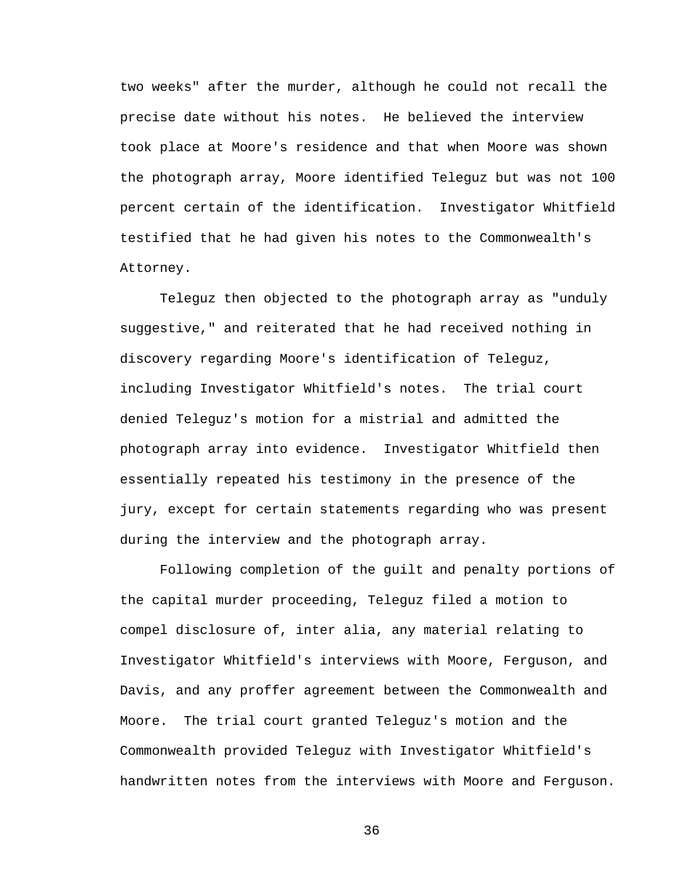two weeks" after the murder, although he could not recall the precise date without his notes. He believed the interview took place at Moore's residence and that when Moore was shown the photograph array, Moore identified Teleguz but was not 100 percent certain of the identification. Investigator Whitfield testified that he had given his notes to the Commonwealth's Attorney.

Teleguz then objected to the photograph array as "unduly suggestive," and reiterated that he had received nothing in discovery regarding Moore's identification of Teleguz, including Investigator Whitfield's notes. The trial court denied Teleguz's motion for a mistrial and admitted the photograph array into evidence. Investigator Whitfield then essentially repeated his testimony in the presence of the jury, except for certain statements regarding who was present during the interview and the photograph array.

Following completion of the guilt and penalty portions of the capital murder proceeding, Teleguz filed a motion to compel disclosure of, inter alia, any material relating to Investigator Whitfield's interviews with Moore, Ferguson, and Davis, and any proffer agreement between the Commonwealth and Moore. The trial court granted Teleguz's motion and the Commonwealth provided Teleguz with Investigator Whitfield's handwritten notes from the interviews with Moore and Ferguson.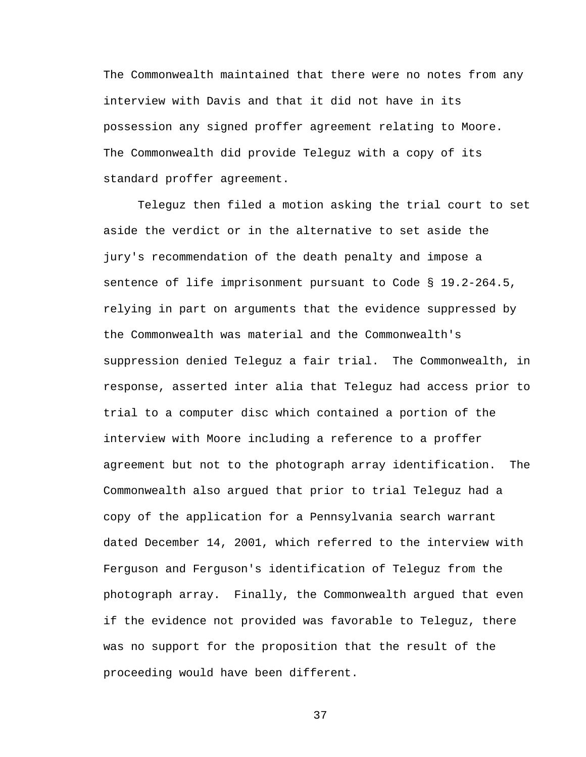The Commonwealth maintained that there were no notes from any interview with Davis and that it did not have in its possession any signed proffer agreement relating to Moore. The Commonwealth did provide Teleguz with a copy of its standard proffer agreement.

Teleguz then filed a motion asking the trial court to set aside the verdict or in the alternative to set aside the jury's recommendation of the death penalty and impose a sentence of life imprisonment pursuant to Code § 19.2-264.5, relying in part on arguments that the evidence suppressed by the Commonwealth was material and the Commonwealth's suppression denied Teleguz a fair trial. The Commonwealth, in response, asserted inter alia that Teleguz had access prior to trial to a computer disc which contained a portion of the interview with Moore including a reference to a proffer agreement but not to the photograph array identification. The Commonwealth also argued that prior to trial Teleguz had a copy of the application for a Pennsylvania search warrant dated December 14, 2001, which referred to the interview with Ferguson and Ferguson's identification of Teleguz from the photograph array. Finally, the Commonwealth argued that even if the evidence not provided was favorable to Teleguz, there was no support for the proposition that the result of the proceeding would have been different.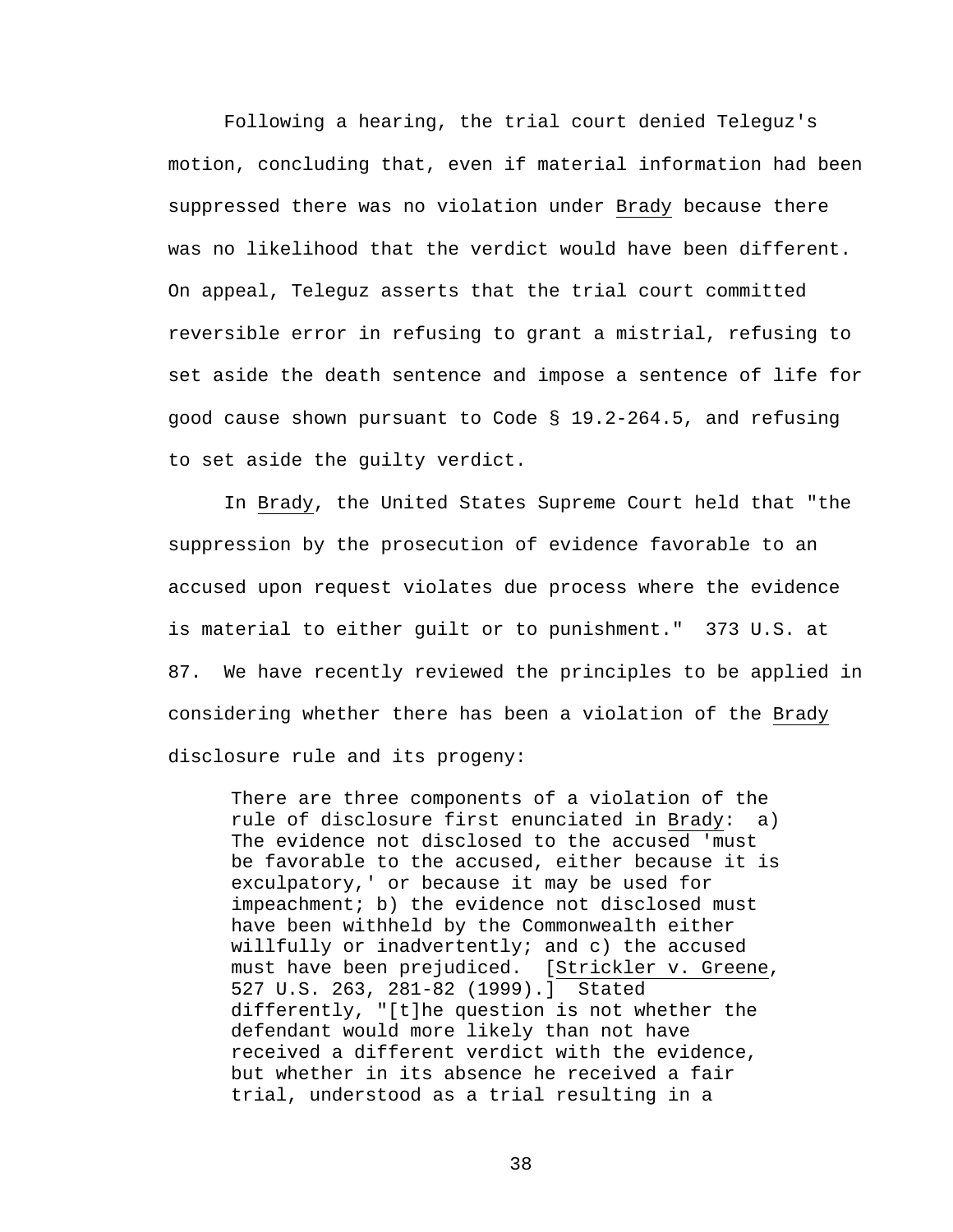Following a hearing, the trial court denied Teleguz's motion, concluding that, even if material information had been suppressed there was no violation under Brady because there was no likelihood that the verdict would have been different. On appeal, Teleguz asserts that the trial court committed reversible error in refusing to grant a mistrial, refusing to set aside the death sentence and impose a sentence of life for good cause shown pursuant to Code § 19.2-264.5, and refusing to set aside the guilty verdict.

In Brady, the United States Supreme Court held that "the suppression by the prosecution of evidence favorable to an accused upon request violates due process where the evidence is material to either guilt or to punishment." 373 U.S. at 87. We have recently reviewed the principles to be applied in considering whether there has been a violation of the Brady disclosure rule and its progeny:

> There are three components of a violation of the rule of disclosure first enunciated in Brady: a) The evidence not disclosed to the accused 'must be favorable to the accused, either because it is exculpatory,' or because it may be used for impeachment; b) the evidence not disclosed must have been withheld by the Commonwealth either willfully or inadvertently; and c) the accused must have been prejudiced. [Strickler v. Greene, 527 U.S. 263, 281-82 (1999).] Stated differently, "[t]he question is not whether the defendant would more likely than not have received a different verdict with the evidence, but whether in its absence he received a fair trial, understood as a trial resulting in a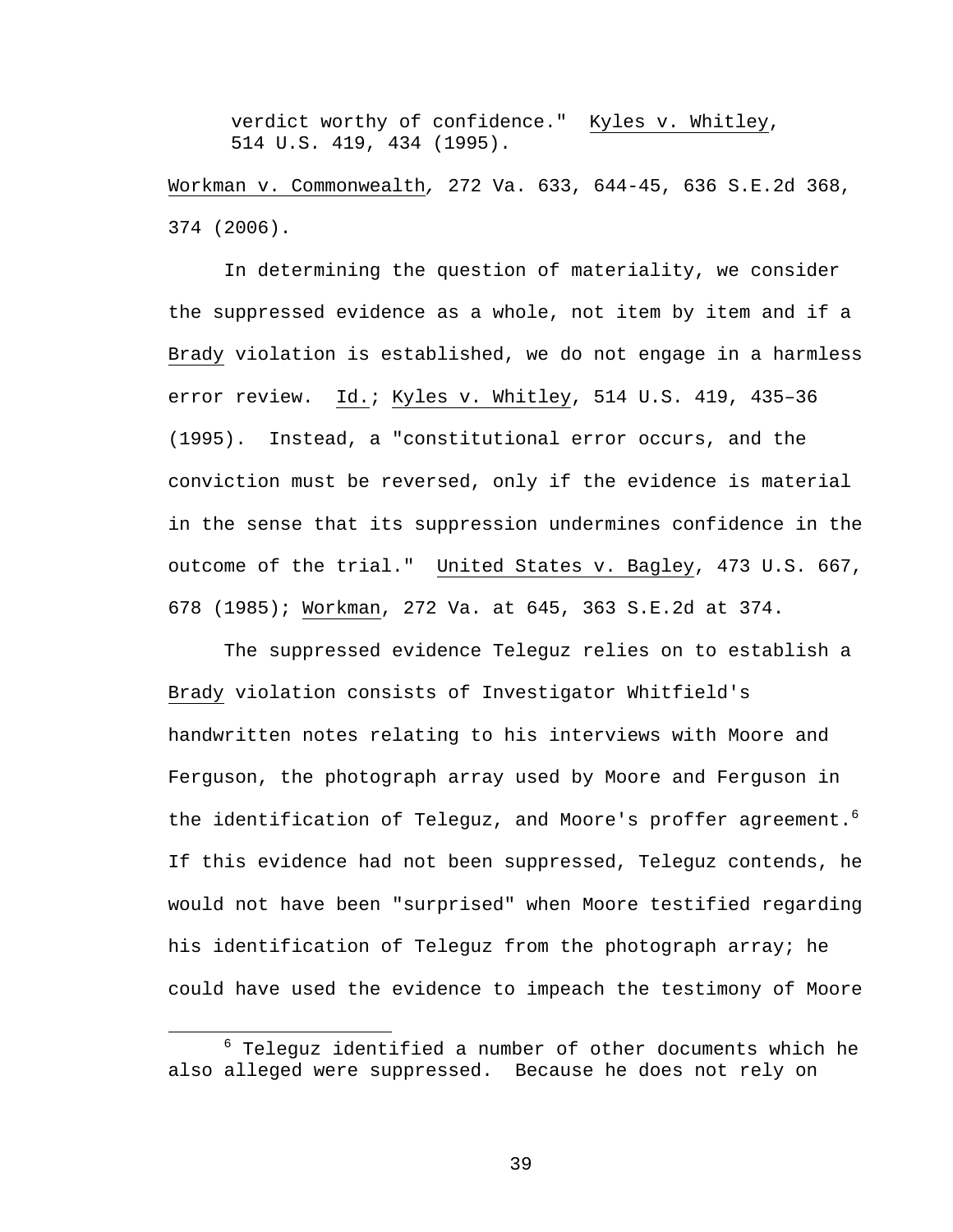verdict worthy of confidence." Kyles v. Whitley, 514 U.S. 419, 434 (1995).

Workman v. Commonwealth, 272 Va. 633, 644-45, 636 S.E.2d 368, 374 (2006).

In determining the question of materiality, we consider the suppressed evidence as a whole, not item by item and if a Brady violation is established, we do not engage in a harmless error review. Id.; Kyles v. Whitley, 514 U.S. 419, 435–36 (1995). Instead, a "constitutional error occurs, and the conviction must be reversed, only if the evidence is material in the sense that its suppression undermines confidence in the outcome of the trial." United States v. Bagley, 473 U.S. 667, 678 (1985); Workman, 272 Va. at 645, 363 S.E.2d at 374.

The suppressed evidence Teleguz relies on to establish a Brady violation consists of Investigator Whitfield's handwritten notes relating to his interviews with Moore and Ferguson, the photograph array used by Moore and Ferguson in the identification of Teleguz, and Moore's proffer agreement.[6] If this evidence had not been suppressed, Teleguz contends, he would not have been "surprised" when Moore testified regarding his identification of Teleguz from the photograph array; he could have used the evidence to impeach the testimony of Moore

---

[6] Teleguz identified a number of other documents which he also alleged were suppressed. Because he does not rely on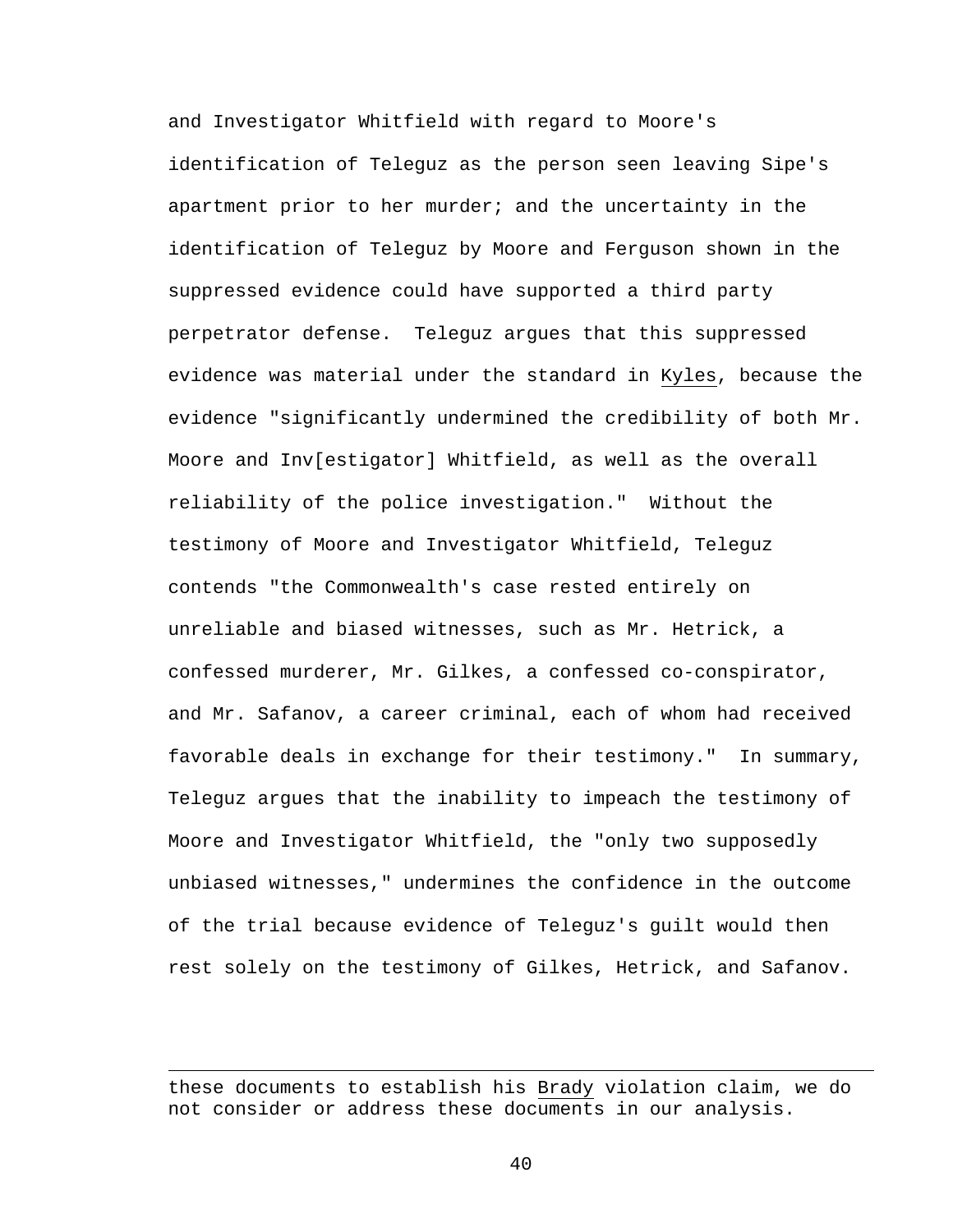and Investigator Whitfield with regard to Moore's identification of Teleguz as the person seen leaving Sipe's apartment prior to her murder; and the uncertainty in the identification of Teleguz by Moore and Ferguson shown in the suppressed evidence could have supported a third party perpetrator defense. Teleguz argues that this suppressed evidence was material under the standard in Kyles, because the evidence "significantly undermined the credibility of both Mr. Moore and Inv[estigator] Whitfield, as well as the overall reliability of the police investigation." Without the testimony of Moore and Investigator Whitfield, Teleguz contends "the Commonwealth's case rested entirely on unreliable and biased witnesses, such as Mr. Hetrick, a confessed murderer, Mr. Gilkes, a confessed co-conspirator, and Mr. Safanov, a career criminal, each of whom had received favorable deals in exchange for their testimony." In summary, Teleguz argues that the inability to impeach the testimony of Moore and Investigator Whitfield, the "only two supposedly unbiased witnesses," undermines the confidence in the outcome of the trial because evidence of Teleguz's guilt would then rest solely on the testimony of Gilkes, Hetrick, and Safanov.

---

these documents to establish his Brady violation claim, we do not consider or address these documents in our analysis.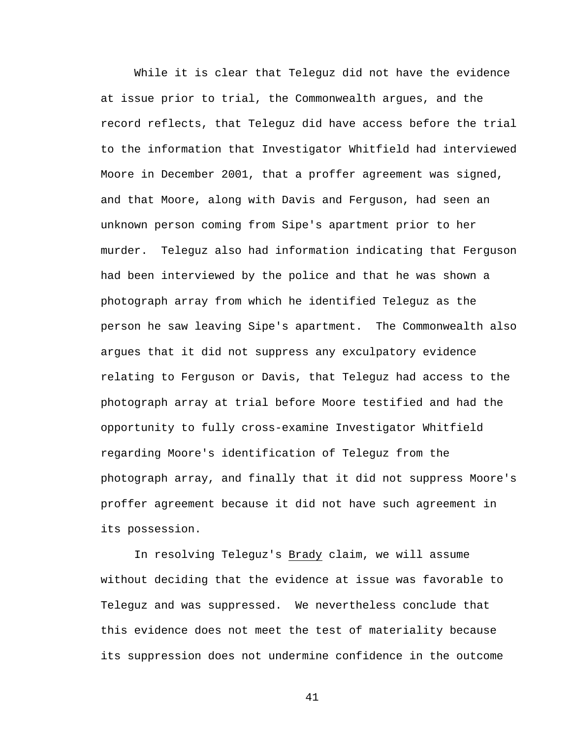While it is clear that Teleguz did not have the evidence at issue prior to trial, the Commonwealth argues, and the record reflects, that Teleguz did have access before the trial to the information that Investigator Whitfield had interviewed Moore in December 2001, that a proffer agreement was signed, and that Moore, along with Davis and Ferguson, had seen an unknown person coming from Sipe's apartment prior to her murder. Teleguz also had information indicating that Ferguson had been interviewed by the police and that he was shown a photograph array from which he identified Teleguz as the person he saw leaving Sipe's apartment. The Commonwealth also argues that it did not suppress any exculpatory evidence relating to Ferguson or Davis, that Teleguz had access to the photograph array at trial before Moore testified and had the opportunity to fully cross-examine Investigator Whitfield regarding Moore's identification of Teleguz from the photograph array, and finally that it did not suppress Moore's proffer agreement because it did not have such agreement in its possession.

In resolving Teleguz's Brady claim, we will assume without deciding that the evidence at issue was favorable to Teleguz and was suppressed. We nevertheless conclude that this evidence does not meet the test of materiality because its suppression does not undermine confidence in the outcome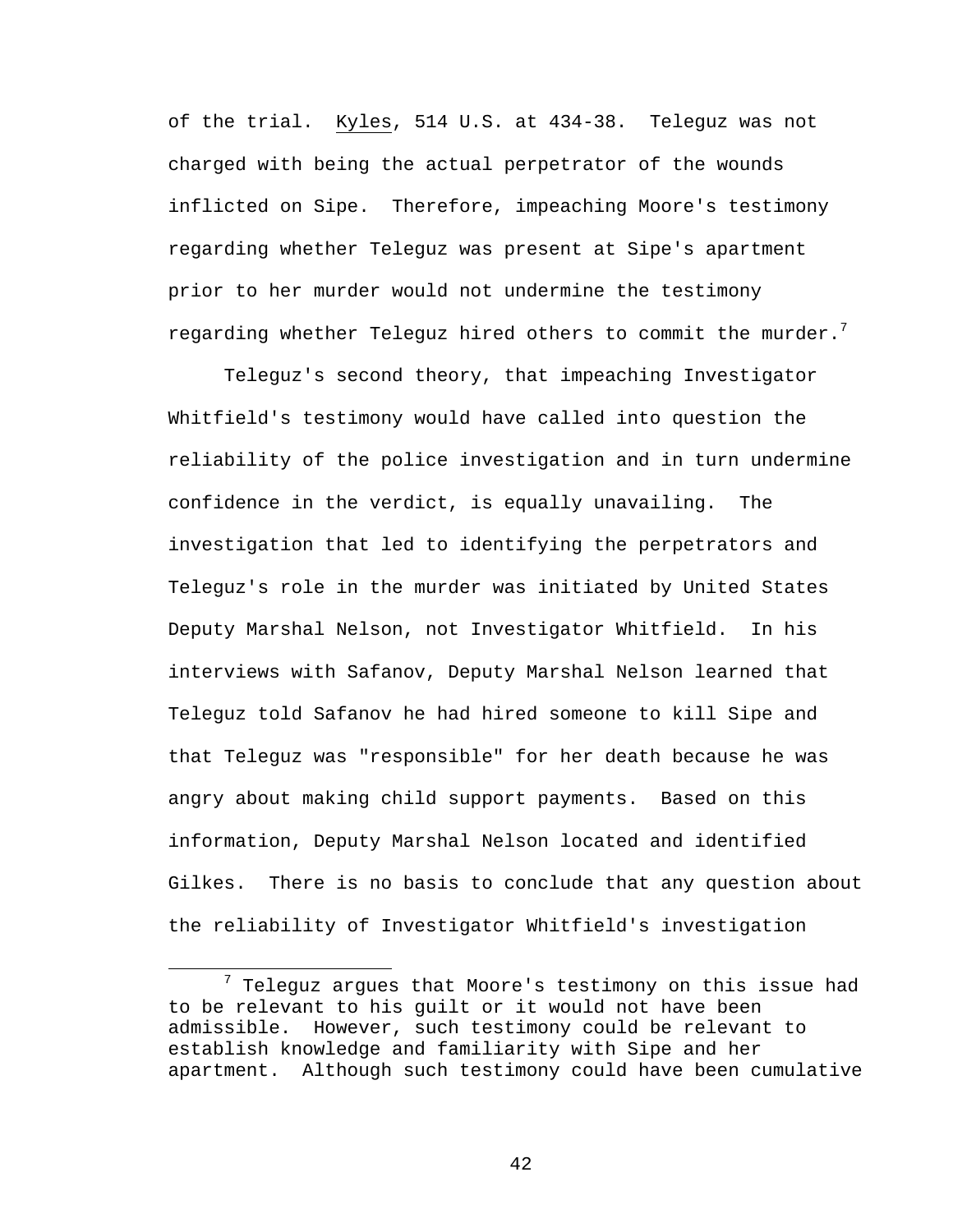of the trial. Kyles, 514 U.S. at 434-38. Teleguz was not charged with being the actual perpetrator of the wounds inflicted on Sipe. Therefore, impeaching Moore's testimony regarding whether Teleguz was present at Sipe's apartment prior to her murder would not undermine the testimony regarding whether Teleguz hired others to commit the murder.[7]

Teleguz's second theory, that impeaching Investigator Whitfield's testimony would have called into question the reliability of the police investigation and in turn undermine confidence in the verdict, is equally unavailing. The investigation that led to identifying the perpetrators and Teleguz's role in the murder was initiated by United States Deputy Marshal Nelson, not Investigator Whitfield. In his interviews with Safanov, Deputy Marshal Nelson learned that Teleguz told Safanov he had hired someone to kill Sipe and that Teleguz was "responsible" for her death because he was angry about making child support payments. Based on this information, Deputy Marshal Nelson located and identified Gilkes. There is no basis to conclude that any question about the reliability of Investigator Whitfield's investigation

[7] Teleguz argues that Moore's testimony on this issue had to be relevant to his guilt or it would not have been admissible. However, such testimony could be relevant to establish knowledge and familiarity with Sipe and her apartment. Although such testimony could have been cumulative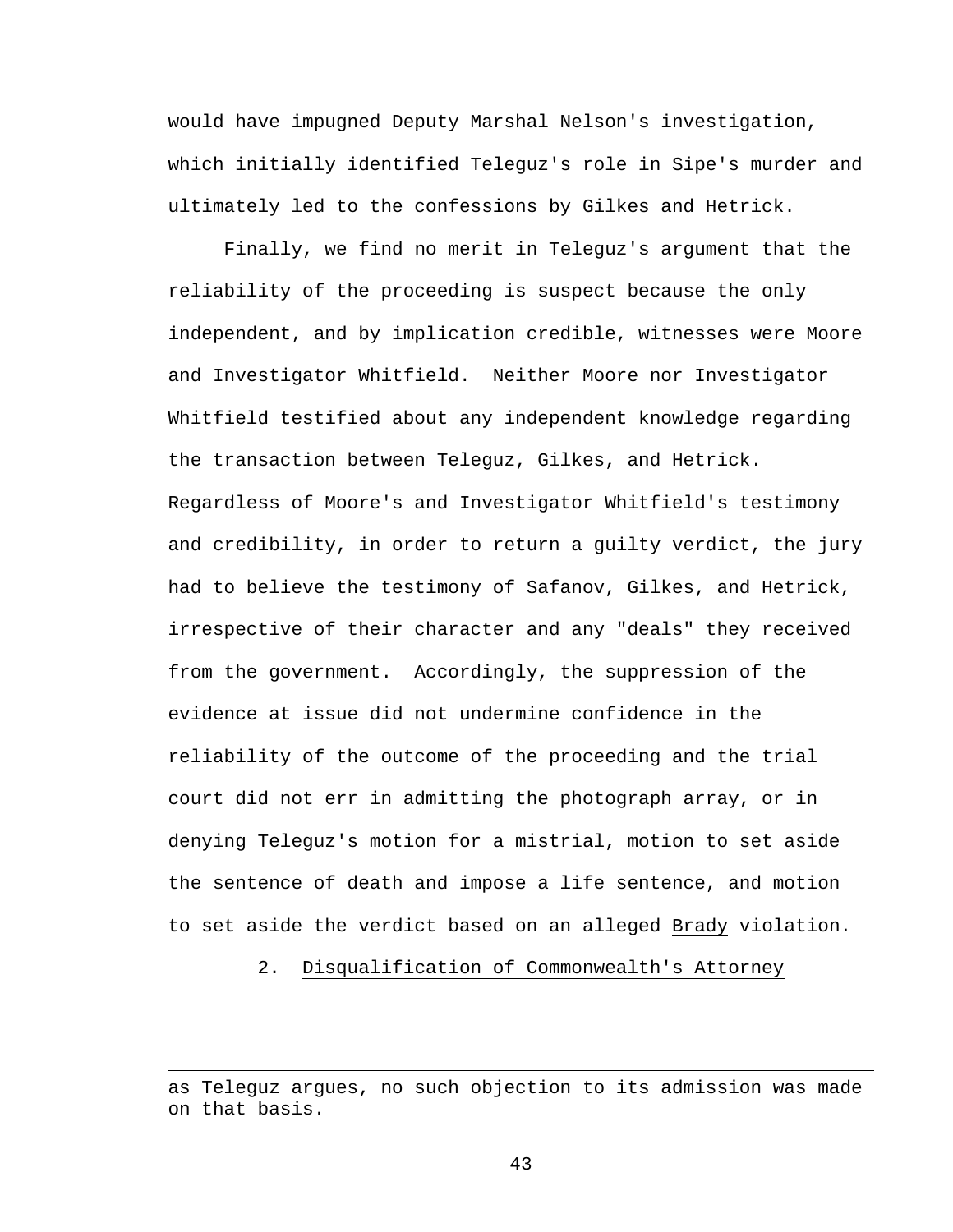would have impugned Deputy Marshal Nelson's investigation, which initially identified Teleguz's role in Sipe's murder and ultimately led to the confessions by Gilkes and Hetrick.

Finally, we find no merit in Teleguz's argument that the reliability of the proceeding is suspect because the only independent, and by implication credible, witnesses were Moore and Investigator Whitfield. Neither Moore nor Investigator Whitfield testified about any independent knowledge regarding the transaction between Teleguz, Gilkes, and Hetrick. Regardless of Moore's and Investigator Whitfield's testimony and credibility, in order to return a guilty verdict, the jury had to believe the testimony of Safanov, Gilkes, and Hetrick, irrespective of their character and any "deals" they received from the government. Accordingly, the suppression of the evidence at issue did not undermine confidence in the reliability of the outcome of the proceeding and the trial court did not err in admitting the photograph array, or in denying Teleguz's motion for a mistrial, motion to set aside the sentence of death and impose a life sentence, and motion to set aside the verdict based on an alleged Brady violation.

2. Disqualification of Commonwealth's Attorney

---

as Teleguz argues, no such objection to its admission was made on that basis.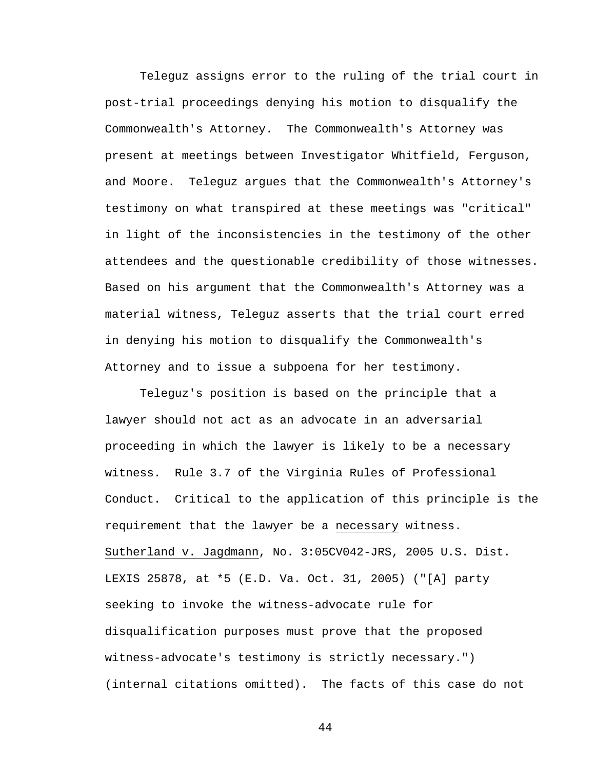Teleguz assigns error to the ruling of the trial court in post-trial proceedings denying his motion to disqualify the Commonwealth's Attorney. The Commonwealth's Attorney was present at meetings between Investigator Whitfield, Ferguson, and Moore. Teleguz argues that the Commonwealth's Attorney's testimony on what transpired at these meetings was "critical" in light of the inconsistencies in the testimony of the other attendees and the questionable credibility of those witnesses. Based on his argument that the Commonwealth's Attorney was a material witness, Teleguz asserts that the trial court erred in denying his motion to disqualify the Commonwealth's Attorney and to issue a subpoena for her testimony.

Teleguz's position is based on the principle that a lawyer should not act as an advocate in an adversarial proceeding in which the lawyer is likely to be a necessary witness. Rule 3.7 of the Virginia Rules of Professional Conduct. Critical to the application of this principle is the requirement that the lawyer be a <u>necessary</u> witness. <u>Sutherland v. Jagdmann</u>, No. 3:05CV042-JRS, 2005 U.S. Dist. LEXIS 25878, at *5 (E.D. Va. Oct. 31, 2005) ("[A] party seeking to invoke the witness-advocate rule for disqualification purposes must prove that the proposed witness-advocate's testimony is strictly necessary.") (internal citations omitted). The facts of this case do not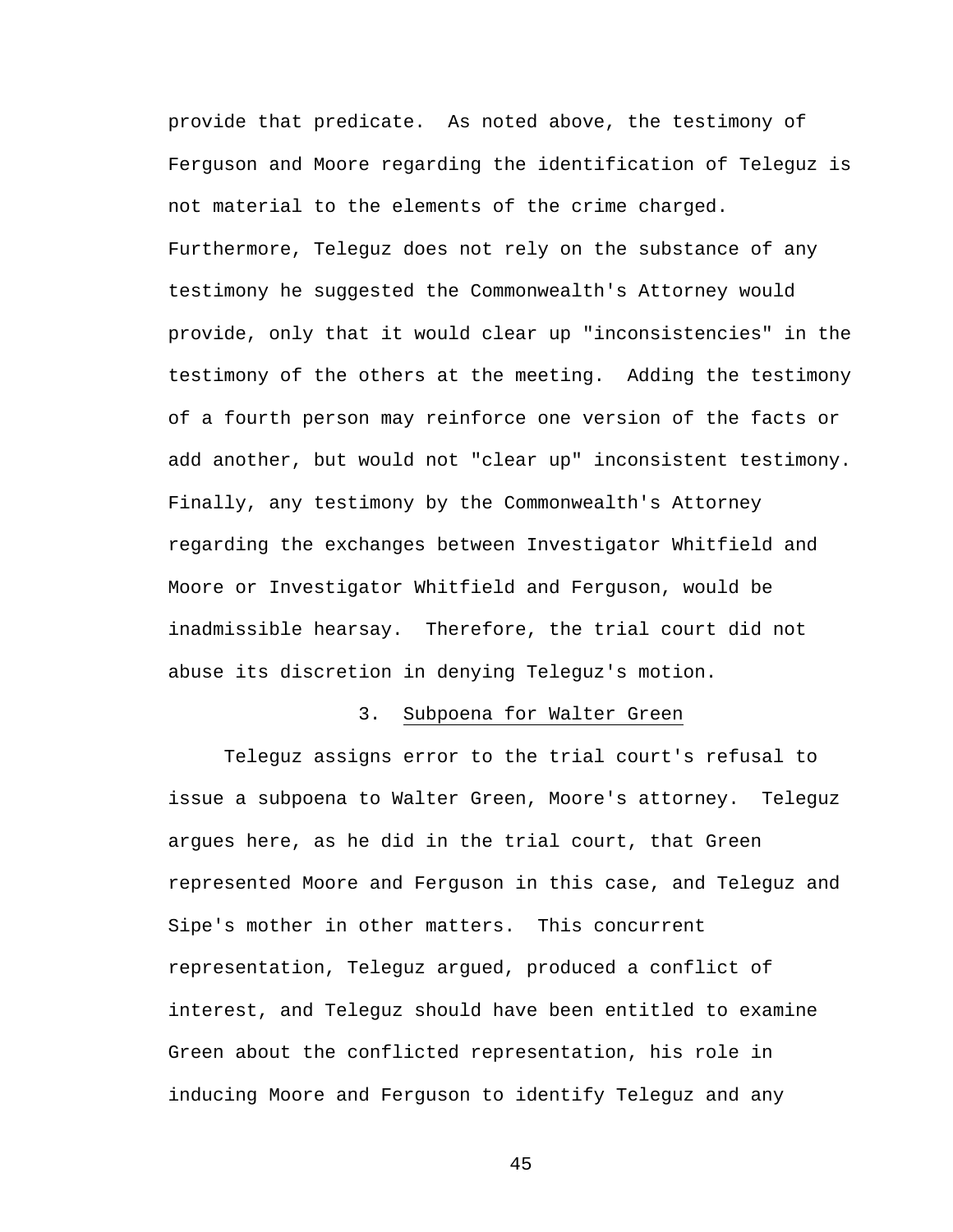provide that predicate. As noted above, the testimony of Ferguson and Moore regarding the identification of Teleguz is not material to the elements of the crime charged. Furthermore, Teleguz does not rely on the substance of any testimony he suggested the Commonwealth's Attorney would provide, only that it would clear up "inconsistencies" in the testimony of the others at the meeting. Adding the testimony of a fourth person may reinforce one version of the facts or add another, but would not "clear up" inconsistent testimony. Finally, any testimony by the Commonwealth's Attorney regarding the exchanges between Investigator Whitfield and Moore or Investigator Whitfield and Ferguson, would be inadmissible hearsay. Therefore, the trial court did not abuse its discretion in denying Teleguz's motion.

### 3. Subpoena for Walter Green

Teleguz assigns error to the trial court's refusal to issue a subpoena to Walter Green, Moore's attorney. Teleguz argues here, as he did in the trial court, that Green represented Moore and Ferguson in this case, and Teleguz and Sipe's mother in other matters. This concurrent representation, Teleguz argued, produced a conflict of interest, and Teleguz should have been entitled to examine Green about the conflicted representation, his role in inducing Moore and Ferguson to identify Teleguz and any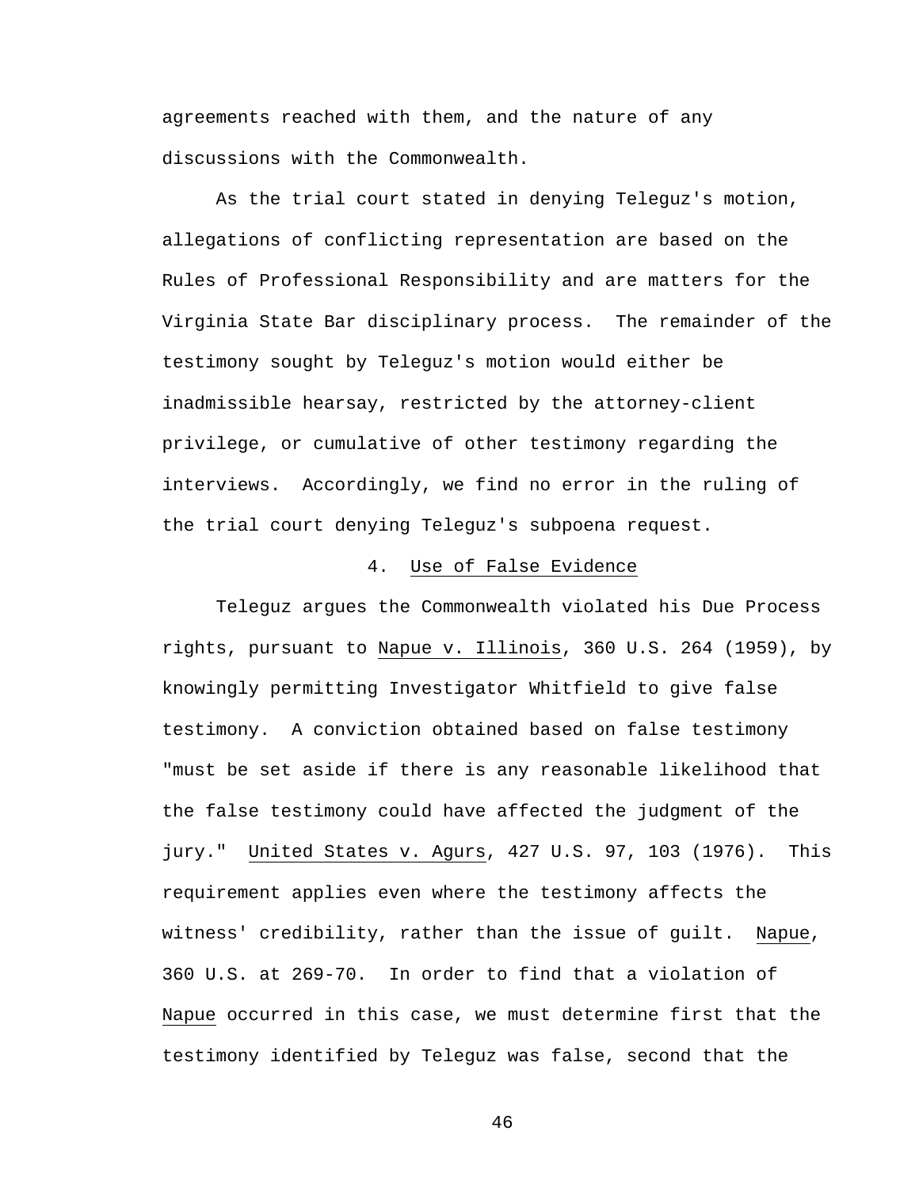agreements reached with them, and the nature of any discussions with the Commonwealth.

As the trial court stated in denying Teleguz's motion, allegations of conflicting representation are based on the Rules of Professional Responsibility and are matters for the Virginia State Bar disciplinary process. The remainder of the testimony sought by Teleguz's motion would either be inadmissible hearsay, restricted by the attorney-client privilege, or cumulative of other testimony regarding the interviews. Accordingly, we find no error in the ruling of the trial court denying Teleguz's subpoena request.

### 4. Use of False Evidence

Teleguz argues the Commonwealth violated his Due Process rights, pursuant to Napue v. Illinois, 360 U.S. 264 (1959), by knowingly permitting Investigator Whitfield to give false testimony. A conviction obtained based on false testimony "must be set aside if there is any reasonable likelihood that the false testimony could have affected the judgment of the jury." United States v. Agurs, 427 U.S. 97, 103 (1976). This requirement applies even where the testimony affects the witness' credibility, rather than the issue of guilt. Napue, 360 U.S. at 269-70. In order to find that a violation of Napue occurred in this case, we must determine first that the testimony identified by Teleguz was false, second that the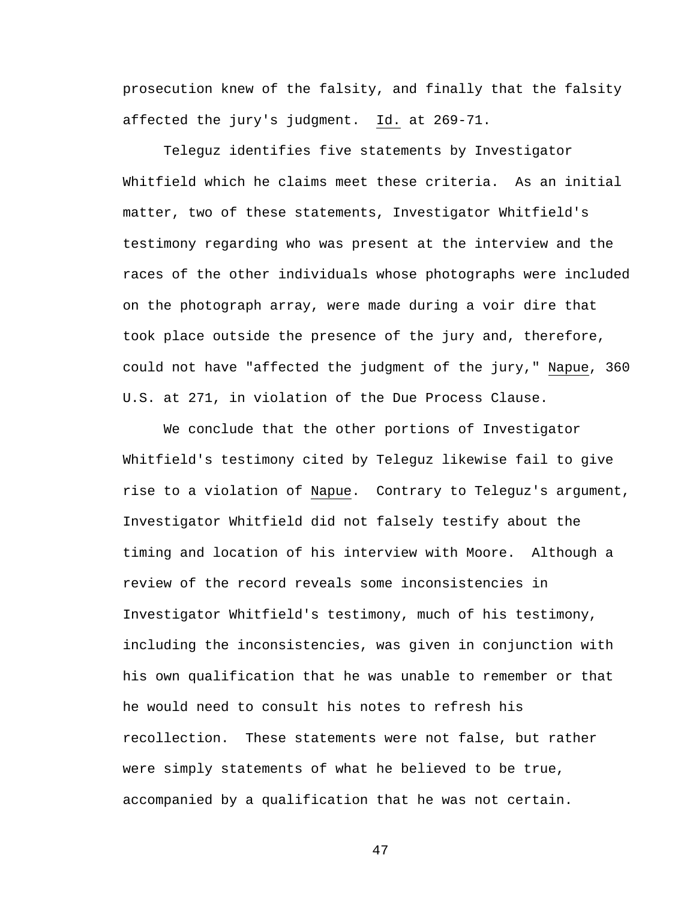prosecution knew of the falsity, and finally that the falsity affected the jury's judgment. Id. at 269-71.

Teleguz identifies five statements by Investigator Whitfield which he claims meet these criteria. As an initial matter, two of these statements, Investigator Whitfield's testimony regarding who was present at the interview and the races of the other individuals whose photographs were included on the photograph array, were made during a voir dire that took place outside the presence of the jury and, therefore, could not have "affected the judgment of the jury," Napue, 360 U.S. at 271, in violation of the Due Process Clause.

We conclude that the other portions of Investigator Whitfield's testimony cited by Teleguz likewise fail to give rise to a violation of Napue. Contrary to Teleguz's argument, Investigator Whitfield did not falsely testify about the timing and location of his interview with Moore. Although a review of the record reveals some inconsistencies in Investigator Whitfield's testimony, much of his testimony, including the inconsistencies, was given in conjunction with his own qualification that he was unable to remember or that he would need to consult his notes to refresh his recollection. These statements were not false, but rather were simply statements of what he believed to be true, accompanied by a qualification that he was not certain.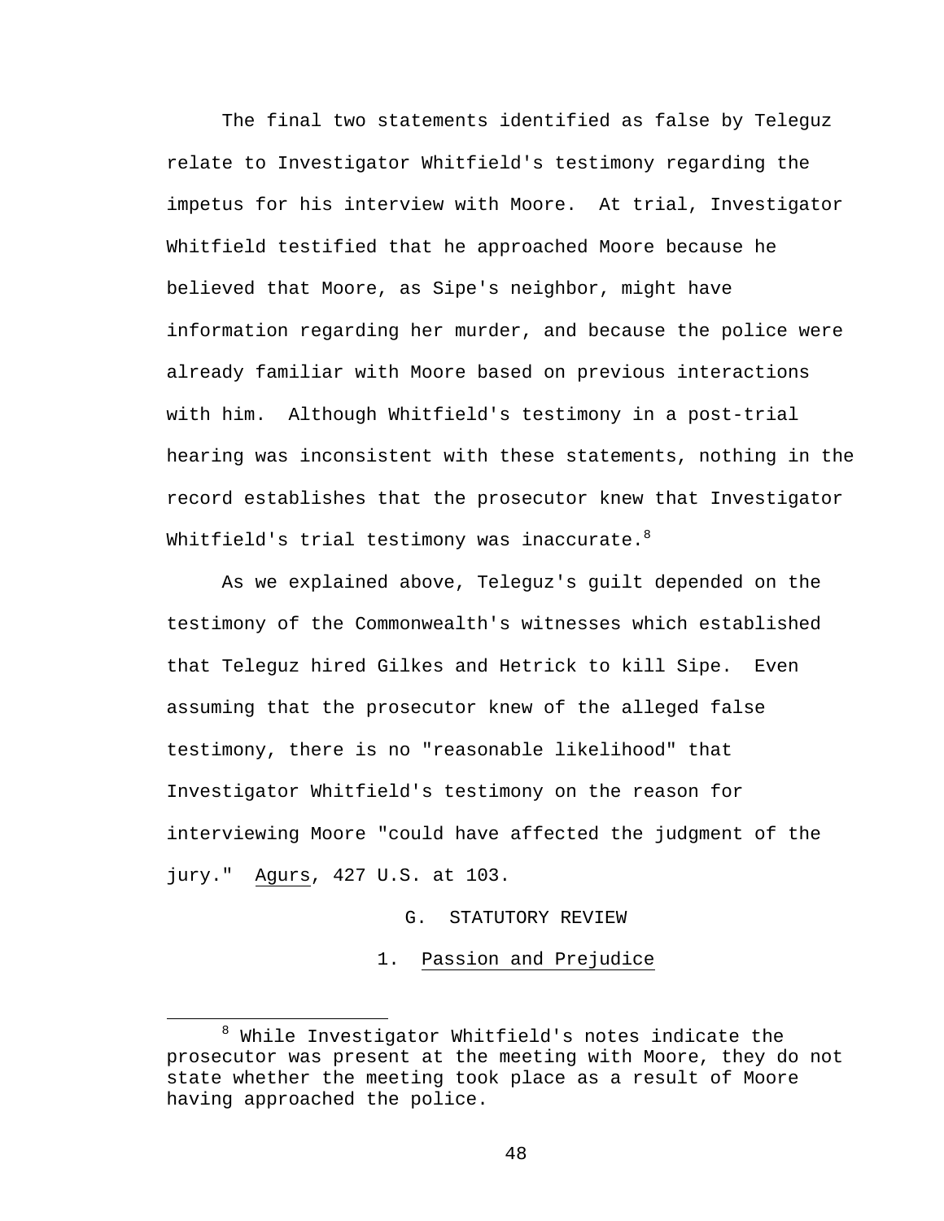The final two statements identified as false by Teleguz relate to Investigator Whitfield's testimony regarding the impetus for his interview with Moore. At trial, Investigator Whitfield testified that he approached Moore because he believed that Moore, as Sipe's neighbor, might have information regarding her murder, and because the police were already familiar with Moore based on previous interactions with him. Although Whitfield's testimony in a post-trial hearing was inconsistent with these statements, nothing in the record establishes that the prosecutor knew that Investigator Whitfield's trial testimony was inaccurate.[8]

As we explained above, Teleguz's guilt depended on the testimony of the Commonwealth's witnesses which established that Teleguz hired Gilkes and Hetrick to kill Sipe. Even assuming that the prosecutor knew of the alleged false testimony, there is no "reasonable likelihood" that Investigator Whitfield's testimony on the reason for interviewing Moore "could have affected the judgment of the jury." Agurs, 427 U.S. at 103.

## G. STATUTORY REVIEW

### 1. Passion and Prejudice

[8] While Investigator Whitfield's notes indicate the prosecutor was present at the meeting with Moore, they do not state whether the meeting took place as a result of Moore having approached the police.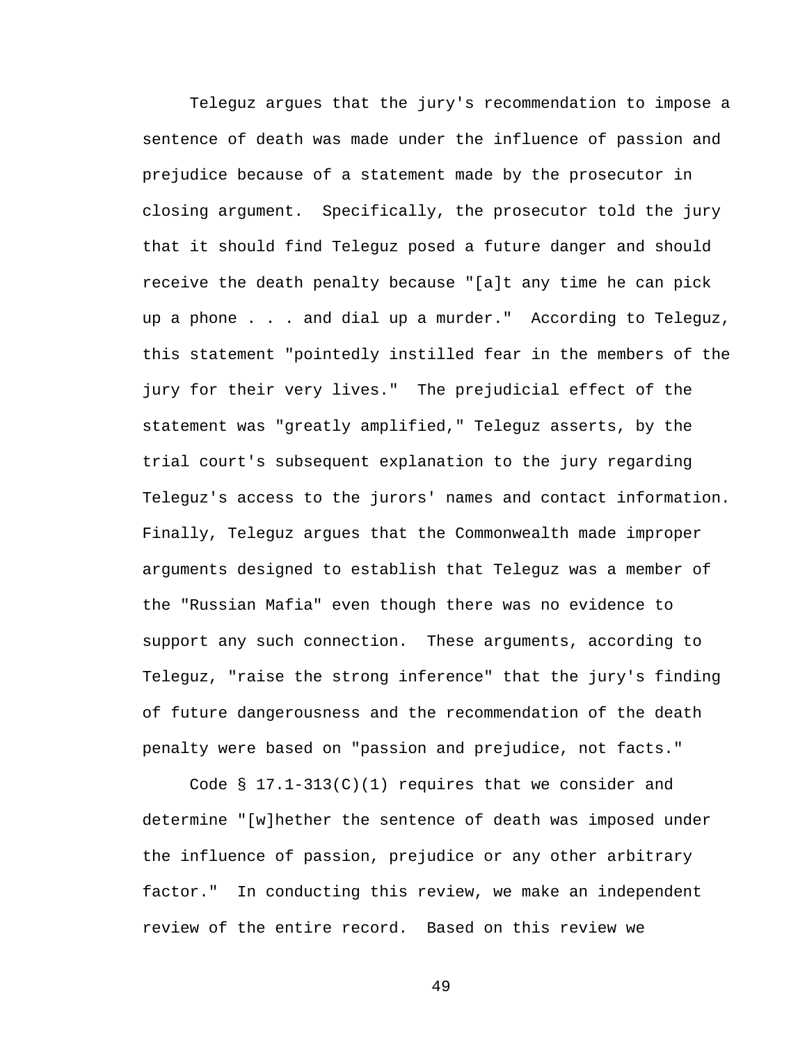Teleguz argues that the jury's recommendation to impose a sentence of death was made under the influence of passion and prejudice because of a statement made by the prosecutor in closing argument. Specifically, the prosecutor told the jury that it should find Teleguz posed a future danger and should receive the death penalty because "[a]t any time he can pick up a phone . . . and dial up a murder." According to Teleguz, this statement "pointedly instilled fear in the members of the jury for their very lives." The prejudicial effect of the statement was "greatly amplified," Teleguz asserts, by the trial court's subsequent explanation to the jury regarding Teleguz's access to the jurors' names and contact information. Finally, Teleguz argues that the Commonwealth made improper arguments designed to establish that Teleguz was a member of the "Russian Mafia" even though there was no evidence to support any such connection. These arguments, according to Teleguz, "raise the strong inference" that the jury's finding of future dangerousness and the recommendation of the death penalty were based on "passion and prejudice, not facts."

Code § 17.1-313(C)(1) requires that we consider and determine "[w]hether the sentence of death was imposed under the influence of passion, prejudice or any other arbitrary factor." In conducting this review, we make an independent review of the entire record. Based on this review we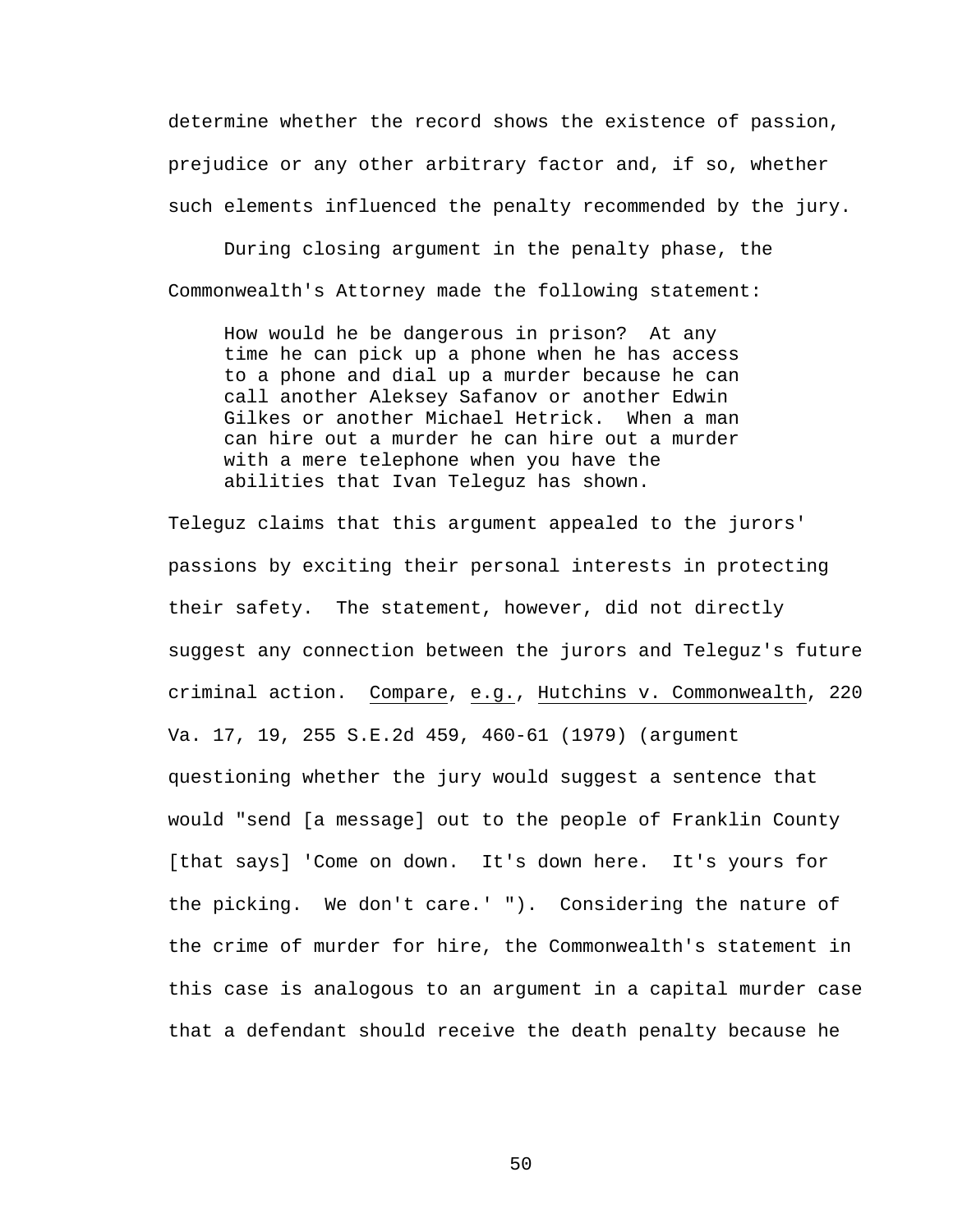determine whether the record shows the existence of passion, prejudice or any other arbitrary factor and, if so, whether such elements influenced the penalty recommended by the jury.

During closing argument in the penalty phase, the Commonwealth's Attorney made the following statement:

> How would he be dangerous in prison? At any time he can pick up a phone when he has access to a phone and dial up a murder because he can call another Aleksey Safanov or another Edwin Gilkes or another Michael Hetrick. When a man can hire out a murder he can hire out a murder with a mere telephone when you have the abilities that Ivan Teleguz has shown.

Teleguz claims that this argument appealed to the jurors' passions by exciting their personal interests in protecting their safety. The statement, however, did not directly suggest any connection between the jurors and Teleguz's future criminal action. Compare, e.g., Hutchins v. Commonwealth, 220 Va. 17, 19, 255 S.E.2d 459, 460-61 (1979) (argument questioning whether the jury would suggest a sentence that would "send [a message] out to the people of Franklin County [that says] 'Come on down. It's down here. It's yours for the picking. We don't care.' "). Considering the nature of the crime of murder for hire, the Commonwealth's statement in this case is analogous to an argument in a capital murder case that a defendant should receive the death penalty because he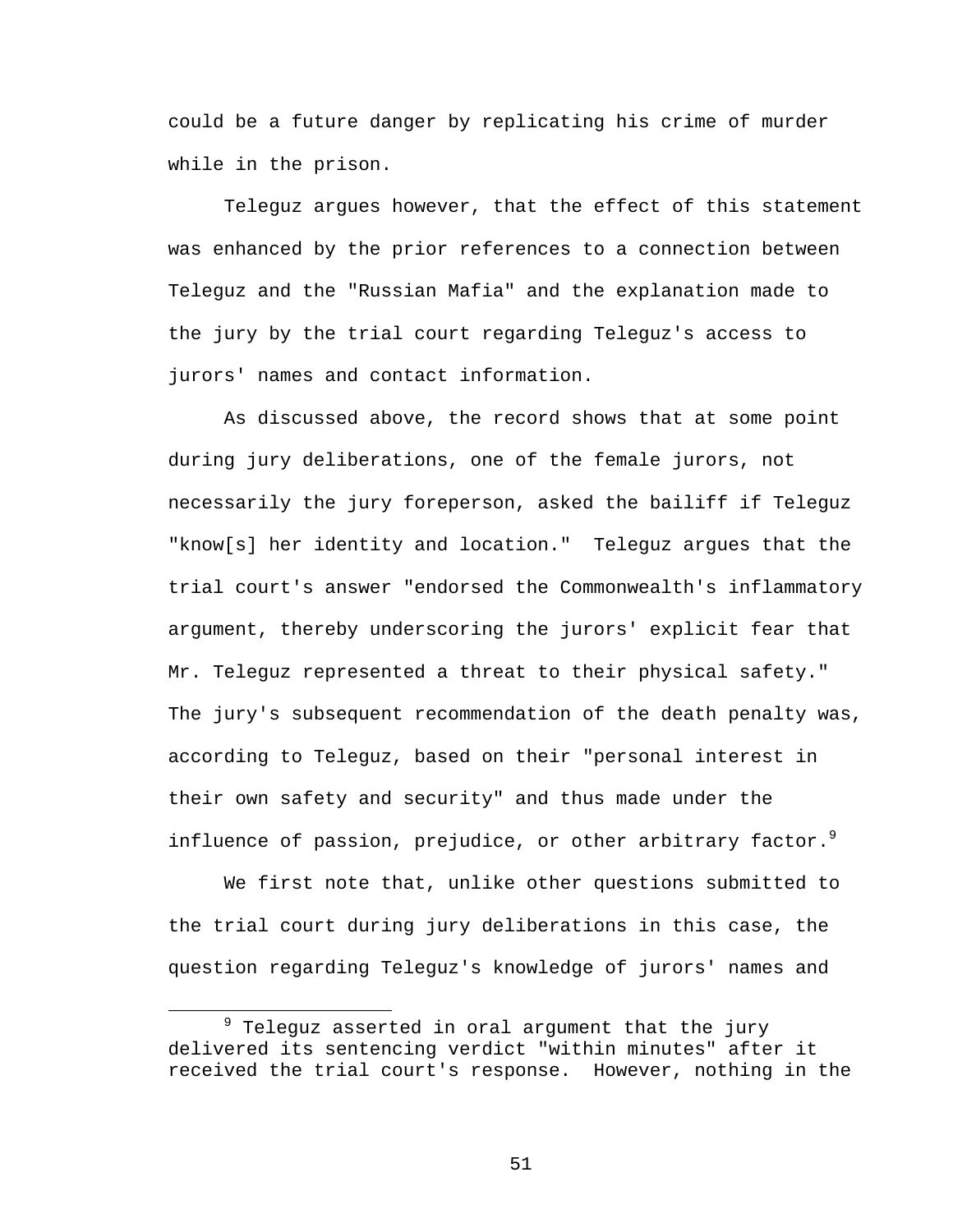could be a future danger by replicating his crime of murder while in the prison.

Teleguz argues however, that the effect of this statement was enhanced by the prior references to a connection between Teleguz and the "Russian Mafia" and the explanation made to the jury by the trial court regarding Teleguz's access to jurors' names and contact information.

As discussed above, the record shows that at some point during jury deliberations, one of the female jurors, not necessarily the jury foreperson, asked the bailiff if Teleguz "know[s] her identity and location." Teleguz argues that the trial court's answer "endorsed the Commonwealth's inflammatory argument, thereby underscoring the jurors' explicit fear that Mr. Teleguz represented a threat to their physical safety." The jury's subsequent recommendation of the death penalty was, according to Teleguz, based on their "personal interest in their own safety and security" and thus made under the influence of passion, prejudice, or other arbitrary factor.[9]

We first note that, unlike other questions submitted to the trial court during jury deliberations in this case, the question regarding Teleguz's knowledge of jurors' names and

---

[9] Teleguz asserted in oral argument that the jury delivered its sentencing verdict "within minutes" after it received the trial court's response. However, nothing in the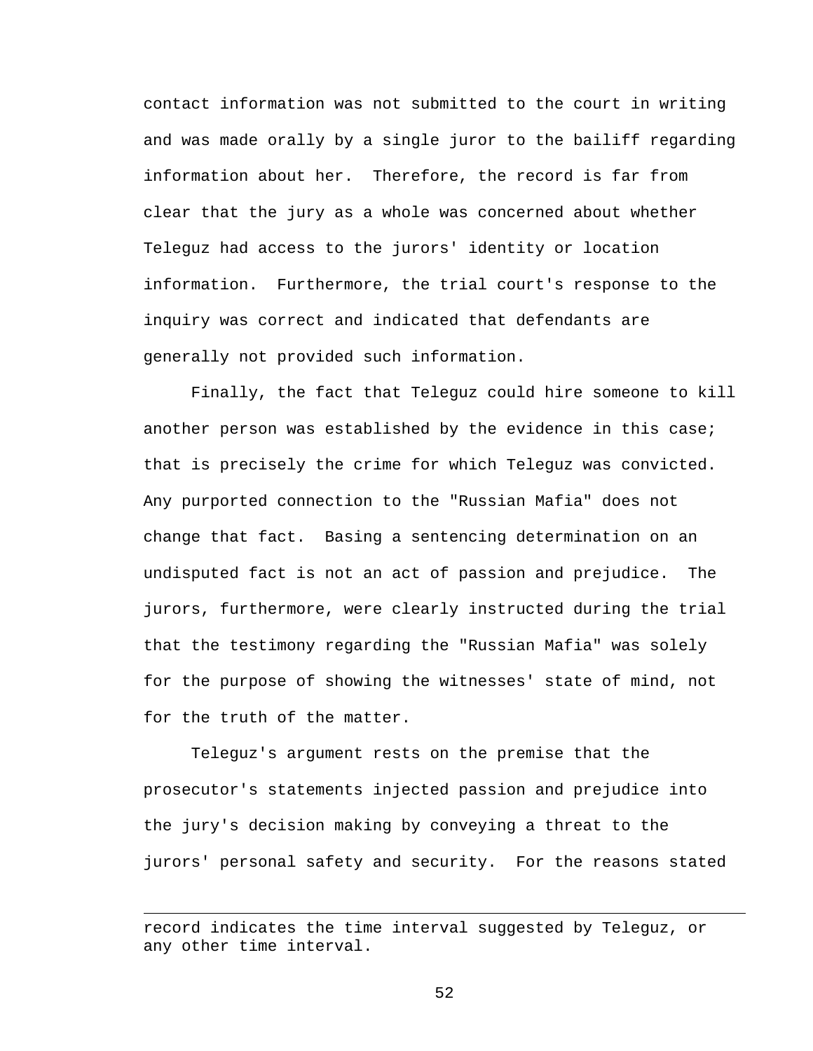contact information was not submitted to the court in writing and was made orally by a single juror to the bailiff regarding information about her. Therefore, the record is far from clear that the jury as a whole was concerned about whether Teleguz had access to the jurors' identity or location information. Furthermore, the trial court's response to the inquiry was correct and indicated that defendants are generally not provided such information.

Finally, the fact that Teleguz could hire someone to kill another person was established by the evidence in this case; that is precisely the crime for which Teleguz was convicted. Any purported connection to the "Russian Mafia" does not change that fact. Basing a sentencing determination on an undisputed fact is not an act of passion and prejudice. The jurors, furthermore, were clearly instructed during the trial that the testimony regarding the "Russian Mafia" was solely for the purpose of showing the witnesses' state of mind, not for the truth of the matter.

Teleguz's argument rests on the premise that the prosecutor's statements injected passion and prejudice into the jury's decision making by conveying a threat to the jurors' personal safety and security. For the reasons stated

---

record indicates the time interval suggested by Teleguz, or any other time interval.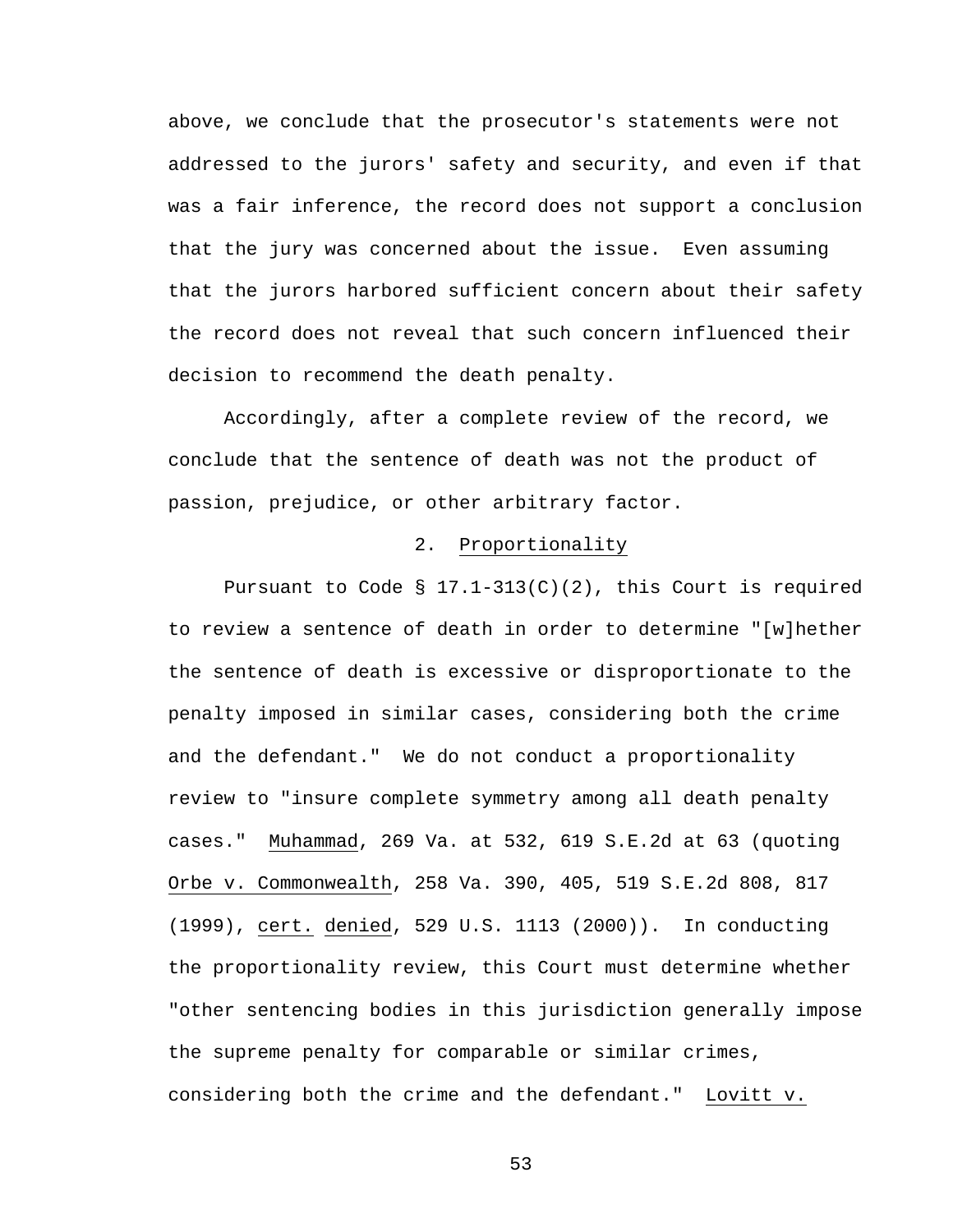above, we conclude that the prosecutor's statements were not addressed to the jurors' safety and security, and even if that was a fair inference, the record does not support a conclusion that the jury was concerned about the issue. Even assuming that the jurors harbored sufficient concern about their safety the record does not reveal that such concern influenced their decision to recommend the death penalty.

Accordingly, after a complete review of the record, we conclude that the sentence of death was not the product of passion, prejudice, or other arbitrary factor.

### 2. Proportionality

Pursuant to Code § 17.1-313(C)(2), this Court is required to review a sentence of death in order to determine "[w]hether the sentence of death is excessive or disproportionate to the penalty imposed in similar cases, considering both the crime and the defendant." We do not conduct a proportionality review to "insure complete symmetry among all death penalty cases." Muhammad, 269 Va. at 532, 619 S.E.2d at 63 (quoting Orbe v. Commonwealth, 258 Va. 390, 405, 519 S.E.2d 808, 817 (1999), cert. denied, 529 U.S. 1113 (2000)). In conducting the proportionality review, this Court must determine whether "other sentencing bodies in this jurisdiction generally impose the supreme penalty for comparable or similar crimes, considering both the crime and the defendant." Lovitt v.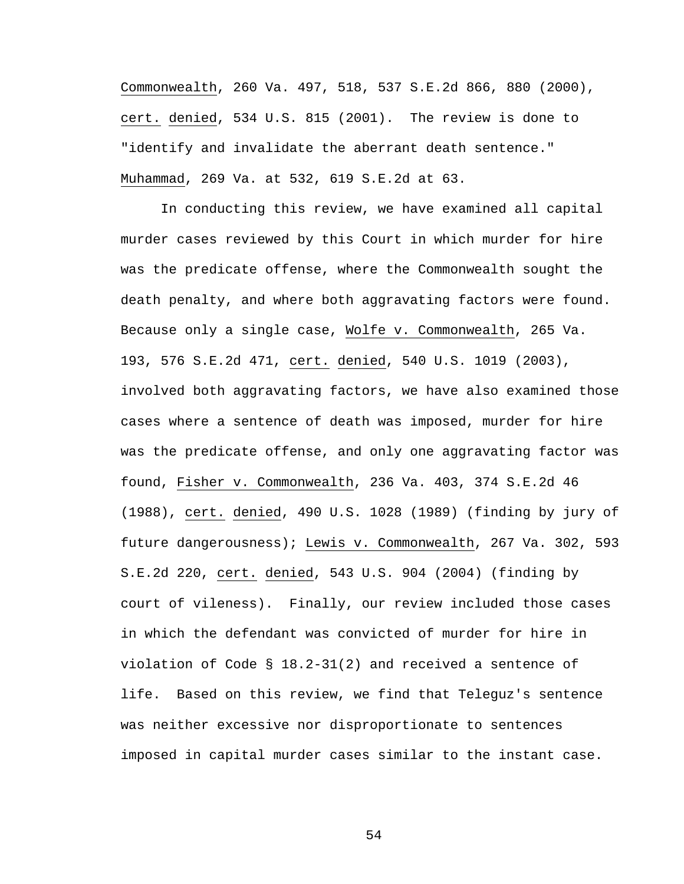Commonwealth, 260 Va. 497, 518, 537 S.E.2d 866, 880 (2000), cert. denied, 534 U.S. 815 (2001). The review is done to "identify and invalidate the aberrant death sentence." Muhammad, 269 Va. at 532, 619 S.E.2d at 63.

In conducting this review, we have examined all capital murder cases reviewed by this Court in which murder for hire was the predicate offense, where the Commonwealth sought the death penalty, and where both aggravating factors were found. Because only a single case, Wolfe v. Commonwealth, 265 Va. 193, 576 S.E.2d 471, cert. denied, 540 U.S. 1019 (2003), involved both aggravating factors, we have also examined those cases where a sentence of death was imposed, murder for hire was the predicate offense, and only one aggravating factor was found, Fisher v. Commonwealth, 236 Va. 403, 374 S.E.2d 46 (1988), cert. denied, 490 U.S. 1028 (1989) (finding by jury of future dangerousness); Lewis v. Commonwealth, 267 Va. 302, 593 S.E.2d 220, cert. denied, 543 U.S. 904 (2004) (finding by court of vileness). Finally, our review included those cases in which the defendant was convicted of murder for hire in violation of Code § 18.2-31(2) and received a sentence of life. Based on this review, we find that Teleguz's sentence was neither excessive nor disproportionate to sentences imposed in capital murder cases similar to the instant case.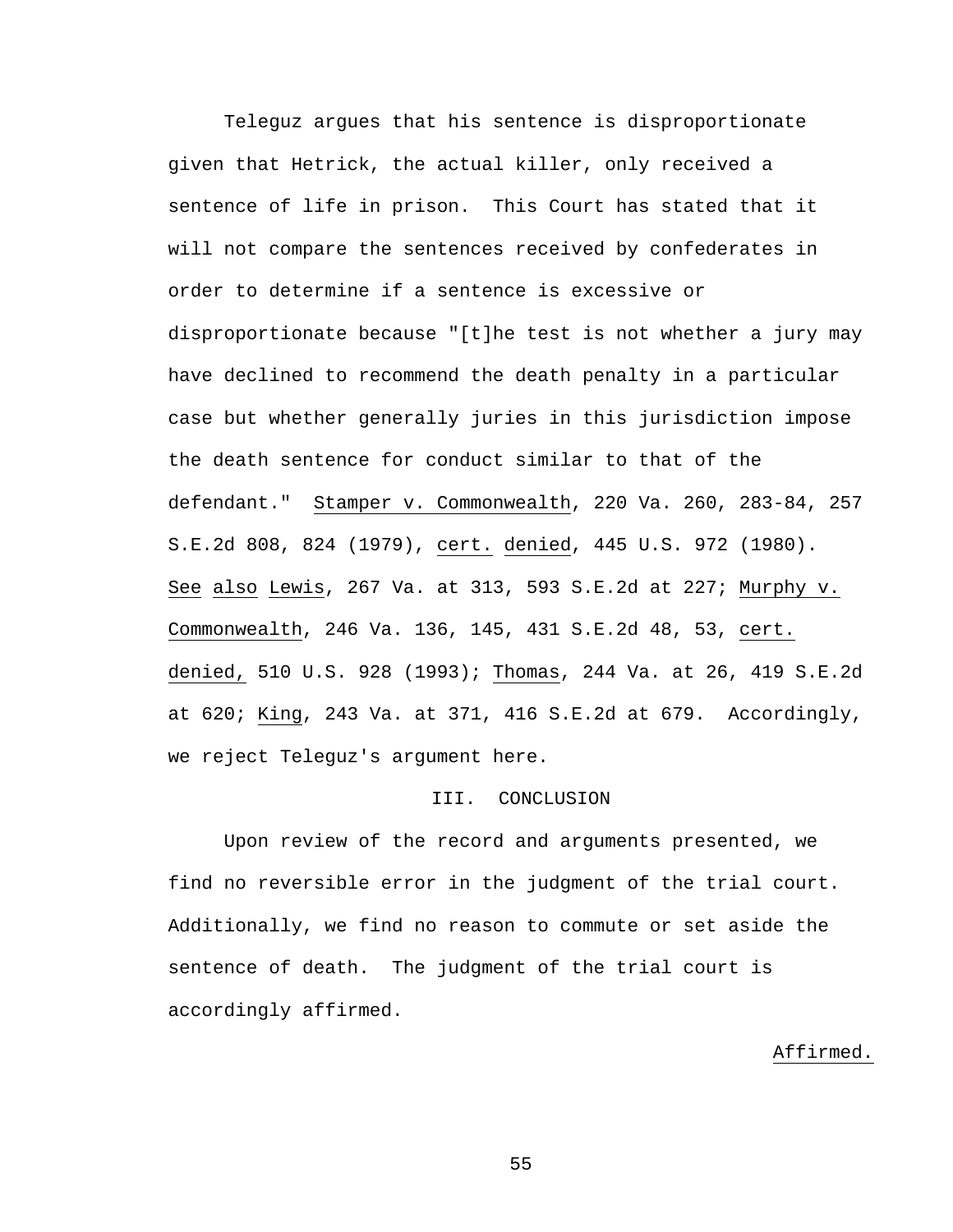Teleguz argues that his sentence is disproportionate given that Hetrick, the actual killer, only received a sentence of life in prison. This Court has stated that it will not compare the sentences received by confederates in order to determine if a sentence is excessive or disproportionate because "[t]he test is not whether a jury may have declined to recommend the death penalty in a particular case but whether generally juries in this jurisdiction impose the death sentence for conduct similar to that of the defendant." _Stamper v. Commonwealth_, 220 Va. 260, 283-84, 257 S.E.2d 808, 824 (1979), _cert. denied_, 445 U.S. 972 (1980). _See also Lewis_, 267 Va. at 313, 593 S.E.2d at 227; _Murphy v. Commonwealth_, 246 Va. 136, 145, 431 S.E.2d 48, 53, _cert. denied,_ 510 U.S. 928 (1993); _Thomas_, 244 Va. at 26, 419 S.E.2d at 620; _King_, 243 Va. at 371, 416 S.E.2d at 679. Accordingly, we reject Teleguz's argument here.

## III. CONCLUSION

Upon review of the record and arguments presented, we find no reversible error in the judgment of the trial court. Additionally, we find no reason to commute or set aside the sentence of death. The judgment of the trial court is accordingly affirmed.

_Affirmed._